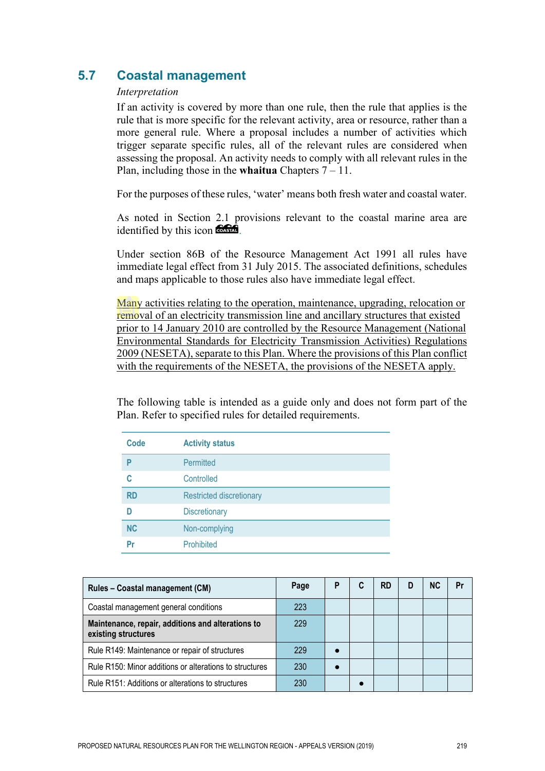## 5.7 Coastal management

*Interpretation*

If an activity is covered by more than one rule, then the rule that applies is the rule that is more specific for the relevant activity, area or resource, rather than a more general rule. Where a proposal includes a number of activities which trigger separate specific rules, all of the relevant rules are considered when assessing the proposal. An activity needs to comply with all relevant rules in the Plan, including those in the **whaitua** Chapters 7 – 11.

For the purposes of these rules, 'water' means both fresh water and coastal water.

As noted in Section 2.1 provisions relevant to the coastal marine area are identified by this icon COASTAL.

Under section 86B of the Resource Management Act 1991 all rules have immediate legal effect from 31 July 2015. The associated definitions, schedules and maps applicable to those rules also have immediate legal effect.

Many activities relating to the operation, maintenance, upgrading, relocation or removal of an electricity transmission line and ancillary structures that existed prior to 14 January 2010 are controlled by the Resource Management (National Environmental Standards for Electricity Transmission Activities) Regulations 2009 (NESETA), separate to this Plan. Where the provisions of this Plan conflict with the requirements of the NESETA, the provisions of the NESETA apply.

The following table is intended as a guide only and does not form part of the Plan. Refer to specified rules for detailed requirements.

| Code | Activity status |
|---|---|
| P | Permitted |
| C | Controlled |
| RD | Restricted discretionary |
| D | Discretionary |
| NC | Non-complying |
| Pr | Prohibited |

| Rules – Coastal management (CM) | Page | P | C | RD | D | NC | Pr |
|---|---|---|---|---|---|---|---|
| Coastal management general conditions | 223 | | | | | | |
| **Maintenance, repair, additions and alterations to existing structures** | 229 | | | | | | |
| Rule R149: Maintenance or repair of structures | 229 | ● | | | | | |
| Rule R150: Minor additions or alterations to structures | 230 | ● | | | | | |
| Rule R151: Additions or alterations to structures | 230 | | ● | | | | |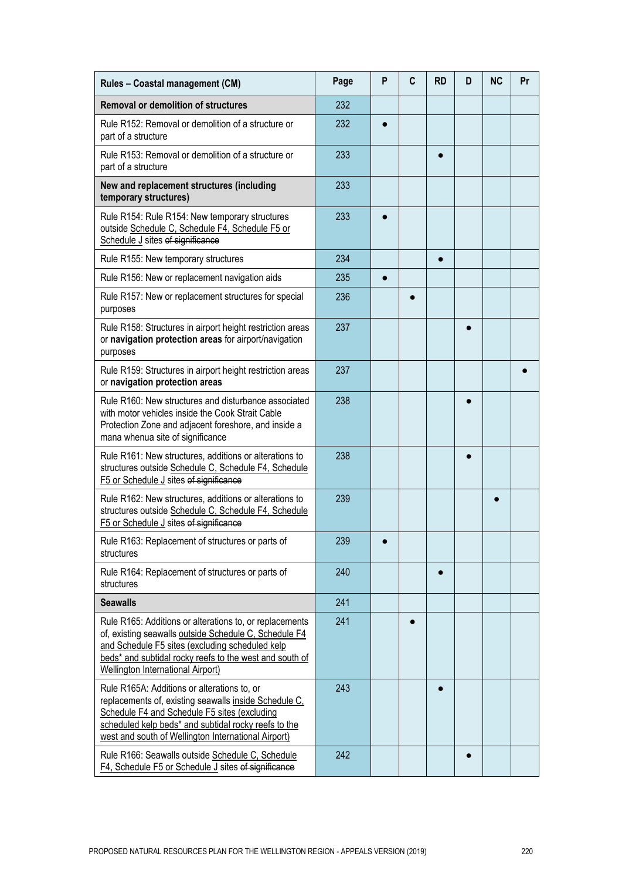| Rules – Coastal management (CM) | Page | P | C | RD | D | NC | Pr |
|---|---|---|---|---|---|---|---|
| **Removal or demolition of structures** | 232 | | | | | | |
| Rule R152: Removal or demolition of a structure or part of a structure | 232 | ● | | | | | |
| Rule R153: Removal or demolition of a structure or part of a structure | 233 | | | ● | | | |
| **New and replacement structures (including temporary structures)** | 233 | | | | | | |
| Rule R154: Rule R154: New temporary structures outside <u>Schedule C, Schedule F4, Schedule F5 or Schedule J</u> sites ~~of significance~~ | 233 | ● | | | | | |
| Rule R155: New temporary structures | 234 | | | ● | | | |
| Rule R156: New or replacement navigation aids | 235 | ● | | | | | |
| Rule R157: New or replacement structures for special purposes | 236 | | ● | | | | |
| Rule R158: Structures in airport height restriction areas or **navigation protection areas** for airport/navigation purposes | 237 | | | | ● | | |
| Rule R159: Structures in airport height restriction areas or **navigation protection areas** | 237 | | | | | | ● |
| Rule R160: New structures and disturbance associated with motor vehicles inside the Cook Strait Cable Protection Zone and adjacent foreshore, and inside a mana whenua site of significance | 238 | | | | ● | | |
| Rule R161: New structures, additions or alterations to structures outside <u>Schedule C, Schedule F4, Schedule F5 or Schedule J</u> sites ~~of significance~~ | 238 | | | | ● | | |
| Rule R162: New structures, additions or alterations to structures outside <u>Schedule C, Schedule F4, Schedule F5 or Schedule J</u> sites ~~of significance~~ | 239 | | | | | ● | |
| Rule R163: Replacement of structures or parts of structures | 239 | ● | | | | | |
| Rule R164: Replacement of structures or parts of structures | 240 | | | ● | | | |
| **Seawalls** | 241 | | | | | | |
| Rule R165: Additions or alterations to, or replacements of, existing seawalls <u>outside Schedule C, Schedule F4 and Schedule F5 sites (excluding scheduled kelp beds* and subtidal rocky reefs to the west and south of Wellington International Airport)</u> | 241 | | ● | | | | |
| Rule R165A: Additions or alterations to, or replacements of, existing seawalls <u>inside Schedule C, Schedule F4 and Schedule F5 sites (excluding scheduled kelp beds* and subtidal rocky reefs to the west and south of Wellington International Airport)</u> | 243 | | | ● | | | |
| Rule R166: Seawalls outside <u>Schedule C, Schedule F4, Schedule F5 or Schedule J</u> sites ~~of significance~~ | 242 | | | | ● | | |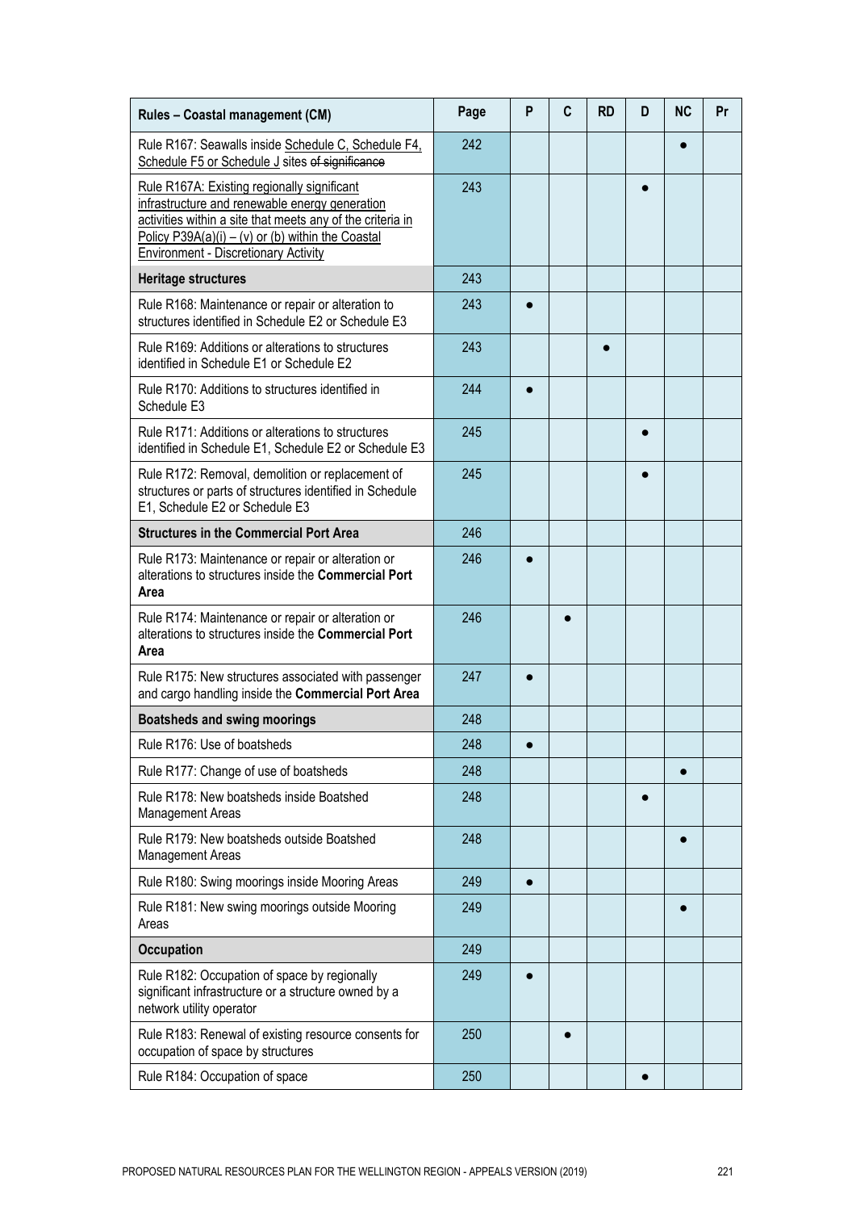| Rules – Coastal management (CM) | Page | P | C | RD | D | NC | Pr |
|---|---|---|---|---|---|---|---|
| Rule R167: Seawalls inside Schedule C, Schedule F4, Schedule F5 or Schedule J sites ~~of significance~~ | 242 | | | | | ● | |
| Rule R167A: Existing regionally significant infrastructure and renewable energy generation activities within a site that meets any of the criteria in Policy P39A(a)(i) – (v) or (b) within the Coastal Environment - Discretionary Activity | 243 | | | | ● | | |
| **Heritage structures** | 243 | | | | | | |
| Rule R168: Maintenance or repair or alteration to structures identified in Schedule E2 or Schedule E3 | 243 | ● | | | | | |
| Rule R169: Additions or alterations to structures identified in Schedule E1 or Schedule E2 | 243 | | | ● | | | |
| Rule R170: Additions to structures identified in Schedule E3 | 244 | ● | | | | | |
| Rule R171: Additions or alterations to structures identified in Schedule E1, Schedule E2 or Schedule E3 | 245 | | | | ● | | |
| Rule R172: Removal, demolition or replacement of structures or parts of structures identified in Schedule E1, Schedule E2 or Schedule E3 | 245 | | | | ● | | |
| **Structures in the Commercial Port Area** | 246 | | | | | | |
| Rule R173: Maintenance or repair or alteration or alterations to structures inside the **Commercial Port Area** | 246 | ● | | | | | |
| Rule R174: Maintenance or repair or alteration or alterations to structures inside the **Commercial Port Area** | 246 | | ● | | | | |
| Rule R175: New structures associated with passenger and cargo handling inside the **Commercial Port Area** | 247 | ● | | | | | |
| **Boatsheds and swing moorings** | 248 | | | | | | |
| Rule R176: Use of boatsheds | 248 | ● | | | | | |
| Rule R177: Change of use of boatsheds | 248 | | | | | ● | |
| Rule R178: New boatsheds inside Boatshed Management Areas | 248 | | | | ● | | |
| Rule R179: New boatsheds outside Boatshed Management Areas | 248 | | | | | ● | |
| Rule R180: Swing moorings inside Mooring Areas | 249 | ● | | | | | |
| Rule R181: New swing moorings outside Mooring Areas | 249 | | | | | ● | |
| **Occupation** | 249 | | | | | | |
| Rule R182: Occupation of space by regionally significant infrastructure or a structure owned by a network utility operator | 249 | ● | | | | | |
| Rule R183: Renewal of existing resource consents for occupation of space by structures | 250 | | ● | | | | |
| Rule R184: Occupation of space | 250 | | | | ● | | |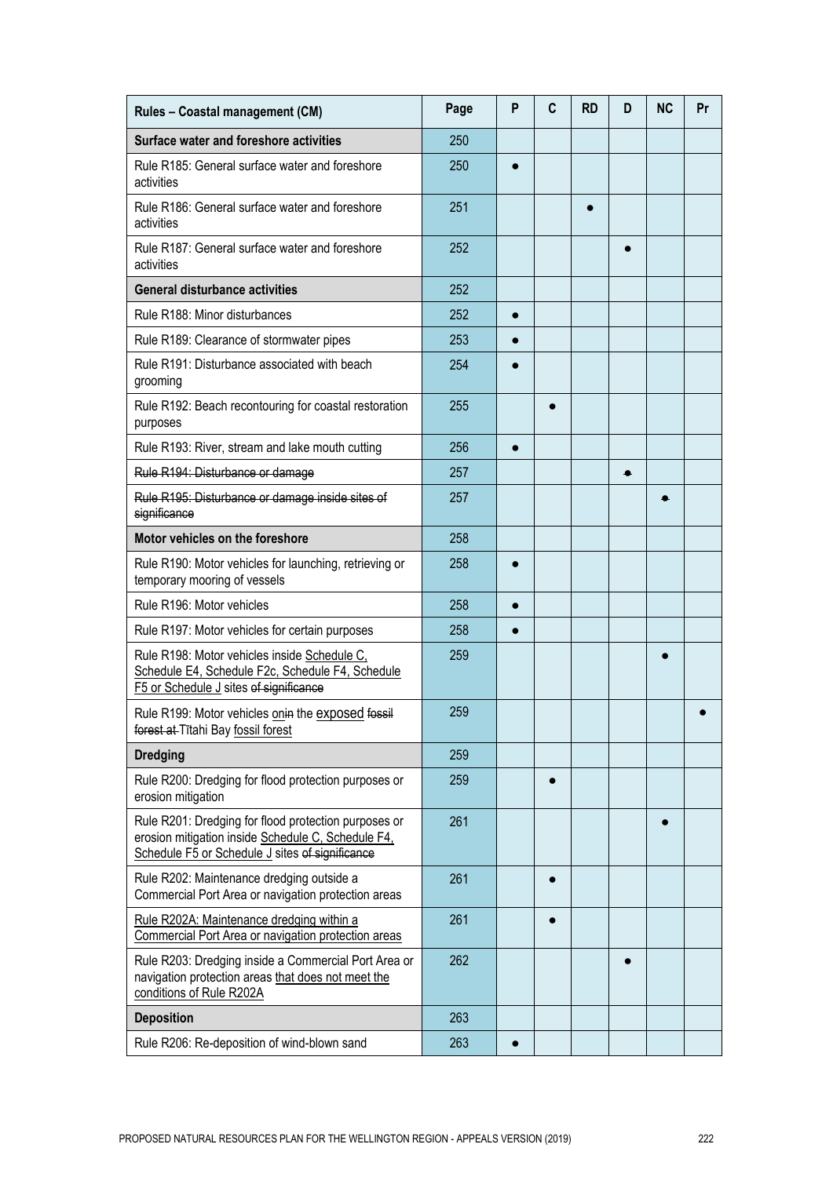| Rules – Coastal management (CM) | Page | P | C | RD | D | NC | Pr |
|---|---|---|---|---|---|---|---|
| **Surface water and foreshore activities** | 250 | | | | | | |
| Rule R185: General surface water and foreshore activities | 250 | ● | | | | | |
| Rule R186: General surface water and foreshore activities | 251 | | | ● | | | |
| Rule R187: General surface water and foreshore activities | 252 | | | | ● | | |
| **General disturbance activities** | 252 | | | | | | |
| Rule R188: Minor disturbances | 252 | ● | | | | | |
| Rule R189: Clearance of stormwater pipes | 253 | ● | | | | | |
| Rule R191: Disturbance associated with beach grooming | 254 | ● | | | | | |
| Rule R192: Beach recontouring for coastal restoration purposes | 255 | | ● | | | | |
| Rule R193: River, stream and lake mouth cutting | 256 | ● | | | | | |
| ~~Rule R194: Disturbance or damage~~ | 257 | | | | ~~●~~ | | |
| ~~Rule R195: Disturbance or damage inside sites of significance~~ | 257 | | | | | ~~●~~ | |
| **Motor vehicles on the foreshore** | 258 | | | | | | |
| Rule R190: Motor vehicles for launching, retrieving or temporary mooring of vessels | 258 | ● | | | | | |
| Rule R196: Motor vehicles | 258 | ● | | | | | |
| Rule R197: Motor vehicles for certain purposes | 258 | ● | | | | | |
| Rule R198: Motor vehicles inside <u>Schedule C, Schedule E4, Schedule F2c, Schedule F4, Schedule F5 or Schedule J</u> sites ~~of significance~~ | 259 | | | | | ● | |
| Rule R199: Motor vehicles <u>on</u>~~in~~ the <u>exposed</u> ~~fossil forest at~~ Tītahi Bay <u>fossil forest</u> | 259 | | | | | | ● |
| **Dredging** | 259 | | | | | | |
| Rule R200: Dredging for flood protection purposes or erosion mitigation | 259 | | ● | | | | |
| Rule R201: Dredging for flood protection purposes or erosion mitigation inside <u>Schedule C, Schedule F4, Schedule F5 or Schedule J</u> sites ~~of significance~~ | 261 | | | | | ● | |
| Rule R202: Maintenance dredging outside a Commercial Port Area or navigation protection areas | 261 | | ● | | | | |
| <u>Rule R202A: Maintenance dredging within a Commercial Port Area or navigation protection areas</u> | 261 | | ● | | | | |
| Rule R203: Dredging inside a Commercial Port Area or navigation protection areas <u>that does not meet the conditions of Rule R202A</u> | 262 | | | | ● | | |
| **Deposition** | 263 | | | | | | |
| Rule R206: Re-deposition of wind-blown sand | 263 | ● | | | | | |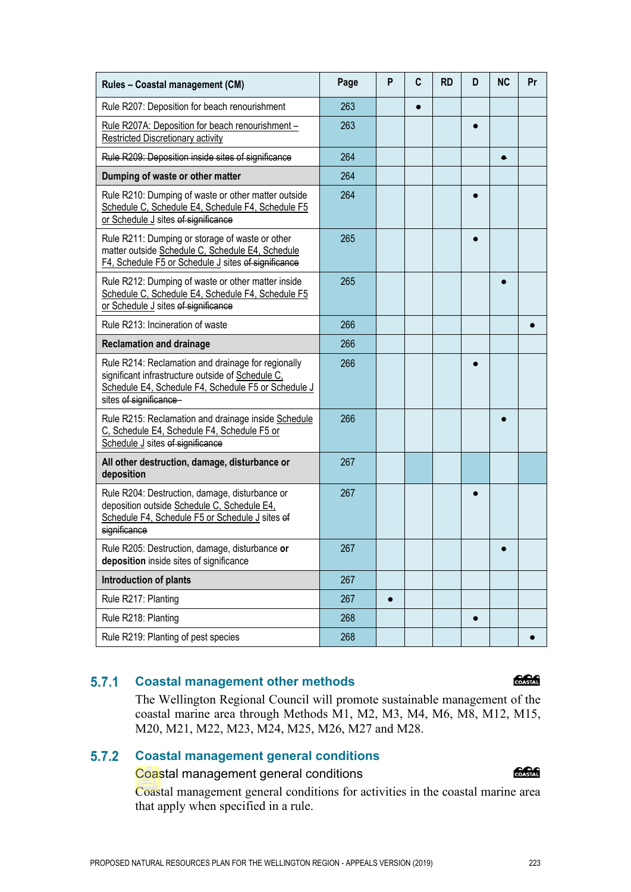| Rules – Coastal management (CM) | Page | P | C | RD | D | NC | Pr |
|---|---|---|---|---|---|---|---|
| Rule R207: Deposition for beach renourishment | 263 | | ● | | | | |
| Rule R207A: Deposition for beach renourishment – Restricted Discretionary activity | 263 | | | | ● | | |
| ~~Rule R209: Deposition inside sites of significance~~ | 264 | | | | | ● | |
| **Dumping of waste or other matter** | 264 | | | | | | |
| Rule R210: Dumping of waste or other matter outside Schedule C, Schedule E4, Schedule F4, Schedule F5 or Schedule J sites ~~of significance~~ | 264 | | | | ● | | |
| Rule R211: Dumping or storage of waste or other matter outside Schedule C, Schedule E4, Schedule F4, Schedule F5 or Schedule J sites ~~of significance~~ | 265 | | | | ● | | |
| Rule R212: Dumping of waste or other matter inside Schedule C, Schedule E4, Schedule F4, Schedule F5 or Schedule J sites ~~of significance~~ | 265 | | | | | ● | |
| Rule R213: Incineration of waste | 266 | | | | | | ● |
| **Reclamation and drainage** | 266 | | | | | | |
| Rule R214: Reclamation and drainage for regionally significant infrastructure outside of Schedule C, Schedule E4, Schedule F4, Schedule F5 or Schedule J sites ~~of significance~~ | 266 | | | | ● | | |
| Rule R215: Reclamation and drainage inside Schedule C, Schedule E4, Schedule F4, Schedule F5 or Schedule J sites ~~of significance~~ | 266 | | | | | ● | |
| **All other destruction, damage, disturbance or deposition** | 267 | | | | | | |
| Rule R204: Destruction, damage, disturbance or deposition outside Schedule C, Schedule E4, Schedule F4, Schedule F5 or Schedule J sites ~~of significance~~ | 267 | | | | ● | | |
| Rule R205: Destruction, damage, disturbance **or deposition** inside sites of significance | 267 | | | | | ● | |
| **Introduction of plants** | 267 | | | | | | |
| Rule R217: Planting | 267 | ● | | | | | |
| Rule R218: Planting | 268 | | | | ● | | |
| Rule R219: Planting of pest species | 268 | | | | | | ● |

## 5.7.1 Coastal management other methods

The Wellington Regional Council will promote sustainable management of the coastal marine area through Methods M1, M2, M3, M4, M6, M8, M12, M15, M20, M21, M22, M23, M24, M25, M26, M27 and M28.

## 5.7.2 Coastal management general conditions

Coastal management general conditions

Coastal management general conditions for activities in the coastal marine area that apply when specified in a rule.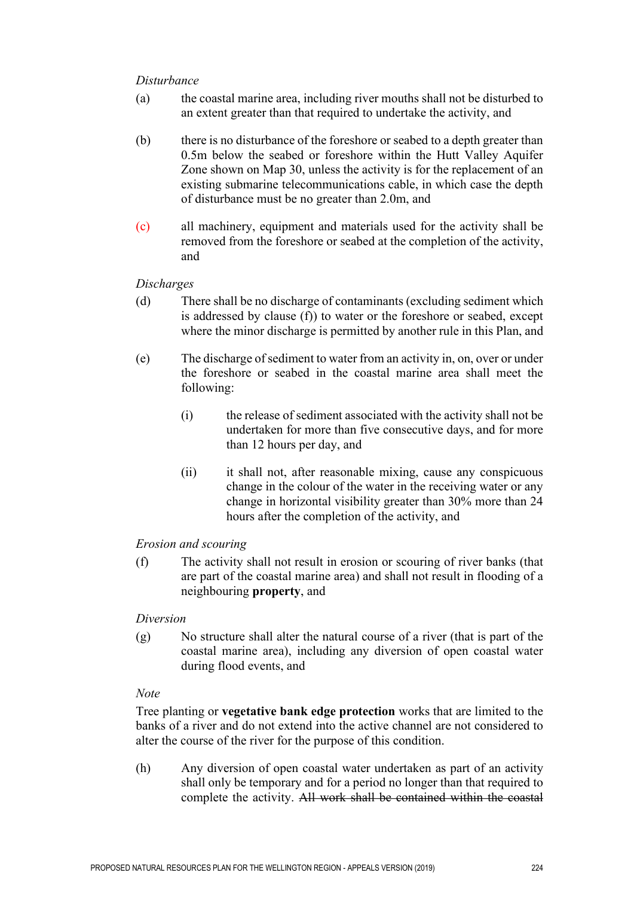*Disturbance*

(a) the coastal marine area, including river mouths shall not be disturbed to an extent greater than that required to undertake the activity, and

(b) there is no disturbance of the foreshore or seabed to a depth greater than 0.5m below the seabed or foreshore within the Hutt Valley Aquifer Zone shown on Map 30, unless the activity is for the replacement of an existing submarine telecommunications cable, in which case the depth of disturbance must be no greater than 2.0m, and

(c) all machinery, equipment and materials used for the activity shall be removed from the foreshore or seabed at the completion of the activity, and

*Discharges*

(d) There shall be no discharge of contaminants (excluding sediment which is addressed by clause (f)) to water or the foreshore or seabed, except where the minor discharge is permitted by another rule in this Plan, and

(e) The discharge of sediment to water from an activity in, on, over or under the foreshore or seabed in the coastal marine area shall meet the following:

   (i) the release of sediment associated with the activity shall not be undertaken for more than five consecutive days, and for more than 12 hours per day, and

   (ii) it shall not, after reasonable mixing, cause any conspicuous change in the colour of the water in the receiving water or any change in horizontal visibility greater than 30% more than 24 hours after the completion of the activity, and

*Erosion and scouring*

(f) The activity shall not result in erosion or scouring of river banks (that are part of the coastal marine area) and shall not result in flooding of a neighbouring **property**, and

*Diversion*

(g) No structure shall alter the natural course of a river (that is part of the coastal marine area), including any diversion of open coastal water during flood events, and

*Note*

Tree planting or **vegetative bank edge protection** works that are limited to the banks of a river and do not extend into the active channel are not considered to alter the course of the river for the purpose of this condition.

(h) Any diversion of open coastal water undertaken as part of an activity shall only be temporary and for a period no longer than that required to complete the activity. ~~All work shall be contained within the coastal~~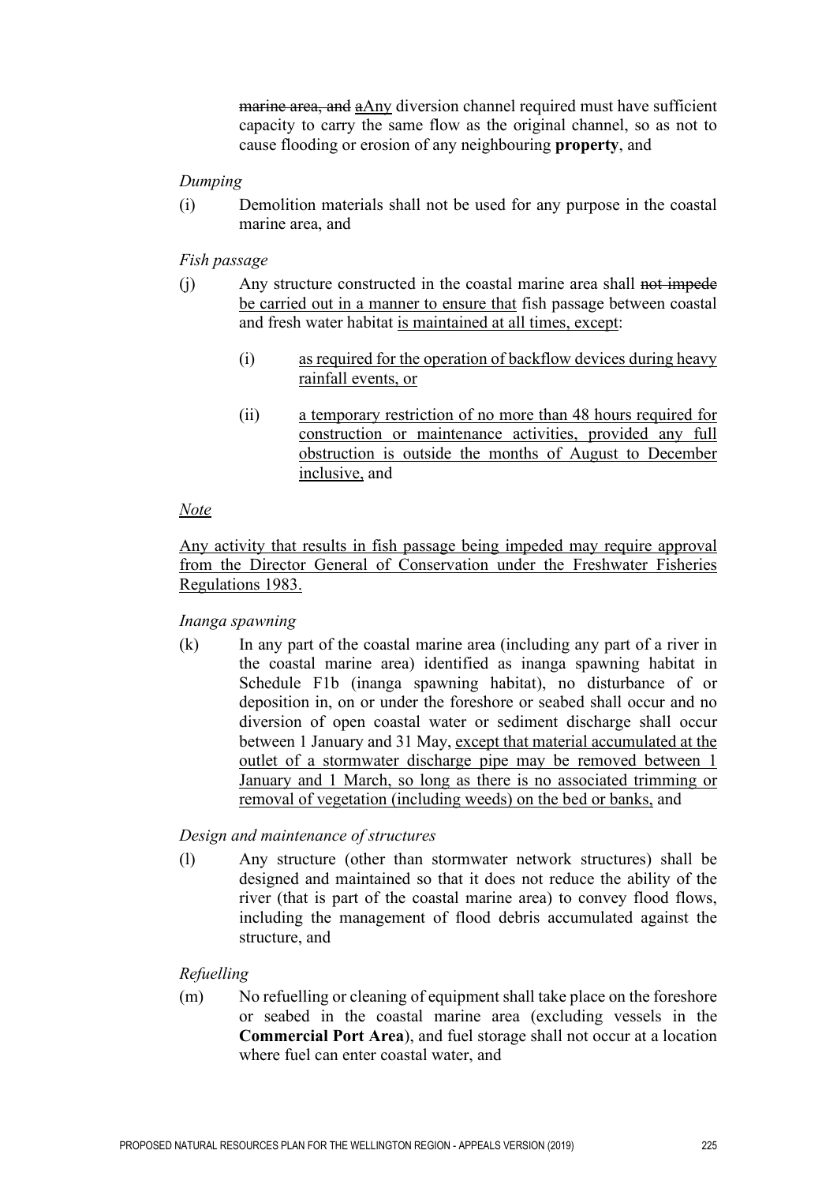~~marine area, and~~ ~~a~~<u>Any</u> diversion channel required must have sufficient capacity to carry the same flow as the original channel, so as not to cause flooding or erosion of any neighbouring **property**, and

*Dumping*

(i) Demolition materials shall not be used for any purpose in the coastal marine area, and

*Fish passage*

(j) Any structure constructed in the coastal marine area shall ~~not impede~~ <u>be carried out in a manner to ensure that</u> fish passage between coastal and fresh water habitat <u>is maintained at all times, except</u>:

  (i) <u>as required for the operation of backflow devices during heavy rainfall events, or</u>

  (ii) <u>a temporary restriction of no more than 48 hours required for construction or maintenance activities, provided any full obstruction is outside the months of August to December inclusive,</u> and

<u>*Note*</u>

<u>Any activity that results in fish passage being impeded may require approval from the Director General of Conservation under the Freshwater Fisheries Regulations 1983.</u>

*Inanga spawning*

(k) In any part of the coastal marine area (including any part of a river in the coastal marine area) identified as inanga spawning habitat in Schedule F1b (inanga spawning habitat), no disturbance of or deposition in, on or under the foreshore or seabed shall occur and no diversion of open coastal water or sediment discharge shall occur between 1 January and 31 May, <u>except that material accumulated at the outlet of a stormwater discharge pipe may be removed between 1 January and 1 March, so long as there is no associated trimming or removal of vegetation (including weeds) on the bed or banks,</u> and

*Design and maintenance of structures*

(l) Any structure (other than stormwater network structures) shall be designed and maintained so that it does not reduce the ability of the river (that is part of the coastal marine area) to convey flood flows, including the management of flood debris accumulated against the structure, and

*Refuelling*

(m) No refuelling or cleaning of equipment shall take place on the foreshore or seabed in the coastal marine area (excluding vessels in the **Commercial Port Area**), and fuel storage shall not occur at a location where fuel can enter coastal water, and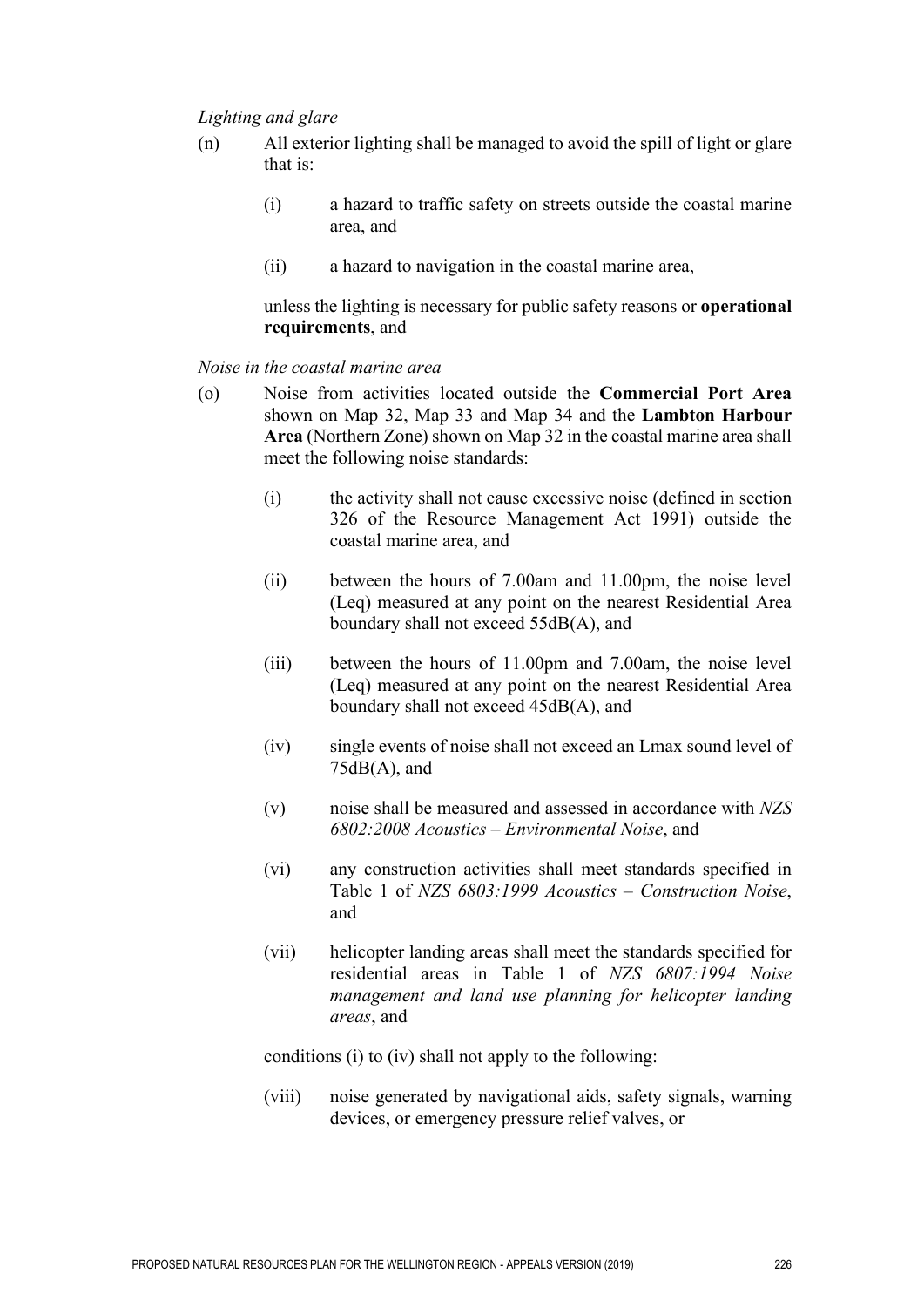*Lighting and glare*

(n) All exterior lighting shall be managed to avoid the spill of light or glare that is:

  (i) a hazard to traffic safety on streets outside the coastal marine area, and

  (ii) a hazard to navigation in the coastal marine area,

  unless the lighting is necessary for public safety reasons or **operational requirements**, and

*Noise in the coastal marine area*

(o) Noise from activities located outside the **Commercial Port Area** shown on Map 32, Map 33 and Map 34 and the **Lambton Harbour Area** (Northern Zone) shown on Map 32 in the coastal marine area shall meet the following noise standards:

  (i) the activity shall not cause excessive noise (defined in section 326 of the Resource Management Act 1991) outside the coastal marine area, and

  (ii) between the hours of 7.00am and 11.00pm, the noise level (Leq) measured at any point on the nearest Residential Area boundary shall not exceed 55dB(A), and

  (iii) between the hours of 11.00pm and 7.00am, the noise level (Leq) measured at any point on the nearest Residential Area boundary shall not exceed 45dB(A), and

  (iv) single events of noise shall not exceed an Lmax sound level of 75dB(A), and

  (v) noise shall be measured and assessed in accordance with *NZS 6802:2008 Acoustics – Environmental Noise*, and

  (vi) any construction activities shall meet standards specified in Table 1 of *NZS 6803:1999 Acoustics – Construction Noise*, and

  (vii) helicopter landing areas shall meet the standards specified for residential areas in Table 1 of *NZS 6807:1994 Noise management and land use planning for helicopter landing areas*, and

  conditions (i) to (iv) shall not apply to the following:

  (viii) noise generated by navigational aids, safety signals, warning devices, or emergency pressure relief valves, or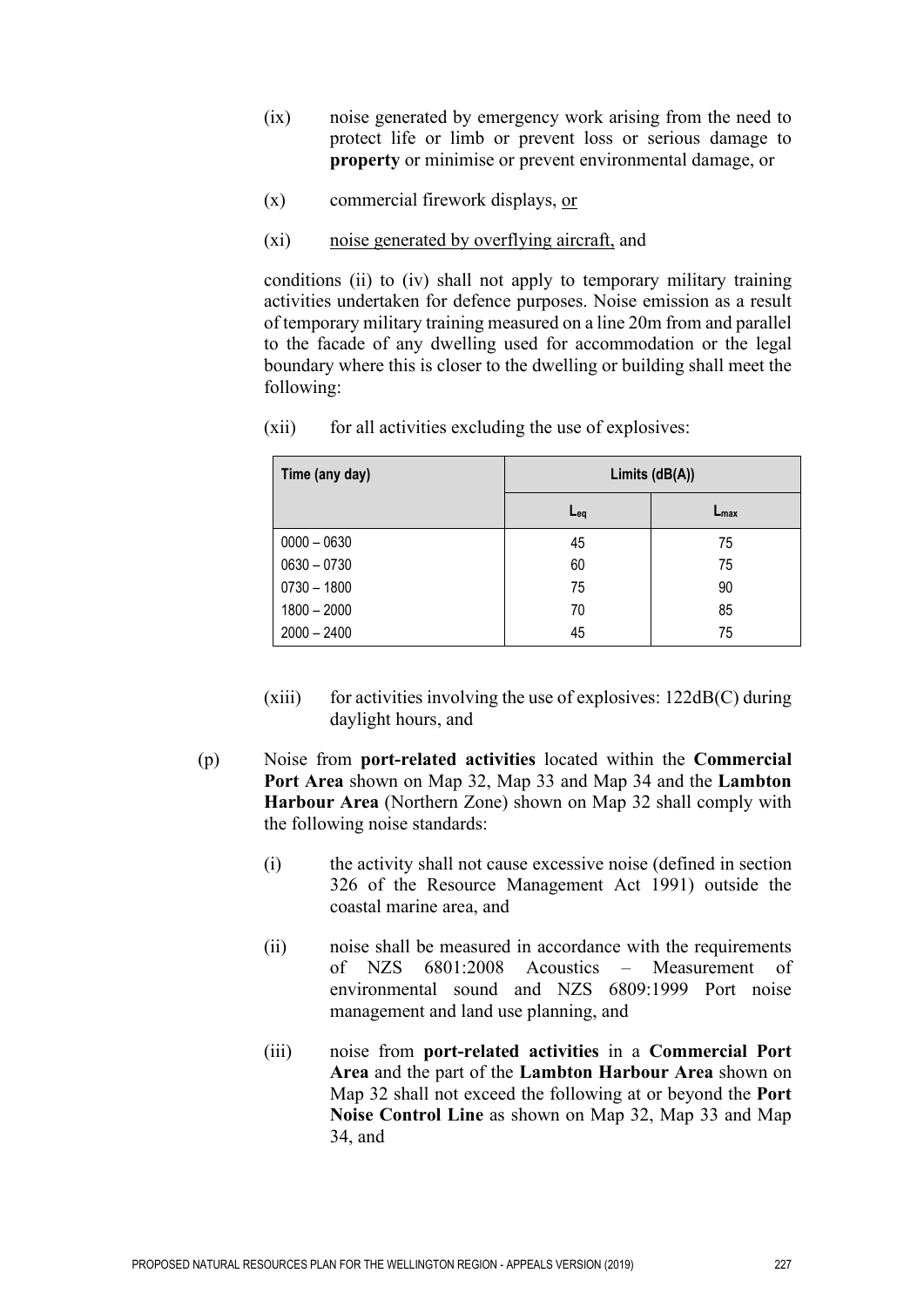(ix) noise generated by emergency work arising from the need to protect life or limb or prevent loss or serious damage to **property** or minimise or prevent environmental damage, or

(x) commercial firework displays, <u>or</u>

(xi) <u>noise generated by overflying aircraft,</u> and

conditions (ii) to (iv) shall not apply to temporary military training activities undertaken for defence purposes. Noise emission as a result of temporary military training measured on a line 20m from and parallel to the facade of any dwelling used for accommodation or the legal boundary where this is closer to the dwelling or building shall meet the following:

(xii) for all activities excluding the use of explosives:

| Time (any day) | Limits (dB(A)) | |
|---|---|---|
| | $L_{eq}$ | $L_{max}$ |
| 0000 – 0630 | 45 | 75 |
| 0630 – 0730 | 60 | 75 |
| 0730 – 1800 | 75 | 90 |
| 1800 – 2000 | 70 | 85 |
| 2000 – 2400 | 45 | 75 |

(xiii) for activities involving the use of explosives: 122dB(C) during daylight hours, and

(p) Noise from **port-related activities** located within the **Commercial Port Area** shown on Map 32, Map 33 and Map 34 and the **Lambton Harbour Area** (Northern Zone) shown on Map 32 shall comply with the following noise standards:

(i) the activity shall not cause excessive noise (defined in section 326 of the Resource Management Act 1991) outside the coastal marine area, and

(ii) noise shall be measured in accordance with the requirements of NZS 6801:2008 Acoustics – Measurement of environmental sound and NZS 6809:1999 Port noise management and land use planning, and

(iii) noise from **port-related activities** in a **Commercial Port Area** and the part of the **Lambton Harbour Area** shown on Map 32 shall not exceed the following at or beyond the **Port Noise Control Line** as shown on Map 32, Map 33 and Map 34, and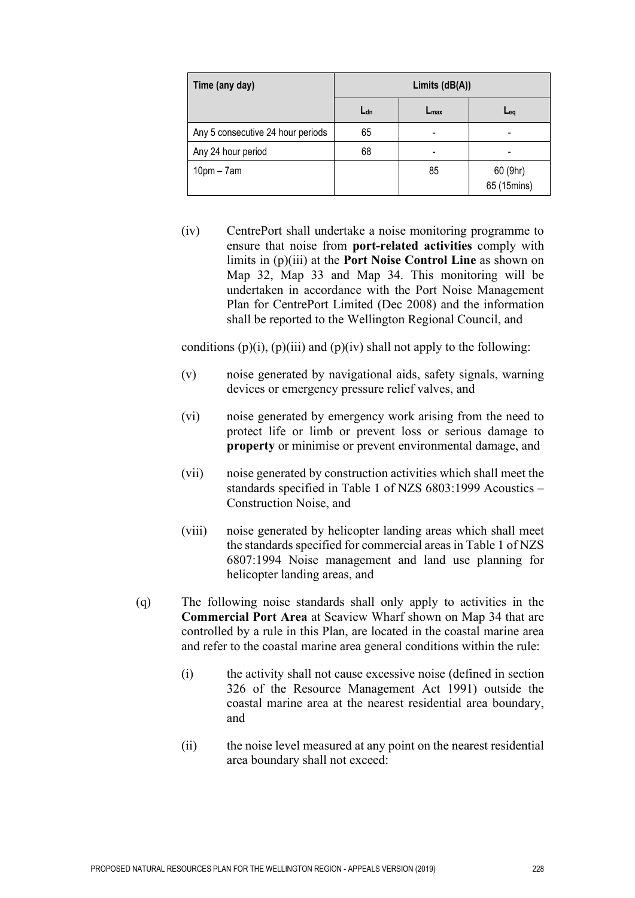| Time (any day) | Limits (dB(A)) | | |
|---|---|---|---|
| | $L_{dn}$ | $L_{max}$ | $L_{eq}$ |
| Any 5 consecutive 24 hour periods | 65 | - | - |
| Any 24 hour period | 68 | - | - |
| 10pm – 7am | | 85 | 60 (9hr) 65 (15mins) |

(iv) CentrePort shall undertake a noise monitoring programme to ensure that noise from **port-related activities** comply with limits in (p)(iii) at the **Port Noise Control Line** as shown on Map 32, Map 33 and Map 34. This monitoring will be undertaken in accordance with the Port Noise Management Plan for CentrePort Limited (Dec 2008) and the information shall be reported to the Wellington Regional Council, and

conditions (p)(i), (p)(iii) and (p)(iv) shall not apply to the following:

(v) noise generated by navigational aids, safety signals, warning devices or emergency pressure relief valves, and

(vi) noise generated by emergency work arising from the need to protect life or limb or prevent loss or serious damage to **property** or minimise or prevent environmental damage, and

(vii) noise generated by construction activities which shall meet the standards specified in Table 1 of NZS 6803:1999 Acoustics – Construction Noise, and

(viii) noise generated by helicopter landing areas which shall meet the standards specified for commercial areas in Table 1 of NZS 6807:1994 Noise management and land use planning for helicopter landing areas, and

(q) The following noise standards shall only apply to activities in the **Commercial Port Area** at Seaview Wharf shown on Map 34 that are controlled by a rule in this Plan, are located in the coastal marine area and refer to the coastal marine area general conditions within the rule:

(i) the activity shall not cause excessive noise (defined in section 326 of the Resource Management Act 1991) outside the coastal marine area at the nearest residential area boundary, and

(ii) the noise level measured at any point on the nearest residential area boundary shall not exceed: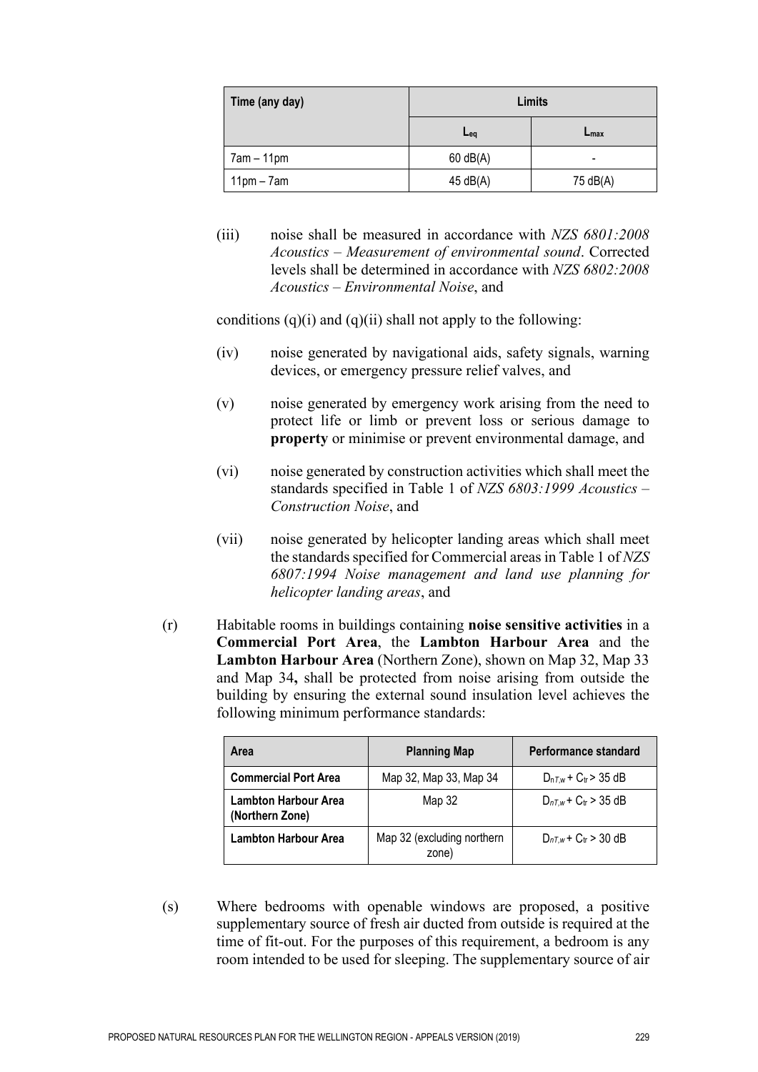| Time (any day) | Limits | |
|---|---|---|
| | $L_{eq}$ | $L_{max}$ |
| 7am – 11pm | 60 dB(A) | - |
| 11pm – 7am | 45 dB(A) | 75 dB(A) |

(iii) noise shall be measured in accordance with *NZS 6801:2008 Acoustics – Measurement of environmental sound*. Corrected levels shall be determined in accordance with *NZS 6802:2008 Acoustics – Environmental Noise*, and

conditions (q)(i) and (q)(ii) shall not apply to the following:

(iv) noise generated by navigational aids, safety signals, warning devices, or emergency pressure relief valves, and

(v) noise generated by emergency work arising from the need to protect life or limb or prevent loss or serious damage to **property** or minimise or prevent environmental damage, and

(vi) noise generated by construction activities which shall meet the standards specified in Table 1 of *NZS 6803:1999 Acoustics – Construction Noise*, and

(vii) noise generated by helicopter landing areas which shall meet the standards specified for Commercial areas in Table 1 of *NZS 6807:1994 Noise management and land use planning for helicopter landing areas*, and

(r) Habitable rooms in buildings containing **noise sensitive activities** in a **Commercial Port Area**, the **Lambton Harbour Area** and the **Lambton Harbour Area** (Northern Zone), shown on Map 32, Map 33 and Map 34**,** shall be protected from noise arising from outside the building by ensuring the external sound insulation level achieves the following minimum performance standards:

| Area | Planning Map | Performance standard |
|---|---|---|
| **Commercial Port Area** | Map 32, Map 33, Map 34 | $D_{nT,w} + C_{tr} > 35$ dB |
| **Lambton Harbour Area (Northern Zone)** | Map 32 | $D_{nT,w} + C_{tr} > 35$ dB |
| **Lambton Harbour Area** | Map 32 (excluding northern zone) | $D_{nT,w} + C_{tr} > 30$ dB |

(s) Where bedrooms with openable windows are proposed, a positive supplementary source of fresh air ducted from outside is required at the time of fit-out. For the purposes of this requirement, a bedroom is any room intended to be used for sleeping. The supplementary source of air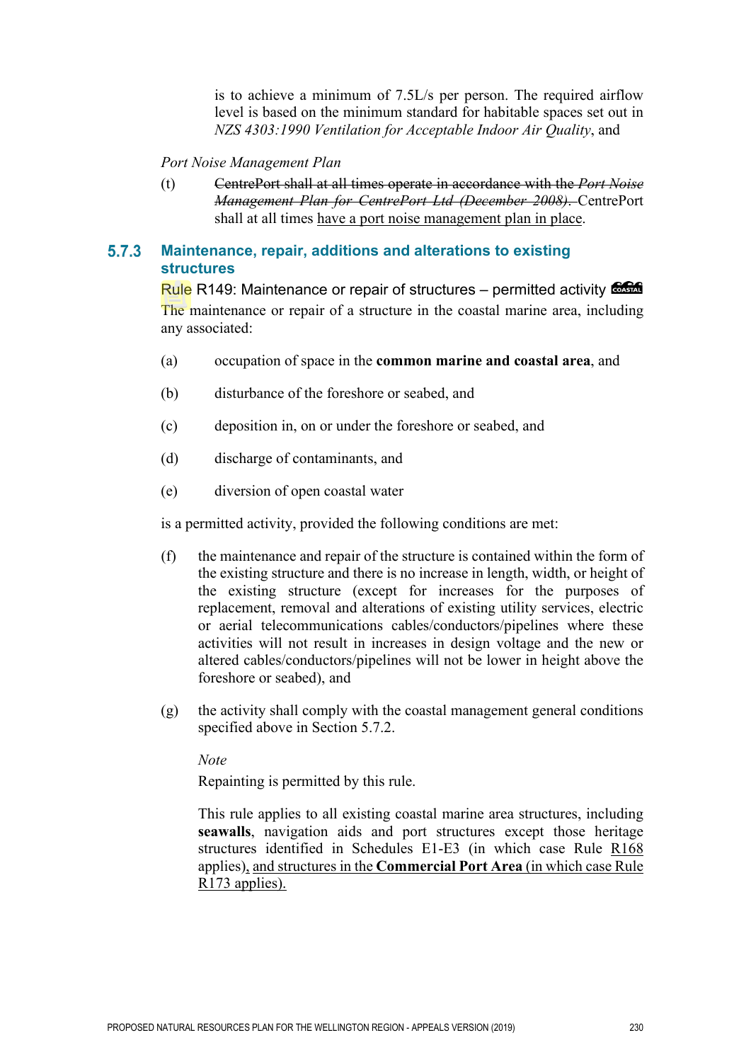is to achieve a minimum of 7.5L/s per person. The required airflow level is based on the minimum standard for habitable spaces set out in *NZS 4303:1990 Ventilation for Acceptable Indoor Air Quality*, and

*Port Noise Management Plan*

(t) ~~CentrePort shall at all times operate in accordance with the *Port Noise Management Plan for CentrePort Ltd (December 2008)*.~~ CentrePort shall at all times have a port noise management plan in place.

### 5.7.3 Maintenance, repair, additions and alterations to existing structures

Rule R149: Maintenance or repair of structures – permitted activity

The maintenance or repair of a structure in the coastal marine area, including any associated:

(a) occupation of space in the **common marine and coastal area**, and

(b) disturbance of the foreshore or seabed, and

(c) deposition in, on or under the foreshore or seabed, and

(d) discharge of contaminants, and

(e) diversion of open coastal water

is a permitted activity, provided the following conditions are met:

(f) the maintenance and repair of the structure is contained within the form of the existing structure and there is no increase in length, width, or height of the existing structure (except for increases for the purposes of replacement, removal and alterations of existing utility services, electric or aerial telecommunications cables/conductors/pipelines where these activities will not result in increases in design voltage and the new or altered cables/conductors/pipelines will not be lower in height above the foreshore or seabed), and

(g) the activity shall comply with the coastal management general conditions specified above in Section 5.7.2.

*Note*

Repainting is permitted by this rule.

This rule applies to all existing coastal marine area structures, including **seawalls**, navigation aids and port structures except those heritage structures identified in Schedules E1-E3 (in which case Rule R168 applies), and structures in the **Commercial Port Area** (in which case Rule R173 applies).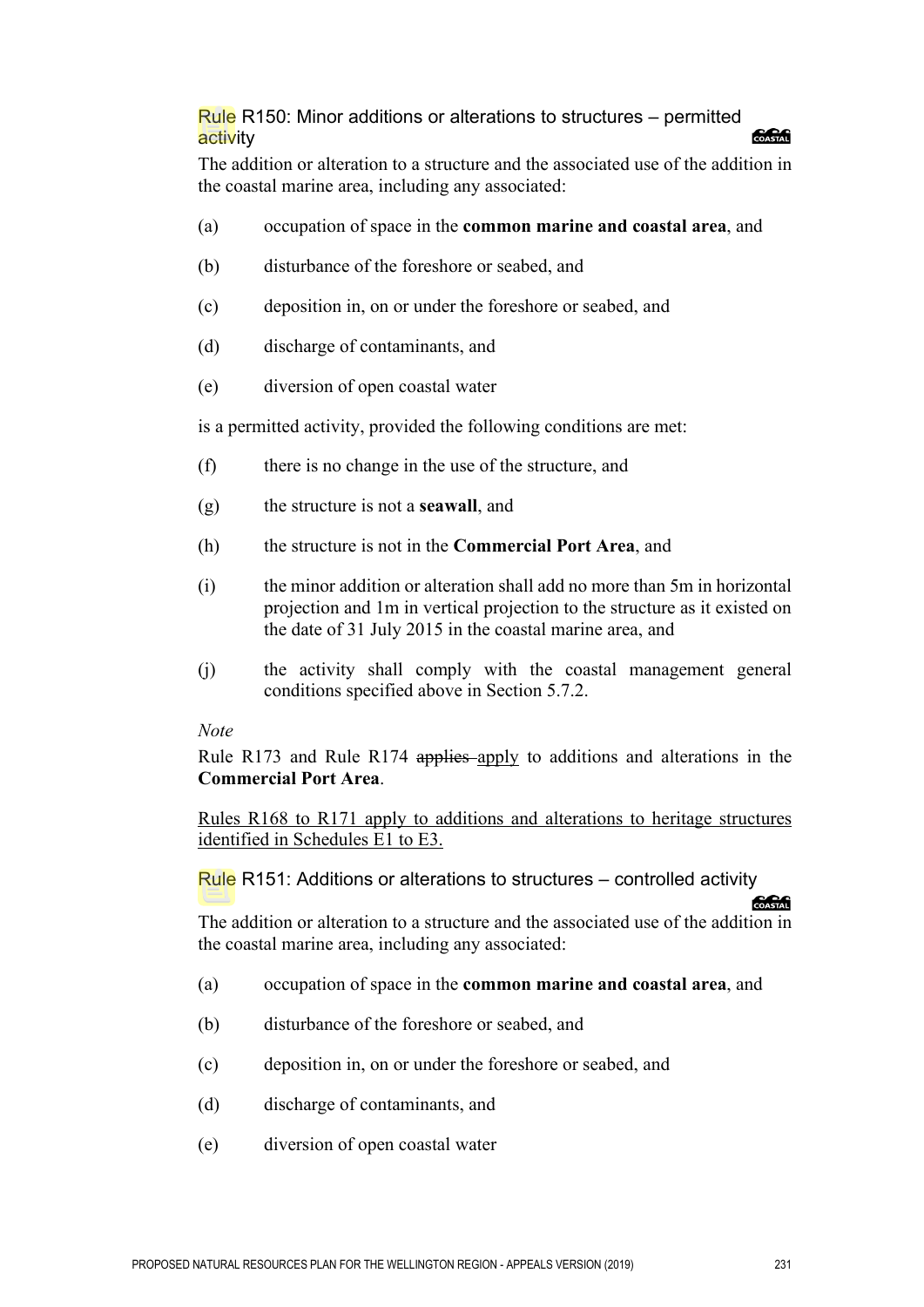### Rule R150: Minor additions or alterations to structures – permitted activity

The addition or alteration to a structure and the associated use of the addition in the coastal marine area, including any associated:

(a) occupation of space in the **common marine and coastal area**, and

(b) disturbance of the foreshore or seabed, and

(c) deposition in, on or under the foreshore or seabed, and

(d) discharge of contaminants, and

(e) diversion of open coastal water

is a permitted activity, provided the following conditions are met:

(f) there is no change in the use of the structure, and

(g) the structure is not a **seawall**, and

(h) the structure is not in the **Commercial Port Area**, and

(i) the minor addition or alteration shall add no more than 5m in horizontal projection and 1m in vertical projection to the structure as it existed on the date of 31 July 2015 in the coastal marine area, and

(j) the activity shall comply with the coastal management general conditions specified above in Section 5.7.2.

*Note*

Rule R173 and Rule R174 ~~applies~~ <u>apply</u> to additions and alterations in the **Commercial Port Area**.

<u>Rules R168 to R171 apply to additions and alterations to heritage structures identified in Schedules E1 to E3.</u>

### Rule R151: Additions or alterations to structures – controlled activity

The addition or alteration to a structure and the associated use of the addition in the coastal marine area, including any associated:

(a) occupation of space in the **common marine and coastal area**, and

(b) disturbance of the foreshore or seabed, and

(c) deposition in, on or under the foreshore or seabed, and

(d) discharge of contaminants, and

(e) diversion of open coastal water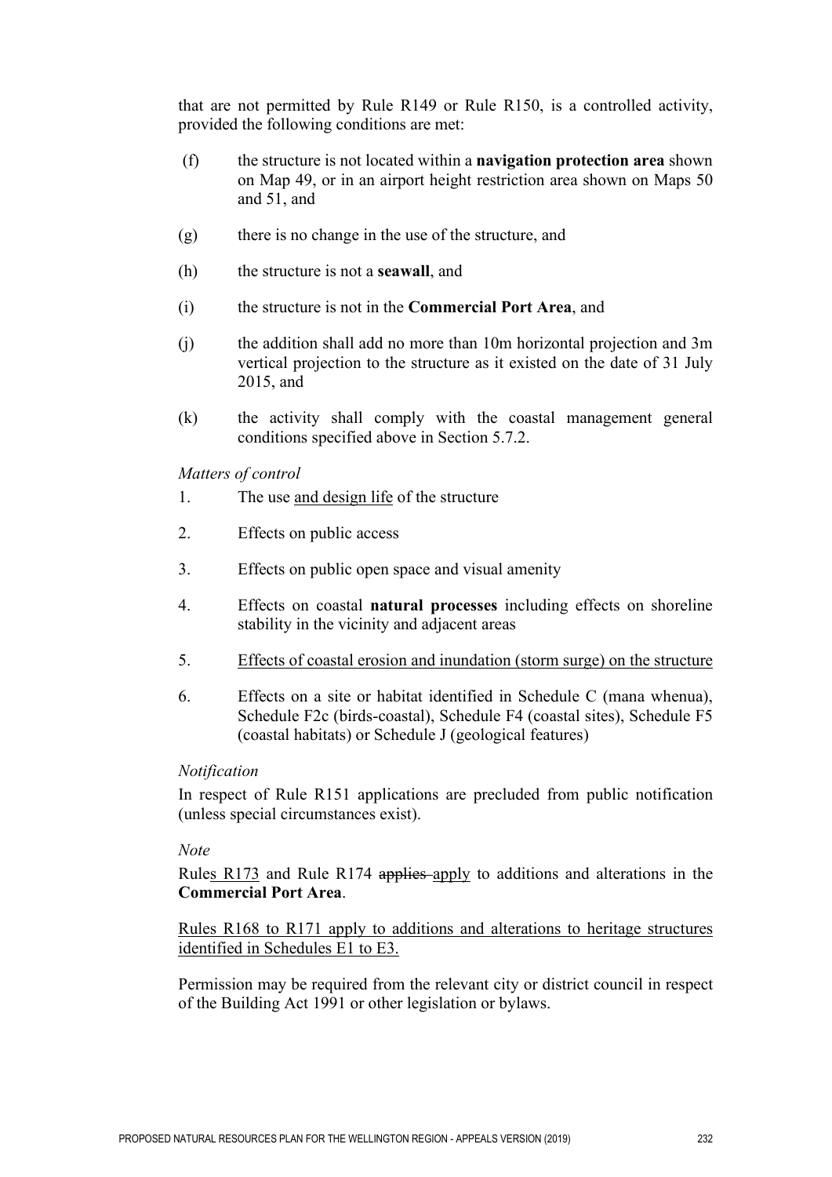that are not permitted by Rule R149 or Rule R150, is a controlled activity, provided the following conditions are met:

(f) the structure is not located within a **navigation protection area** shown on Map 49, or in an airport height restriction area shown on Maps 50 and 51, and

(g) there is no change in the use of the structure, and

(h) the structure is not a **seawall**, and

(i) the structure is not in the **Commercial Port Area**, and

(j) the addition shall add no more than 10m horizontal projection and 3m vertical projection to the structure as it existed on the date of 31 July 2015, and

(k) the activity shall comply with the coastal management general conditions specified above in Section 5.7.2.

*Matters of control*

1. The use <u>and design life</u> of the structure
2. Effects on public access
3. Effects on public open space and visual amenity
4. Effects on coastal **natural processes** including effects on shoreline stability in the vicinity and adjacent areas
5. <u>Effects of coastal erosion and inundation (storm surge) on the structure</u>
6. Effects on a site or habitat identified in Schedule C (mana whenua), Schedule F2c (birds-coastal), Schedule F4 (coastal sites), Schedule F5 (coastal habitats) or Schedule J (geological features)

*Notification*

In respect of Rule R151 applications are precluded from public notification (unless special circumstances exist).

*Note*

Rule<u>s R173</u> and Rule R174 ~~applies~~ <u>apply</u> to additions and alterations in the **Commercial Port Area**.

<u>Rules R168 to R171 apply to additions and alterations to heritage structures identified in Schedules E1 to E3.</u>

Permission may be required from the relevant city or district council in respect of the Building Act 1991 or other legislation or bylaws.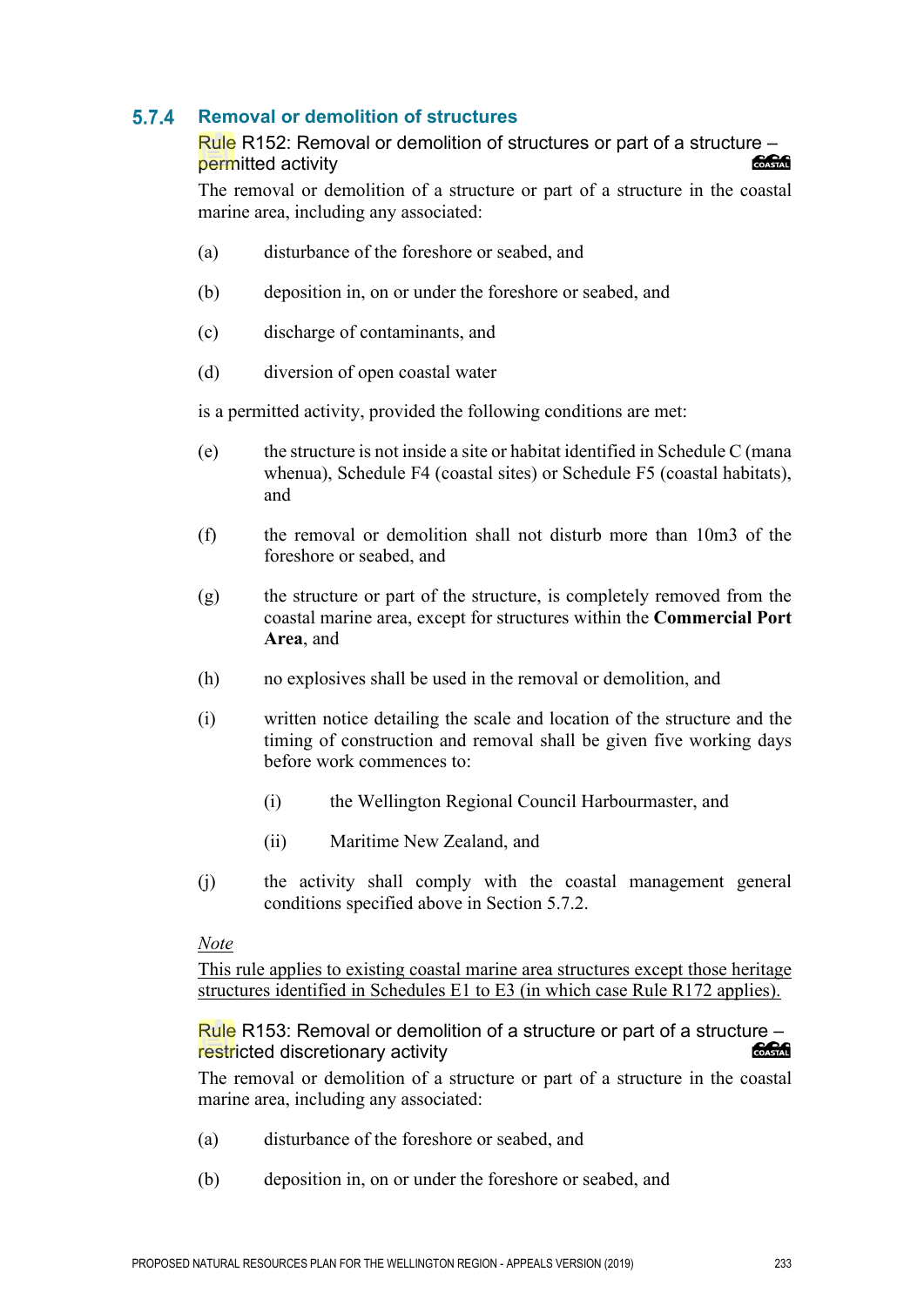## 5.7.4 Removal or demolition of structures

### Rule R152: Removal or demolition of structures or part of a structure – permitted activity

The removal or demolition of a structure or part of a structure in the coastal marine area, including any associated:

(a) disturbance of the foreshore or seabed, and

(b) deposition in, on or under the foreshore or seabed, and

(c) discharge of contaminants, and

(d) diversion of open coastal water

is a permitted activity, provided the following conditions are met:

(e) the structure is not inside a site or habitat identified in Schedule C (mana whenua), Schedule F4 (coastal sites) or Schedule F5 (coastal habitats), and

(f) the removal or demolition shall not disturb more than 10m3 of the foreshore or seabed, and

(g) the structure or part of the structure, is completely removed from the coastal marine area, except for structures within the **Commercial Port Area**, and

(h) no explosives shall be used in the removal or demolition, and

(i) written notice detailing the scale and location of the structure and the timing of construction and removal shall be given five working days before work commences to:

  (i) the Wellington Regional Council Harbourmaster, and

  (ii) Maritime New Zealand, and

(j) the activity shall comply with the coastal management general conditions specified above in Section 5.7.2.

*Note*

<u>This rule applies to existing coastal marine area structures except those heritage structures identified in Schedules E1 to E3 (in which case Rule R172 applies).</u>

### Rule R153: Removal or demolition of a structure or part of a structure – restricted discretionary activity

The removal or demolition of a structure or part of a structure in the coastal marine area, including any associated:

(a) disturbance of the foreshore or seabed, and

(b) deposition in, on or under the foreshore or seabed, and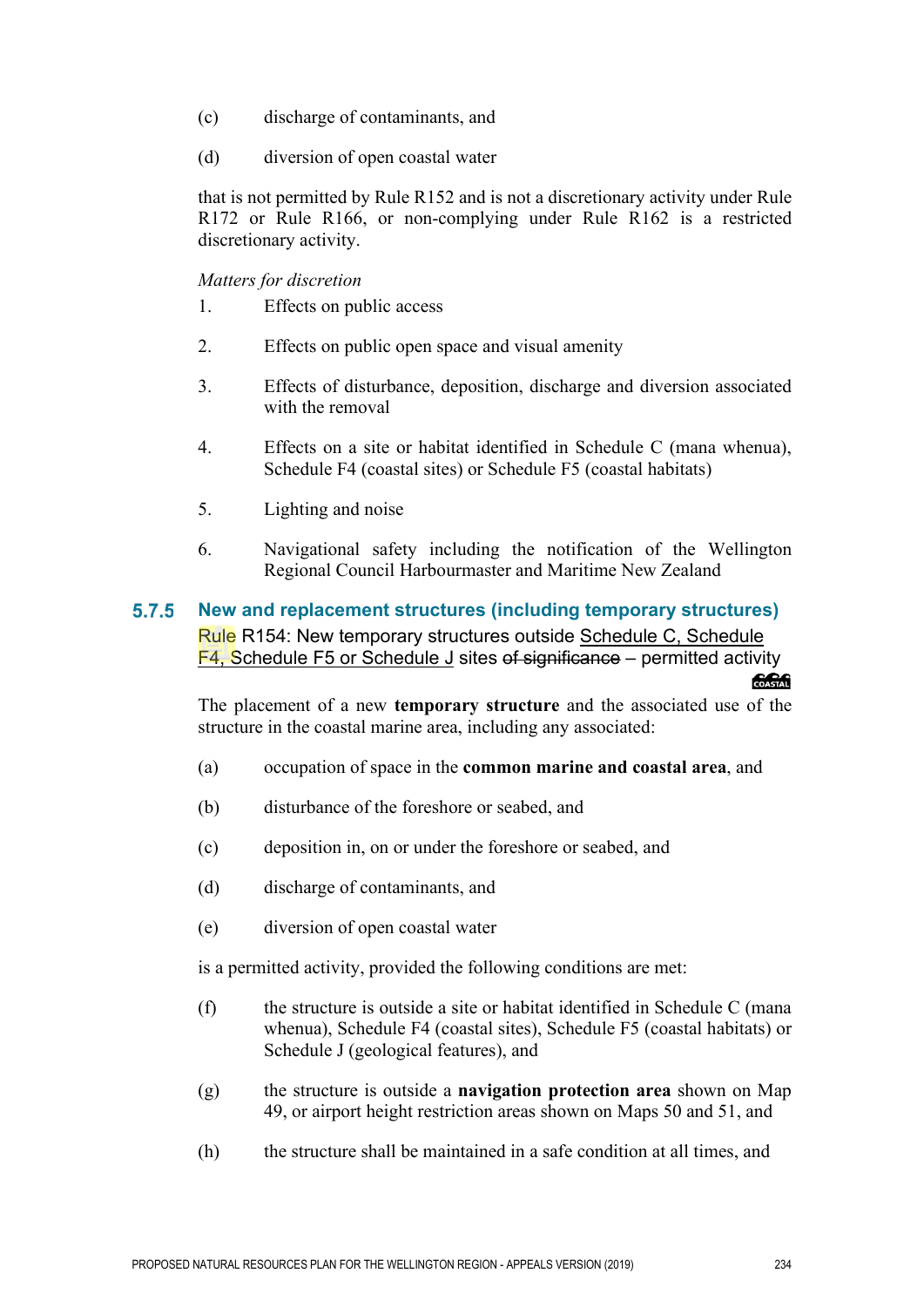(c) discharge of contaminants, and

(d) diversion of open coastal water

that is not permitted by Rule R152 and is not a discretionary activity under Rule R172 or Rule R166, or non-complying under Rule R162 is a restricted discretionary activity.

*Matters for discretion*

1. Effects on public access

2. Effects on public open space and visual amenity

3. Effects of disturbance, deposition, discharge and diversion associated with the removal

4. Effects on a site or habitat identified in Schedule C (mana whenua), Schedule F4 (coastal sites) or Schedule F5 (coastal habitats)

5. Lighting and noise

6. Navigational safety including the notification of the Wellington Regional Council Harbourmaster and Maritime New Zealand

## 5.7.5 New and replacement structures (including temporary structures)

### Rule R154: New temporary structures outside Schedule C, Schedule F4, Schedule F5 or Schedule J sites ~~of significance~~ – permitted activity

COASTAL

The placement of a new **temporary structure** and the associated use of the structure in the coastal marine area, including any associated:

(a) occupation of space in the **common marine and coastal area**, and

(b) disturbance of the foreshore or seabed, and

(c) deposition in, on or under the foreshore or seabed, and

(d) discharge of contaminants, and

(e) diversion of open coastal water

is a permitted activity, provided the following conditions are met:

(f) the structure is outside a site or habitat identified in Schedule C (mana whenua), Schedule F4 (coastal sites), Schedule F5 (coastal habitats) or Schedule J (geological features), and

(g) the structure is outside a **navigation protection area** shown on Map 49, or airport height restriction areas shown on Maps 50 and 51, and

(h) the structure shall be maintained in a safe condition at all times, and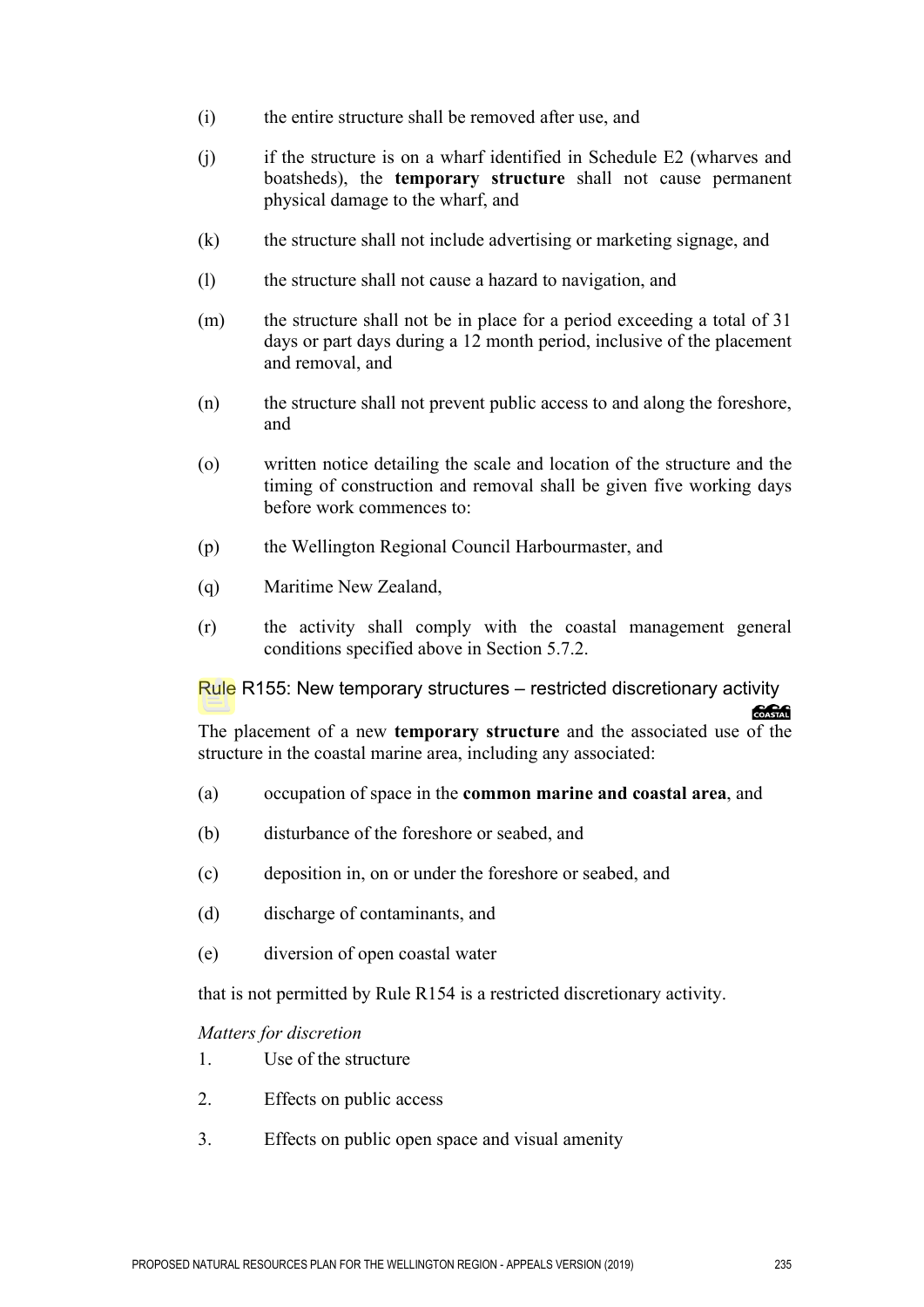(i) the entire structure shall be removed after use, and

(j) if the structure is on a wharf identified in Schedule E2 (wharves and boatsheds), the **temporary structure** shall not cause permanent physical damage to the wharf, and

(k) the structure shall not include advertising or marketing signage, and

(l) the structure shall not cause a hazard to navigation, and

(m) the structure shall not be in place for a period exceeding a total of 31 days or part days during a 12 month period, inclusive of the placement and removal, and

(n) the structure shall not prevent public access to and along the foreshore, and

(o) written notice detailing the scale and location of the structure and the timing of construction and removal shall be given five working days before work commences to:

(p) the Wellington Regional Council Harbourmaster, and

(q) Maritime New Zealand,

(r) the activity shall comply with the coastal management general conditions specified above in Section 5.7.2.

### Rule R155: New temporary structures – restricted discretionary activity

The placement of a new **temporary structure** and the associated use of the structure in the coastal marine area, including any associated:

(a) occupation of space in the **common marine and coastal area**, and

(b) disturbance of the foreshore or seabed, and

(c) deposition in, on or under the foreshore or seabed, and

(d) discharge of contaminants, and

(e) diversion of open coastal water

that is not permitted by Rule R154 is a restricted discretionary activity.

*Matters for discretion*

1. Use of the structure
2. Effects on public access
3. Effects on public open space and visual amenity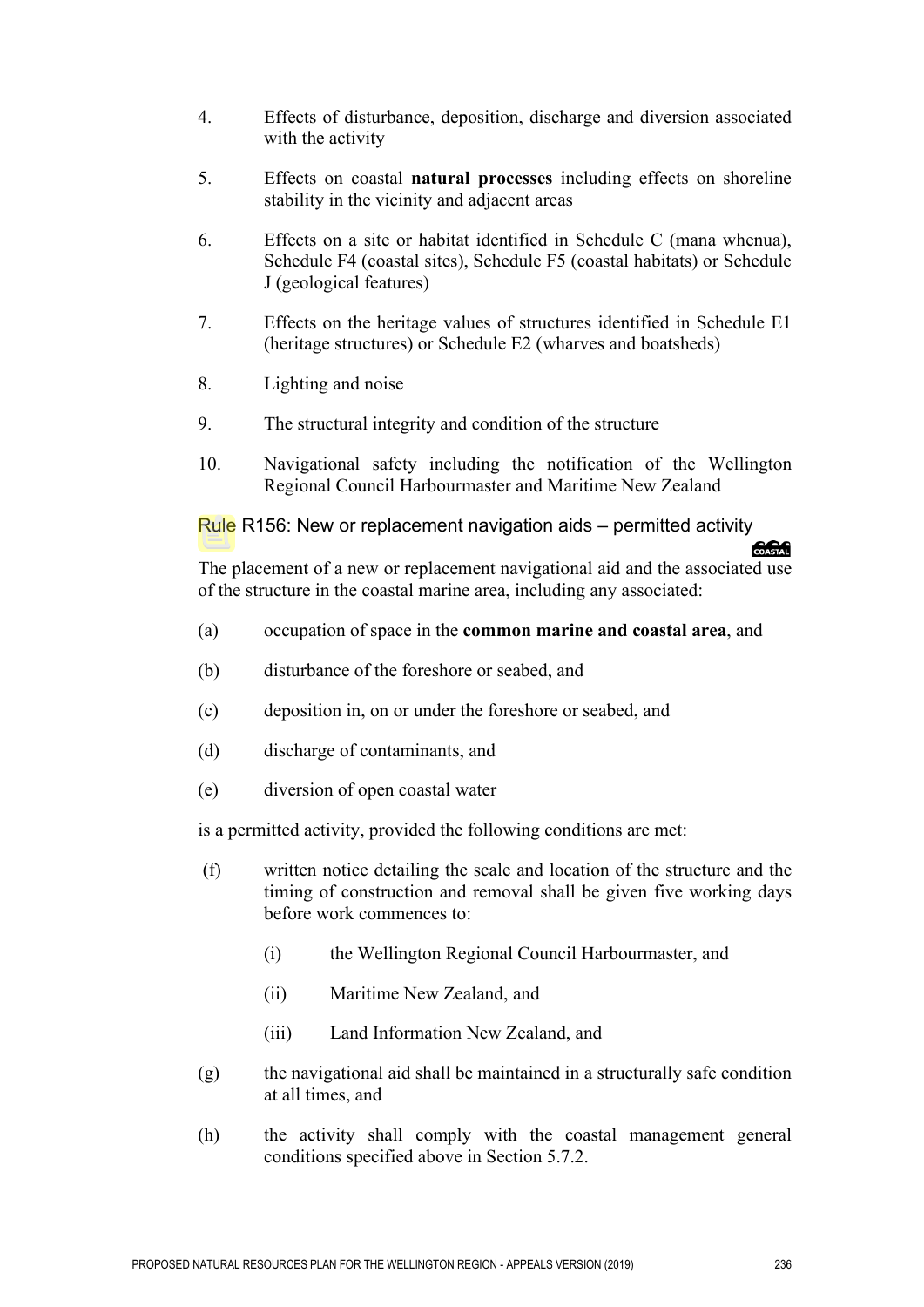4. Effects of disturbance, deposition, discharge and diversion associated with the activity

5. Effects on coastal **natural processes** including effects on shoreline stability in the vicinity and adjacent areas

6. Effects on a site or habitat identified in Schedule C (mana whenua), Schedule F4 (coastal sites), Schedule F5 (coastal habitats) or Schedule J (geological features)

7. Effects on the heritage values of structures identified in Schedule E1 (heritage structures) or Schedule E2 (wharves and boatsheds)

8. Lighting and noise

9. The structural integrity and condition of the structure

10. Navigational safety including the notification of the Wellington Regional Council Harbourmaster and Maritime New Zealand

### Rule R156: New or replacement navigation aids – permitted activity

COASTAL

The placement of a new or replacement navigational aid and the associated use of the structure in the coastal marine area, including any associated:

(a) occupation of space in the **common marine and coastal area**, and

(b) disturbance of the foreshore or seabed, and

(c) deposition in, on or under the foreshore or seabed, and

(d) discharge of contaminants, and

(e) diversion of open coastal water

is a permitted activity, provided the following conditions are met:

(f) written notice detailing the scale and location of the structure and the timing of construction and removal shall be given five working days before work commences to:

(i) the Wellington Regional Council Harbourmaster, and

(ii) Maritime New Zealand, and

(iii) Land Information New Zealand, and

(g) the navigational aid shall be maintained in a structurally safe condition at all times, and

(h) the activity shall comply with the coastal management general conditions specified above in Section 5.7.2.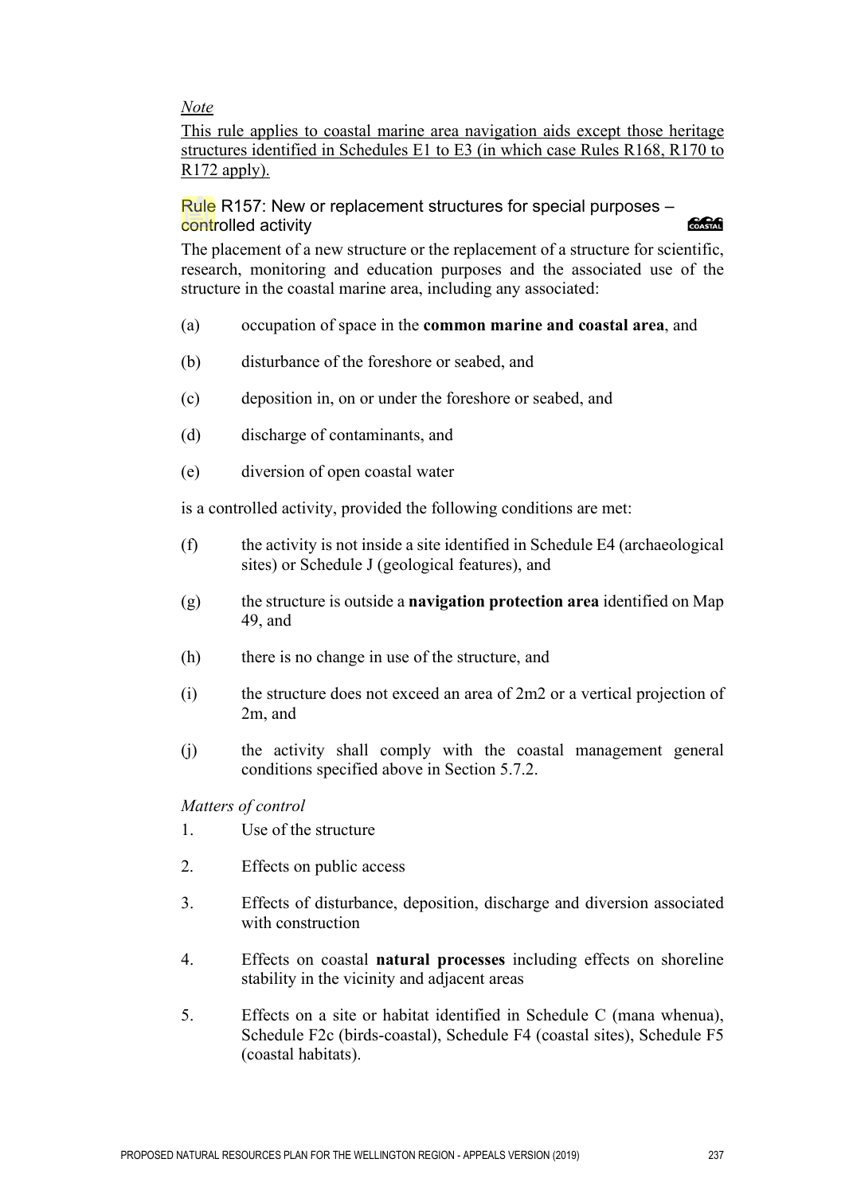*Note*

This rule applies to coastal marine area navigation aids except those heritage structures identified in Schedules E1 to E3 (in which case Rules R168, R170 to R172 apply).

### Rule R157: New or replacement structures for special purposes – controlled activity

The placement of a new structure or the replacement of a structure for scientific, research, monitoring and education purposes and the associated use of the structure in the coastal marine area, including any associated:

(a) occupation of space in the **common marine and coastal area**, and

(b) disturbance of the foreshore or seabed, and

(c) deposition in, on or under the foreshore or seabed, and

(d) discharge of contaminants, and

(e) diversion of open coastal water

is a controlled activity, provided the following conditions are met:

(f) the activity is not inside a site identified in Schedule E4 (archaeological sites) or Schedule J (geological features), and

(g) the structure is outside a **navigation protection area** identified on Map 49, and

(h) there is no change in use of the structure, and

(i) the structure does not exceed an area of 2m2 or a vertical projection of 2m, and

(j) the activity shall comply with the coastal management general conditions specified above in Section 5.7.2.

*Matters of control*

1. Use of the structure
2. Effects on public access
3. Effects of disturbance, deposition, discharge and diversion associated with construction
4. Effects on coastal **natural processes** including effects on shoreline stability in the vicinity and adjacent areas
5. Effects on a site or habitat identified in Schedule C (mana whenua), Schedule F2c (birds-coastal), Schedule F4 (coastal sites), Schedule F5 (coastal habitats).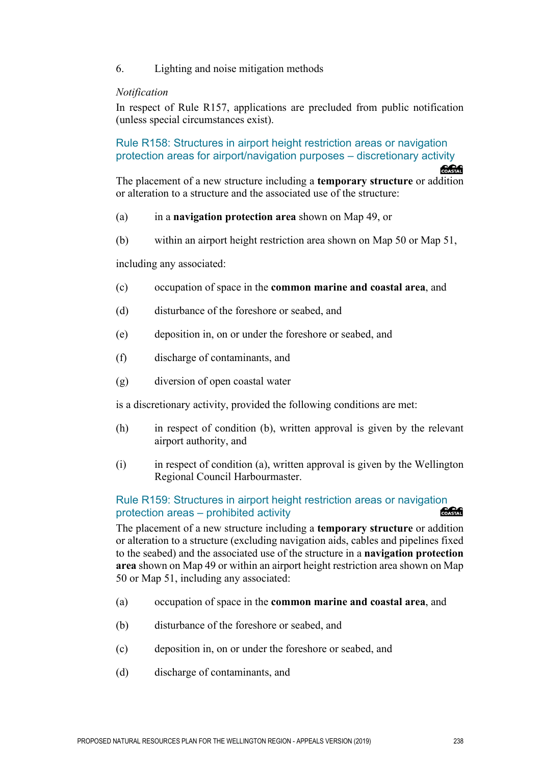6. Lighting and noise mitigation methods

*Notification*

In respect of Rule R157, applications are precluded from public notification (unless special circumstances exist).

### Rule R158: Structures in airport height restriction areas or navigation protection areas for airport/navigation purposes – discretionary activity

The placement of a new structure including a **temporary structure** or addition or alteration to a structure and the associated use of the structure:

(a) in a **navigation protection area** shown on Map 49, or

(b) within an airport height restriction area shown on Map 50 or Map 51,

including any associated:

(c) occupation of space in the **common marine and coastal area**, and

(d) disturbance of the foreshore or seabed, and

(e) deposition in, on or under the foreshore or seabed, and

(f) discharge of contaminants, and

(g) diversion of open coastal water

is a discretionary activity, provided the following conditions are met:

(h) in respect of condition (b), written approval is given by the relevant airport authority, and

(i) in respect of condition (a), written approval is given by the Wellington Regional Council Harbourmaster.

### Rule R159: Structures in airport height restriction areas or navigation protection areas – prohibited activity

The placement of a new structure including a **temporary structure** or addition or alteration to a structure (excluding navigation aids, cables and pipelines fixed to the seabed) and the associated use of the structure in a **navigation protection area** shown on Map 49 or within an airport height restriction area shown on Map 50 or Map 51, including any associated:

(a) occupation of space in the **common marine and coastal area**, and

(b) disturbance of the foreshore or seabed, and

(c) deposition in, on or under the foreshore or seabed, and

(d) discharge of contaminants, and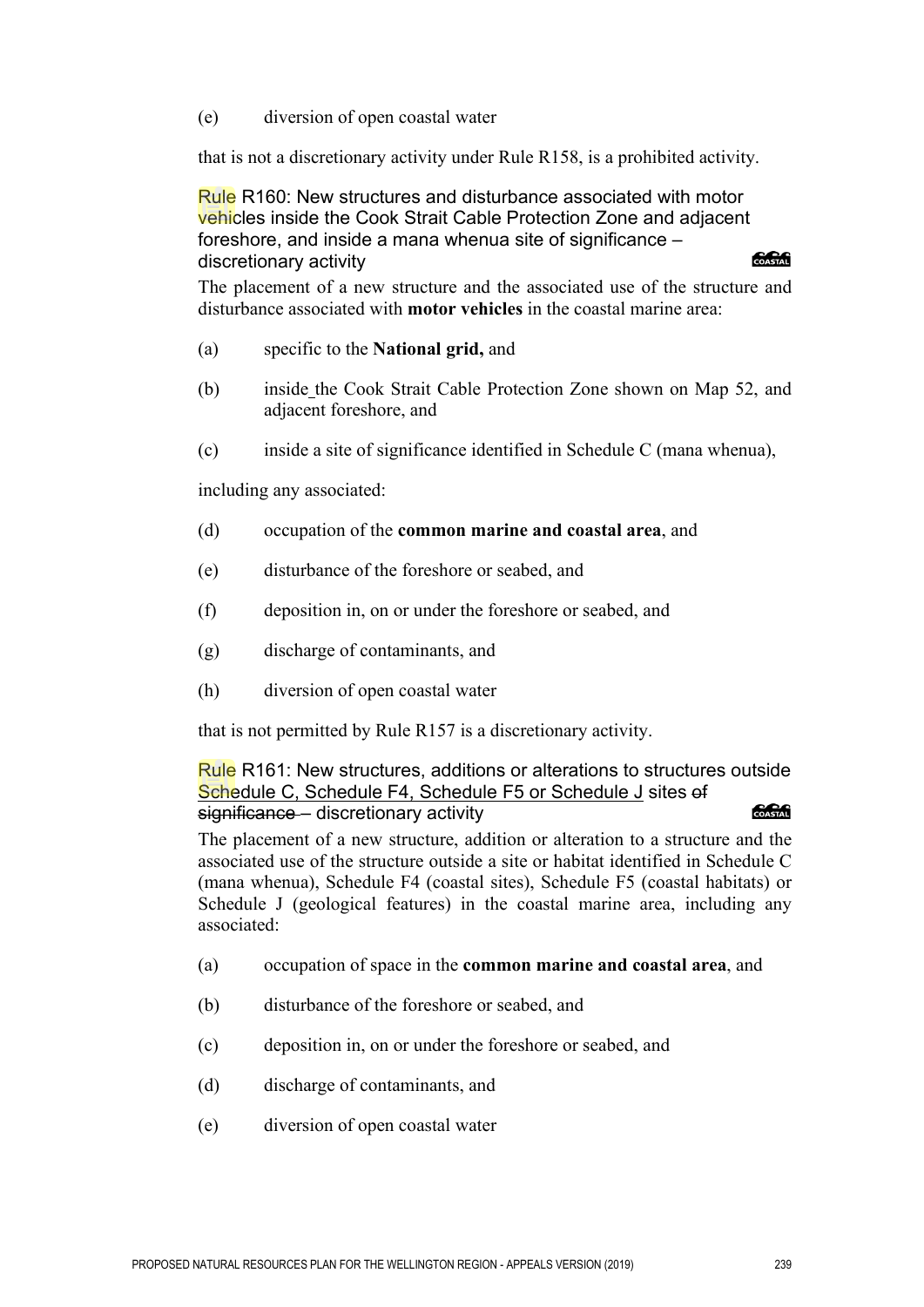(e) diversion of open coastal water

that is not a discretionary activity under Rule R158, is a prohibited activity.

### Rule R160: New structures and disturbance associated with motor vehicles inside the Cook Strait Cable Protection Zone and adjacent foreshore, and inside a mana whenua site of significance – discretionary activity

The placement of a new structure and the associated use of the structure and disturbance associated with **motor vehicles** in the coastal marine area:

(a) specific to the **National grid,** and

(b) inside the Cook Strait Cable Protection Zone shown on Map 52, and adjacent foreshore, and

(c) inside a site of significance identified in Schedule C (mana whenua),

including any associated:

(d) occupation of the **common marine and coastal area**, and

(e) disturbance of the foreshore or seabed, and

(f) deposition in, on or under the foreshore or seabed, and

(g) discharge of contaminants, and

(h) diversion of open coastal water

that is not permitted by Rule R157 is a discretionary activity.

### Rule R161: New structures, additions or alterations to structures outside Schedule C, Schedule F4, Schedule F5 or Schedule J sites ~~of significance~~ – discretionary activity

The placement of a new structure, addition or alteration to a structure and the associated use of the structure outside a site or habitat identified in Schedule C (mana whenua), Schedule F4 (coastal sites), Schedule F5 (coastal habitats) or Schedule J (geological features) in the coastal marine area, including any associated:

(a) occupation of space in the **common marine and coastal area**, and

(b) disturbance of the foreshore or seabed, and

(c) deposition in, on or under the foreshore or seabed, and

(d) discharge of contaminants, and

(e) diversion of open coastal water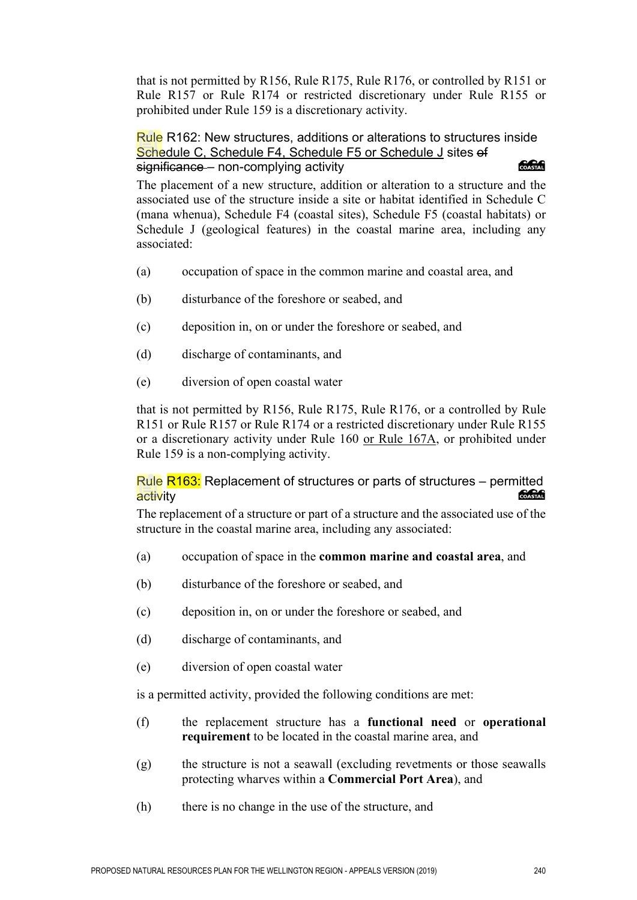that is not permitted by R156, Rule R175, Rule R176, or controlled by R151 or Rule R157 or Rule R174 or restricted discretionary under Rule R155 or prohibited under Rule 159 is a discretionary activity.

### Rule R162: New structures, additions or alterations to structures inside <u>Schedule C, Schedule F4, Schedule F5 or Schedule J</u> sites ~~of significance~~ – non-complying activity

The placement of a new structure, addition or alteration to a structure and the associated use of the structure inside a site or habitat identified in Schedule C (mana whenua), Schedule F4 (coastal sites), Schedule F5 (coastal habitats) or Schedule J (geological features) in the coastal marine area, including any associated:

(a) occupation of space in the common marine and coastal area, and

(b) disturbance of the foreshore or seabed, and

(c) deposition in, on or under the foreshore or seabed, and

(d) discharge of contaminants, and

(e) diversion of open coastal water

that is not permitted by R156, Rule R175, Rule R176, or a controlled by Rule R151 or Rule R157 or Rule R174 or a restricted discretionary under Rule R155 or a discretionary activity under Rule 160 <u>or Rule 167A</u>, or prohibited under Rule 159 is a non-complying activity.

### Rule R163: Replacement of structures or parts of structures – permitted activity

The replacement of a structure or part of a structure and the associated use of the structure in the coastal marine area, including any associated:

(a) occupation of space in the **common marine and coastal area**, and

(b) disturbance of the foreshore or seabed, and

(c) deposition in, on or under the foreshore or seabed, and

(d) discharge of contaminants, and

(e) diversion of open coastal water

is a permitted activity, provided the following conditions are met:

(f) the replacement structure has a **functional need** or **operational requirement** to be located in the coastal marine area, and

(g) the structure is not a seawall (excluding revetments or those seawalls protecting wharves within a **Commercial Port Area**), and

(h) there is no change in the use of the structure, and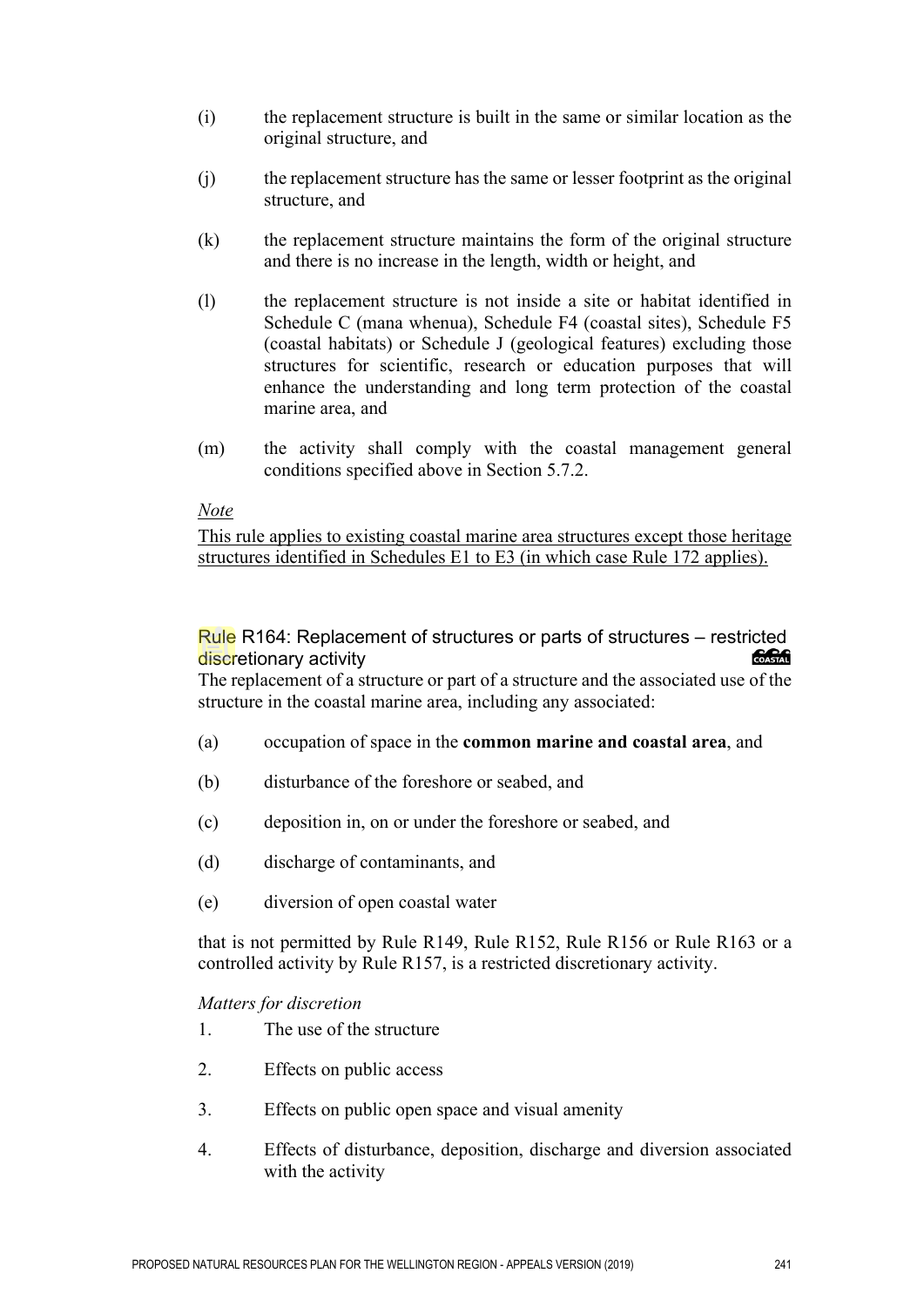(i) the replacement structure is built in the same or similar location as the original structure, and

(j) the replacement structure has the same or lesser footprint as the original structure, and

(k) the replacement structure maintains the form of the original structure and there is no increase in the length, width or height, and

(l) the replacement structure is not inside a site or habitat identified in Schedule C (mana whenua), Schedule F4 (coastal sites), Schedule F5 (coastal habitats) or Schedule J (geological features) excluding those structures for scientific, research or education purposes that will enhance the understanding and long term protection of the coastal marine area, and

(m) the activity shall comply with the coastal management general conditions specified above in Section 5.7.2.

*Note*

This rule applies to existing coastal marine area structures except those heritage structures identified in Schedules E1 to E3 (in which case Rule 172 applies).

### Rule R164: Replacement of structures or parts of structures – restricted discretionary activity

The replacement of a structure or part of a structure and the associated use of the structure in the coastal marine area, including any associated:

(a) occupation of space in the **common marine and coastal area**, and

(b) disturbance of the foreshore or seabed, and

(c) deposition in, on or under the foreshore or seabed, and

(d) discharge of contaminants, and

(e) diversion of open coastal water

that is not permitted by Rule R149, Rule R152, Rule R156 or Rule R163 or a controlled activity by Rule R157, is a restricted discretionary activity.

*Matters for discretion*

1. The use of the structure
2. Effects on public access
3. Effects on public open space and visual amenity
4. Effects of disturbance, deposition, discharge and diversion associated with the activity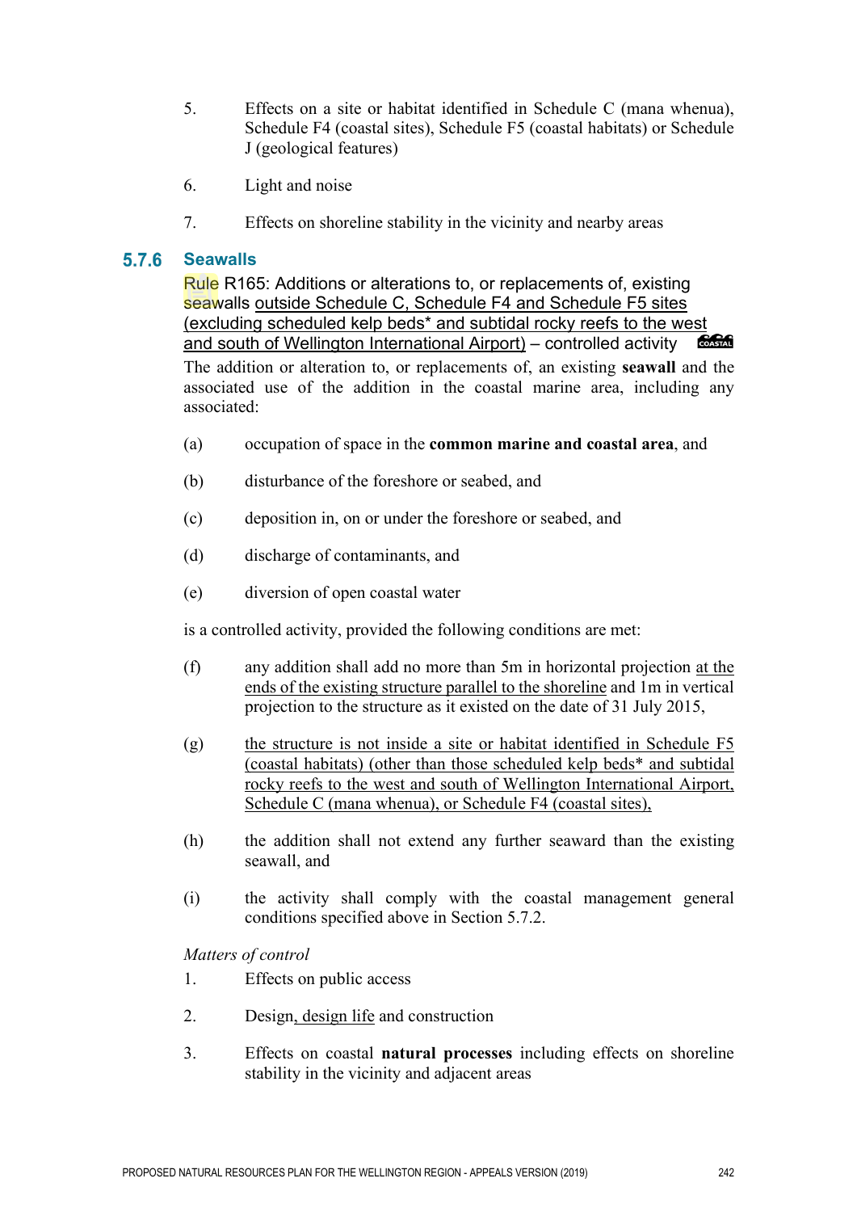5. Effects on a site or habitat identified in Schedule C (mana whenua), Schedule F4 (coastal sites), Schedule F5 (coastal habitats) or Schedule J (geological features)

6. Light and noise

7. Effects on shoreline stability in the vicinity and nearby areas

### 5.7.6 Seawalls

**Rule R165: Additions or alterations to, or replacements of, existing seawalls outside Schedule C, Schedule F4 and Schedule F5 sites (excluding scheduled kelp beds* and subtidal rocky reefs to the west and south of Wellington International Airport) – controlled activity**

The addition or alteration to, or replacements of, an existing **seawall** and the associated use of the addition in the coastal marine area, including any associated:

(a) occupation of space in the **common marine and coastal area**, and

(b) disturbance of the foreshore or seabed, and

(c) deposition in, on or under the foreshore or seabed, and

(d) discharge of contaminants, and

(e) diversion of open coastal water

is a controlled activity, provided the following conditions are met:

(f) any addition shall add no more than 5m in horizontal projection at the ends of the existing structure parallel to the shoreline and 1m in vertical projection to the structure as it existed on the date of 31 July 2015,

(g) the structure is not inside a site or habitat identified in Schedule F5 (coastal habitats) (other than those scheduled kelp beds* and subtidal rocky reefs to the west and south of Wellington International Airport, Schedule C (mana whenua), or Schedule F4 (coastal sites),

(h) the addition shall not extend any further seaward than the existing seawall, and

(i) the activity shall comply with the coastal management general conditions specified above in Section 5.7.2.

*Matters of control*

1. Effects on public access

2. Design, design life and construction

3. Effects on coastal **natural processes** including effects on shoreline stability in the vicinity and adjacent areas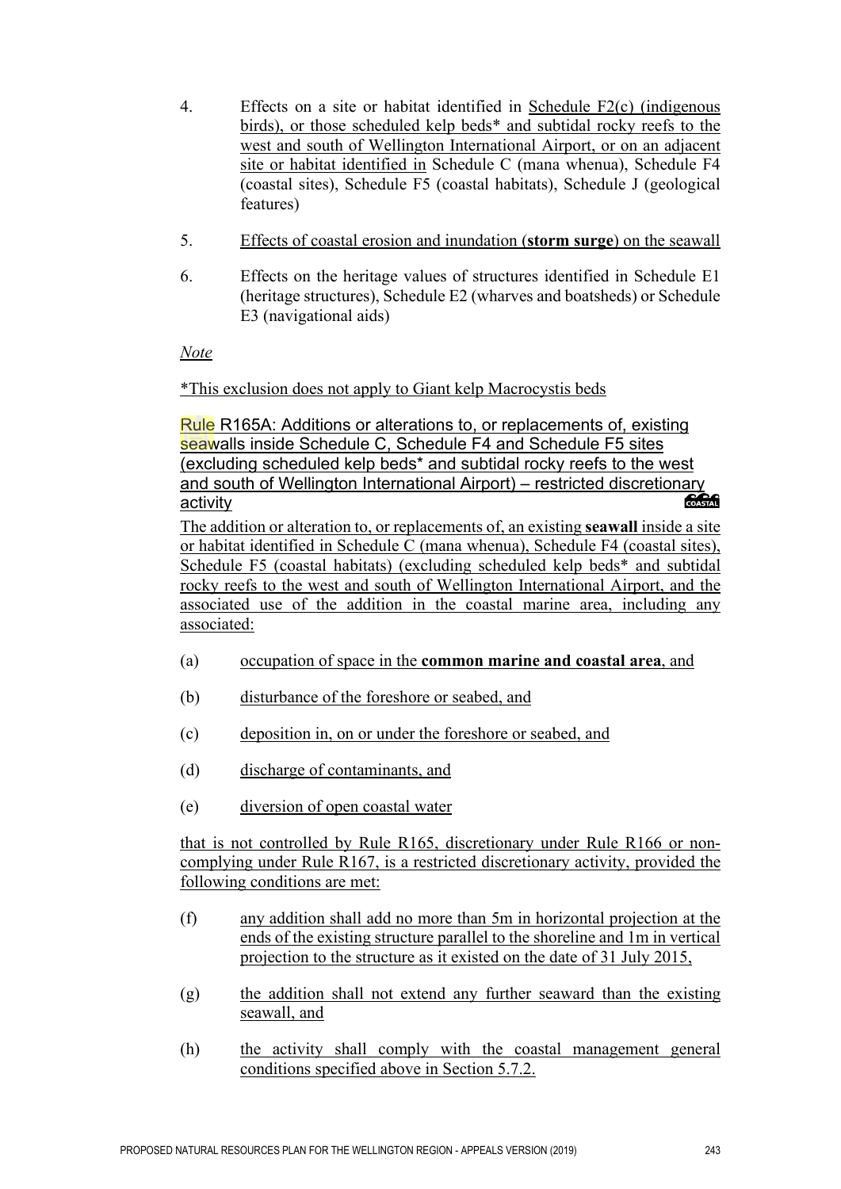4. Effects on a site or habitat identified in Schedule F2(c) (indigenous birds), or those scheduled kelp beds* and subtidal rocky reefs to the west and south of Wellington International Airport, or on an adjacent site or habitat identified in Schedule C (mana whenua), Schedule F4 (coastal sites), Schedule F5 (coastal habitats), Schedule J (geological features)

5. Effects of coastal erosion and inundation (**storm surge**) on the seawall

6. Effects on the heritage values of structures identified in Schedule E1 (heritage structures), Schedule E2 (wharves and boatsheds) or Schedule E3 (navigational aids)

*Note*

*This exclusion does not apply to Giant kelp Macrocystis beds

### Rule R165A: Additions or alterations to, or replacements of, existing seawalls inside Schedule C, Schedule F4 and Schedule F5 sites (excluding scheduled kelp beds* and subtidal rocky reefs to the west and south of Wellington International Airport) – restricted discretionary activity

The addition or alteration to, or replacements of, an existing **seawall** inside a site or habitat identified in Schedule C (mana whenua), Schedule F4 (coastal sites), Schedule F5 (coastal habitats) (excluding scheduled kelp beds* and subtidal rocky reefs to the west and south of Wellington International Airport, and the associated use of the addition in the coastal marine area, including any associated:

(a) occupation of space in the **common marine and coastal area**, and

(b) disturbance of the foreshore or seabed, and

(c) deposition in, on or under the foreshore or seabed, and

(d) discharge of contaminants, and

(e) diversion of open coastal water

that is not controlled by Rule R165, discretionary under Rule R166 or non-complying under Rule R167, is a restricted discretionary activity, provided the following conditions are met:

(f) any addition shall add no more than 5m in horizontal projection at the ends of the existing structure parallel to the shoreline and 1m in vertical projection to the structure as it existed on the date of 31 July 2015,

(g) the addition shall not extend any further seaward than the existing seawall, and

(h) the activity shall comply with the coastal management general conditions specified above in Section 5.7.2.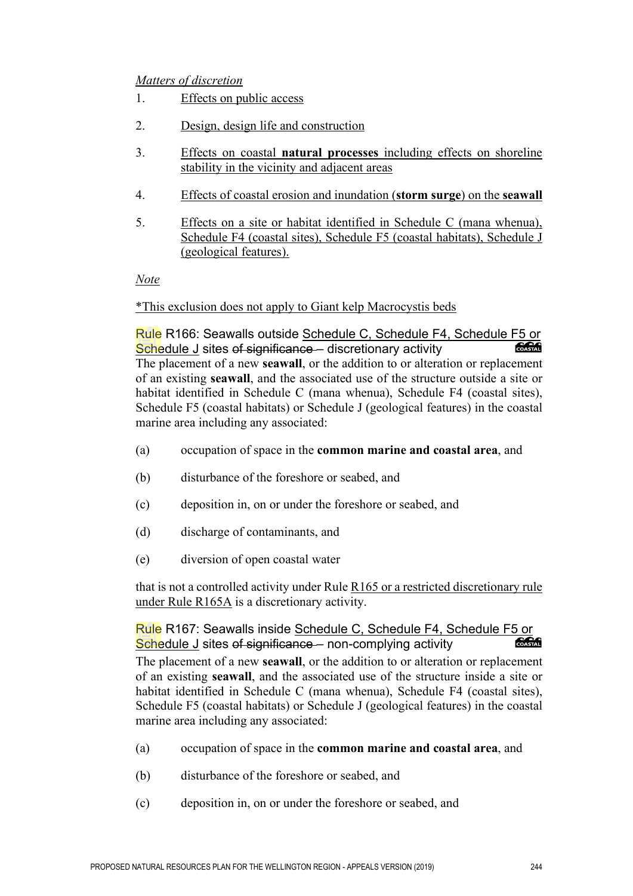*Matters of discretion*

1. Effects on public access
2. Design, design life and construction
3. Effects on coastal **natural processes** including effects on shoreline stability in the vicinity and adjacent areas
4. Effects of coastal erosion and inundation (**storm surge**) on the **seawall**
5. Effects on a site or habitat identified in Schedule C (mana whenua), Schedule F4 (coastal sites), Schedule F5 (coastal habitats), Schedule J (geological features).

*Note*

*This exclusion does not apply to Giant kelp Macrocystis beds

### Rule R166: Seawalls outside Schedule C, Schedule F4, Schedule F5 or Schedule J sites ~~of significance~~ – discretionary activity

The placement of a new **seawall**, or the addition to or alteration or replacement of an existing **seawall**, and the associated use of the structure outside a site or habitat identified in Schedule C (mana whenua), Schedule F4 (coastal sites), Schedule F5 (coastal habitats) or Schedule J (geological features) in the coastal marine area including any associated:

(a) occupation of space in the **common marine and coastal area**, and

(b) disturbance of the foreshore or seabed, and

(c) deposition in, on or under the foreshore or seabed, and

(d) discharge of contaminants, and

(e) diversion of open coastal water

that is not a controlled activity under Rule R165 or a restricted discretionary rule under Rule R165A is a discretionary activity.

### Rule R167: Seawalls inside Schedule C, Schedule F4, Schedule F5 or Schedule J sites ~~of significance~~ – non-complying activity

The placement of a new **seawall**, or the addition to or alteration or replacement of an existing **seawall**, and the associated use of the structure inside a site or habitat identified in Schedule C (mana whenua), Schedule F4 (coastal sites), Schedule F5 (coastal habitats) or Schedule J (geological features) in the coastal marine area including any associated:

(a) occupation of space in the **common marine and coastal area**, and

(b) disturbance of the foreshore or seabed, and

(c) deposition in, on or under the foreshore or seabed, and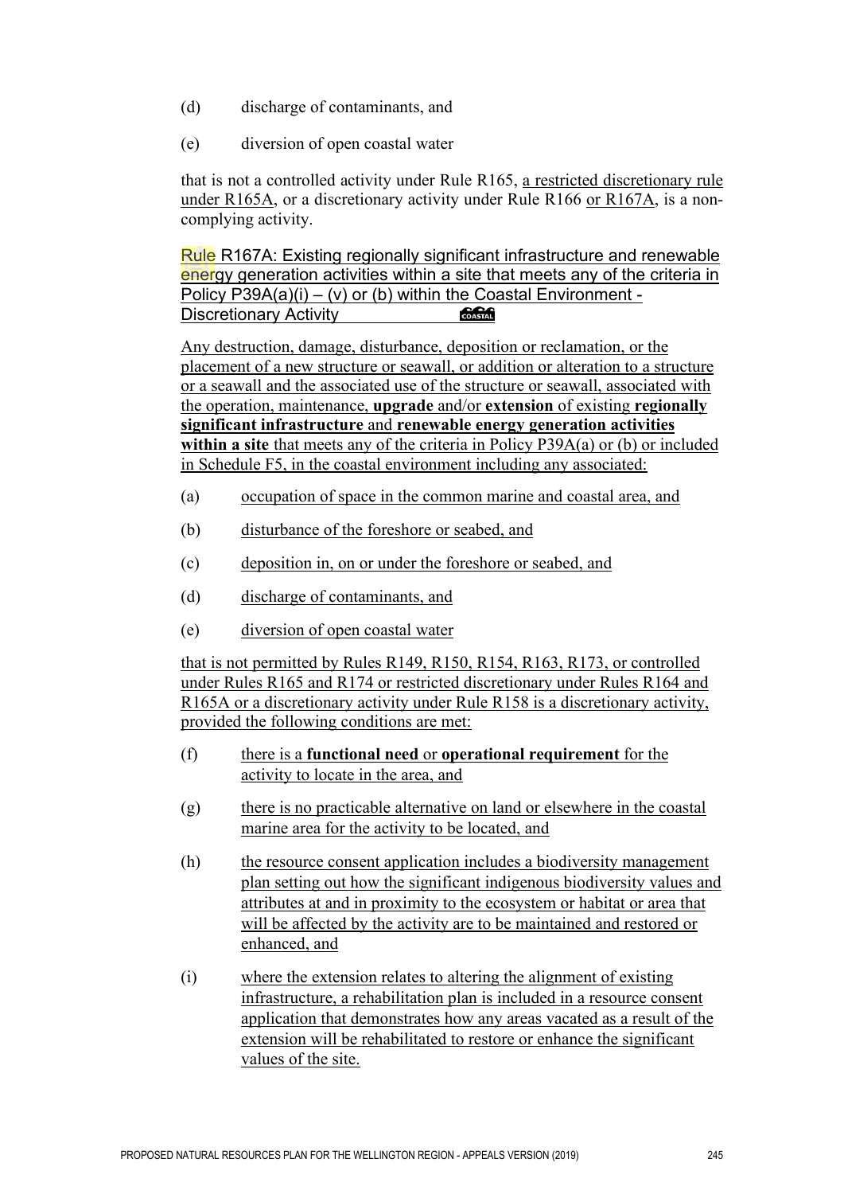(d) discharge of contaminants, and

(e) diversion of open coastal water

that is not a controlled activity under Rule R165, a restricted discretionary rule under R165A, or a discretionary activity under Rule R166 or R167A, is a non-complying activity.

## Rule R167A: Existing regionally significant infrastructure and renewable energy generation activities within a site that meets any of the criteria in Policy P39A(a)(i) – (v) or (b) within the Coastal Environment - Discretionary Activity

Any destruction, damage, disturbance, deposition or reclamation, or the placement of a new structure or seawall, or addition or alteration to a structure or a seawall and the associated use of the structure or seawall, associated with the operation, maintenance, **upgrade** and/or **extension** of existing **regionally significant infrastructure** and **renewable energy generation activities within a site** that meets any of the criteria in Policy P39A(a) or (b) or included in Schedule F5, in the coastal environment including any associated:

(a) occupation of space in the common marine and coastal area, and

(b) disturbance of the foreshore or seabed, and

(c) deposition in, on or under the foreshore or seabed, and

(d) discharge of contaminants, and

(e) diversion of open coastal water

that is not permitted by Rules R149, R150, R154, R163, R173, or controlled under Rules R165 and R174 or restricted discretionary under Rules R164 and R165A or a discretionary activity under Rule R158 is a discretionary activity, provided the following conditions are met:

(f) there is a **functional need** or **operational requirement** for the activity to locate in the area, and

(g) there is no practicable alternative on land or elsewhere in the coastal marine area for the activity to be located, and

(h) the resource consent application includes a biodiversity management plan setting out how the significant indigenous biodiversity values and attributes at and in proximity to the ecosystem or habitat or area that will be affected by the activity are to be maintained and restored or enhanced, and

(i) where the extension relates to altering the alignment of existing infrastructure, a rehabilitation plan is included in a resource consent application that demonstrates how any areas vacated as a result of the extension will be rehabilitated to restore or enhance the significant values of the site.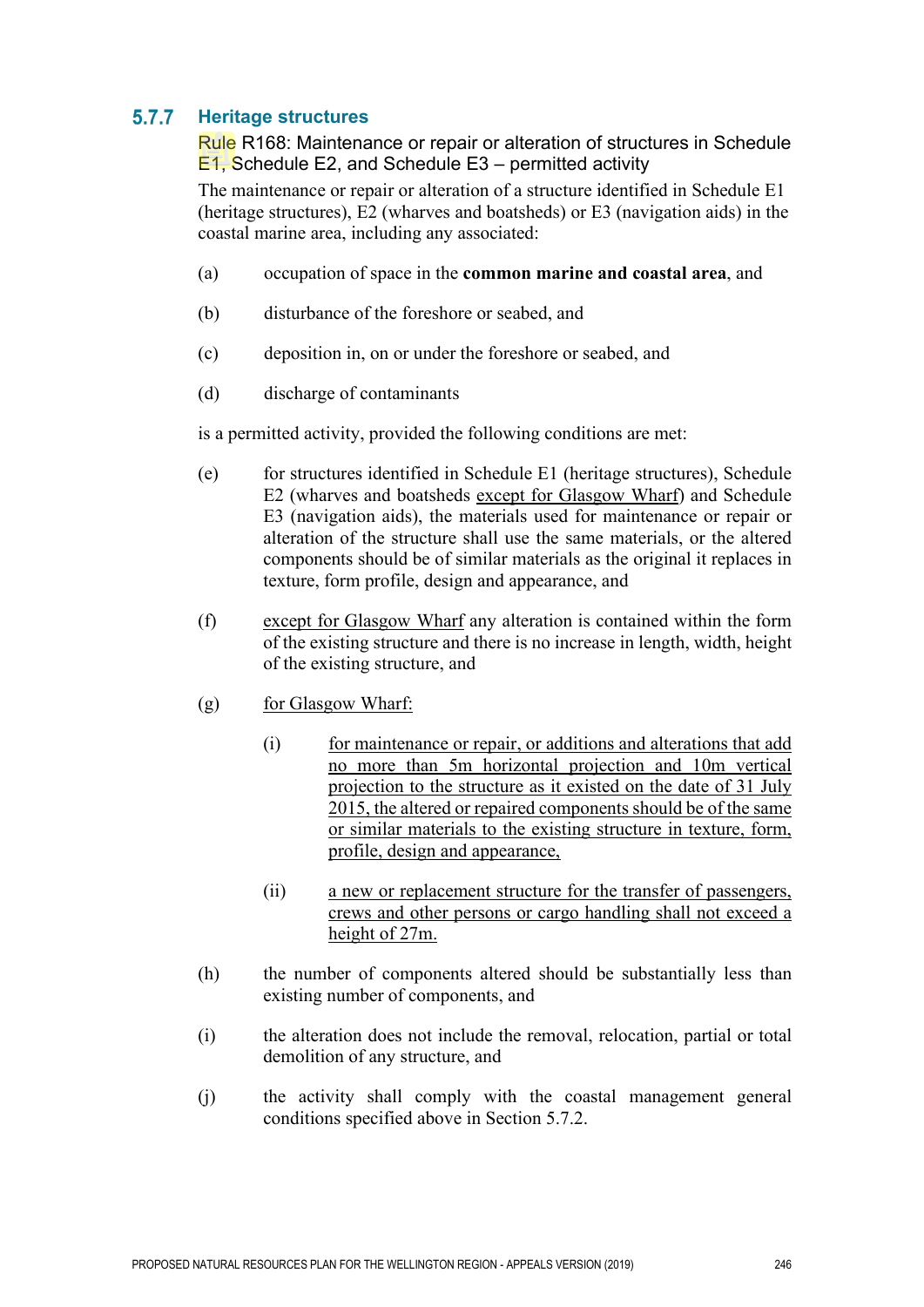### 5.7.7 Heritage structures

Rule R168: Maintenance or repair or alteration of structures in Schedule E1, Schedule E2, and Schedule E3 – permitted activity

The maintenance or repair or alteration of a structure identified in Schedule E1 (heritage structures), E2 (wharves and boatsheds) or E3 (navigation aids) in the coastal marine area, including any associated:

(a) occupation of space in the **common marine and coastal area**, and

(b) disturbance of the foreshore or seabed, and

(c) deposition in, on or under the foreshore or seabed, and

(d) discharge of contaminants

is a permitted activity, provided the following conditions are met:

(e) for structures identified in Schedule E1 (heritage structures), Schedule E2 (wharves and boatsheds <u>except for Glasgow Wharf</u>) and Schedule E3 (navigation aids), the materials used for maintenance or repair or alteration of the structure shall use the same materials, or the altered components should be of similar materials as the original it replaces in texture, form profile, design and appearance, and

(f) <u>except for Glasgow Wharf</u> any alteration is contained within the form of the existing structure and there is no increase in length, width, height of the existing structure, and

(g) <u>for Glasgow Wharf:</u>

  (i) <u>for maintenance or repair, or additions and alterations that add no more than 5m horizontal projection and 10m vertical projection to the structure as it existed on the date of 31 July 2015, the altered or repaired components should be of the same or similar materials to the existing structure in texture, form, profile, design and appearance,</u>

  (ii) <u>a new or replacement structure for the transfer of passengers, crews and other persons or cargo handling shall not exceed a height of 27m.</u>

(h) the number of components altered should be substantially less than existing number of components, and

(i) the alteration does not include the removal, relocation, partial or total demolition of any structure, and

(j) the activity shall comply with the coastal management general conditions specified above in Section 5.7.2.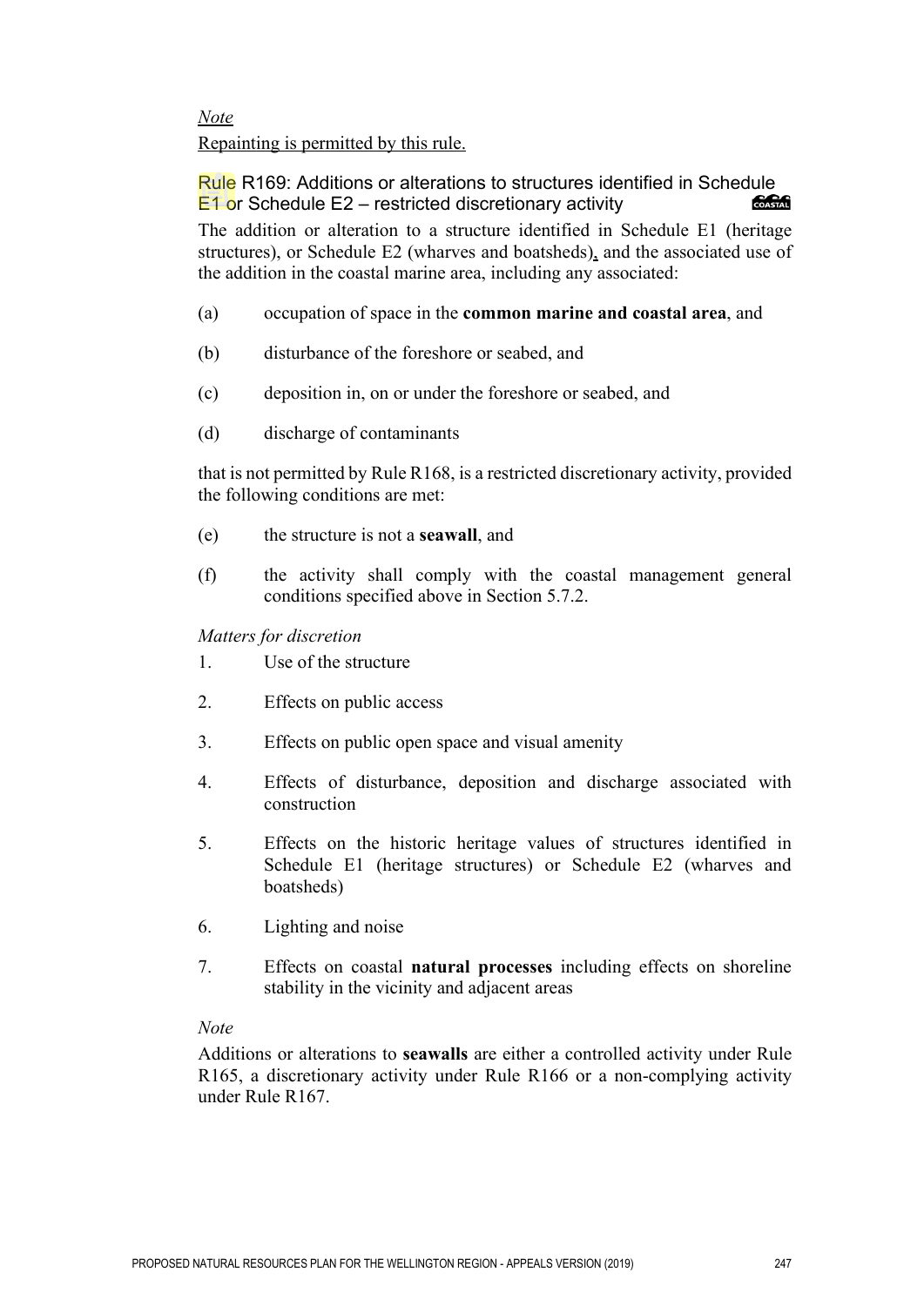*Note*

Repainting is permitted by this rule.

### Rule R169: Additions or alterations to structures identified in Schedule E1 or Schedule E2 – restricted discretionary activity

The addition or alteration to a structure identified in Schedule E1 (heritage structures), or Schedule E2 (wharves and boatsheds), and the associated use of the addition in the coastal marine area, including any associated:

(a) occupation of space in the **common marine and coastal area**, and

(b) disturbance of the foreshore or seabed, and

(c) deposition in, on or under the foreshore or seabed, and

(d) discharge of contaminants

that is not permitted by Rule R168, is a restricted discretionary activity, provided the following conditions are met:

(e) the structure is not a **seawall**, and

(f) the activity shall comply with the coastal management general conditions specified above in Section 5.7.2.

*Matters for discretion*

1. Use of the structure
2. Effects on public access
3. Effects on public open space and visual amenity
4. Effects of disturbance, deposition and discharge associated with construction
5. Effects on the historic heritage values of structures identified in Schedule E1 (heritage structures) or Schedule E2 (wharves and boatsheds)
6. Lighting and noise
7. Effects on coastal **natural processes** including effects on shoreline stability in the vicinity and adjacent areas

*Note*

Additions or alterations to **seawalls** are either a controlled activity under Rule R165, a discretionary activity under Rule R166 or a non-complying activity under Rule R167.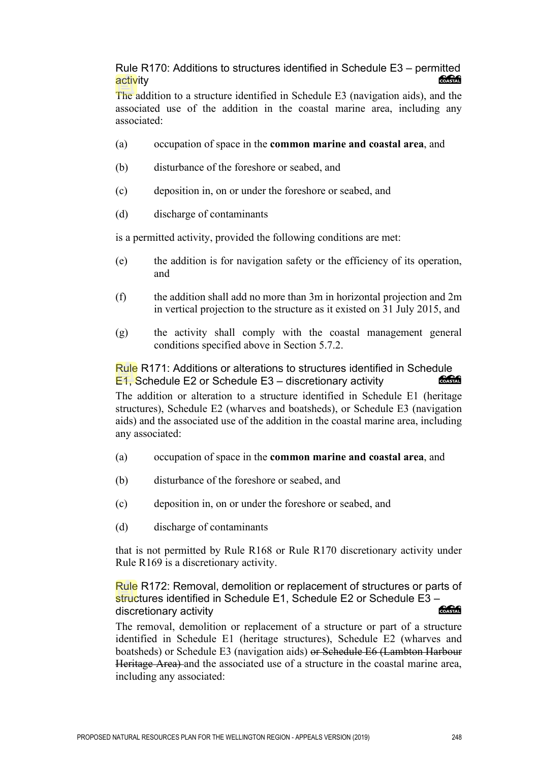### Rule R170: Additions to structures identified in Schedule E3 – permitted activity

The addition to a structure identified in Schedule E3 (navigation aids), and the associated use of the addition in the coastal marine area, including any associated:

(a) occupation of space in the **common marine and coastal area**, and

(b) disturbance of the foreshore or seabed, and

(c) deposition in, on or under the foreshore or seabed, and

(d) discharge of contaminants

is a permitted activity, provided the following conditions are met:

(e) the addition is for navigation safety or the efficiency of its operation, and

(f) the addition shall add no more than 3m in horizontal projection and 2m in vertical projection to the structure as it existed on 31 July 2015, and

(g) the activity shall comply with the coastal management general conditions specified above in Section 5.7.2.

### Rule R171: Additions or alterations to structures identified in Schedule E1, Schedule E2 or Schedule E3 – discretionary activity

The addition or alteration to a structure identified in Schedule E1 (heritage structures), Schedule E2 (wharves and boatsheds), or Schedule E3 (navigation aids) and the associated use of the addition in the coastal marine area, including any associated:

(a) occupation of space in the **common marine and coastal area**, and

(b) disturbance of the foreshore or seabed, and

(c) deposition in, on or under the foreshore or seabed, and

(d) discharge of contaminants

that is not permitted by Rule R168 or Rule R170 discretionary activity under Rule R169 is a discretionary activity.

### Rule R172: Removal, demolition or replacement of structures or parts of structures identified in Schedule E1, Schedule E2 or Schedule E3 – discretionary activity

The removal, demolition or replacement of a structure or part of a structure identified in Schedule E1 (heritage structures), Schedule E2 (wharves and boatsheds) or Schedule E3 (navigation aids) ~~or Schedule E6 (Lambton Harbour Heritage Area)~~ and the associated use of a structure in the coastal marine area, including any associated: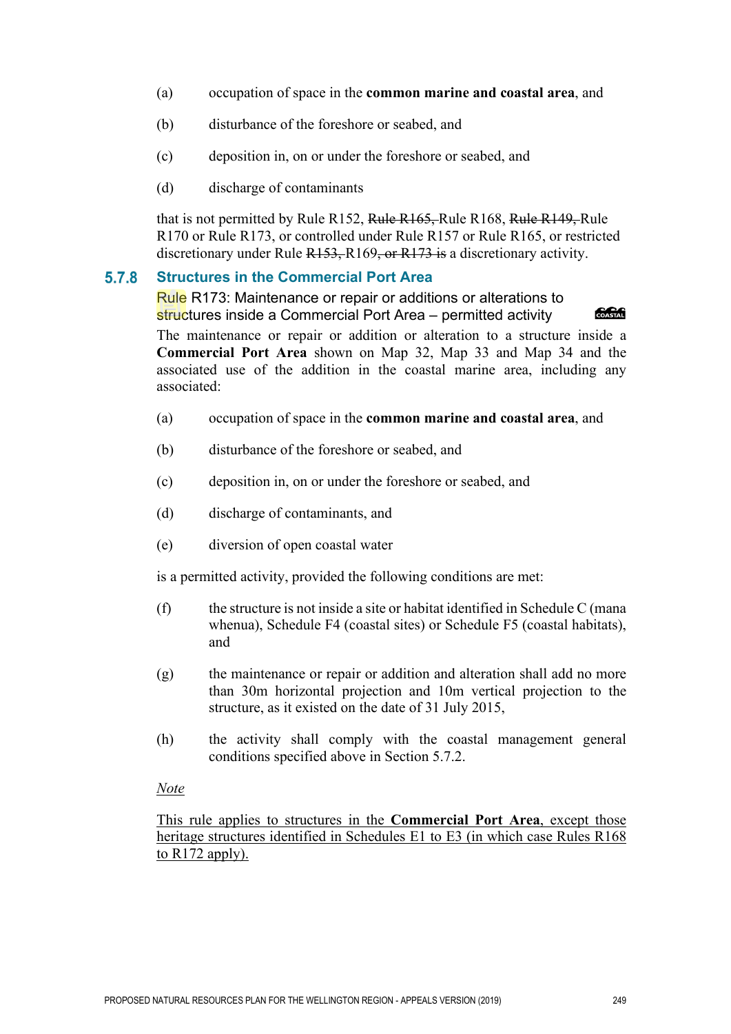(a) occupation of space in the **common marine and coastal area**, and

(b) disturbance of the foreshore or seabed, and

(c) deposition in, on or under the foreshore or seabed, and

(d) discharge of contaminants

that is not permitted by Rule R152, ~~Rule R165,~~ Rule R168, ~~Rule R149,~~ Rule R170 or Rule R173, or controlled under Rule R157 or Rule R165, or restricted discretionary under Rule ~~R153,~~ R169~~, or R173 is~~ a discretionary activity.

### 5.7.8 Structures in the Commercial Port Area

Rule R173: Maintenance or repair or additions or alterations to structures inside a Commercial Port Area – permitted activity

COASTAL

The maintenance or repair or addition or alteration to a structure inside a **Commercial Port Area** shown on Map 32, Map 33 and Map 34 and the associated use of the addition in the coastal marine area, including any associated:

(a) occupation of space in the **common marine and coastal area**, and

(b) disturbance of the foreshore or seabed, and

(c) deposition in, on or under the foreshore or seabed, and

(d) discharge of contaminants, and

(e) diversion of open coastal water

is a permitted activity, provided the following conditions are met:

(f) the structure is not inside a site or habitat identified in Schedule C (mana whenua), Schedule F4 (coastal sites) or Schedule F5 (coastal habitats), and

(g) the maintenance or repair or addition and alteration shall add no more than 30m horizontal projection and 10m vertical projection to the structure, as it existed on the date of 31 July 2015,

(h) the activity shall comply with the coastal management general conditions specified above in Section 5.7.2.

<u>*Note*</u>

<u>This rule applies to structures in the **Commercial Port Area**, except those heritage structures identified in Schedules E1 to E3 (in which case Rules R168 to R172 apply).</u>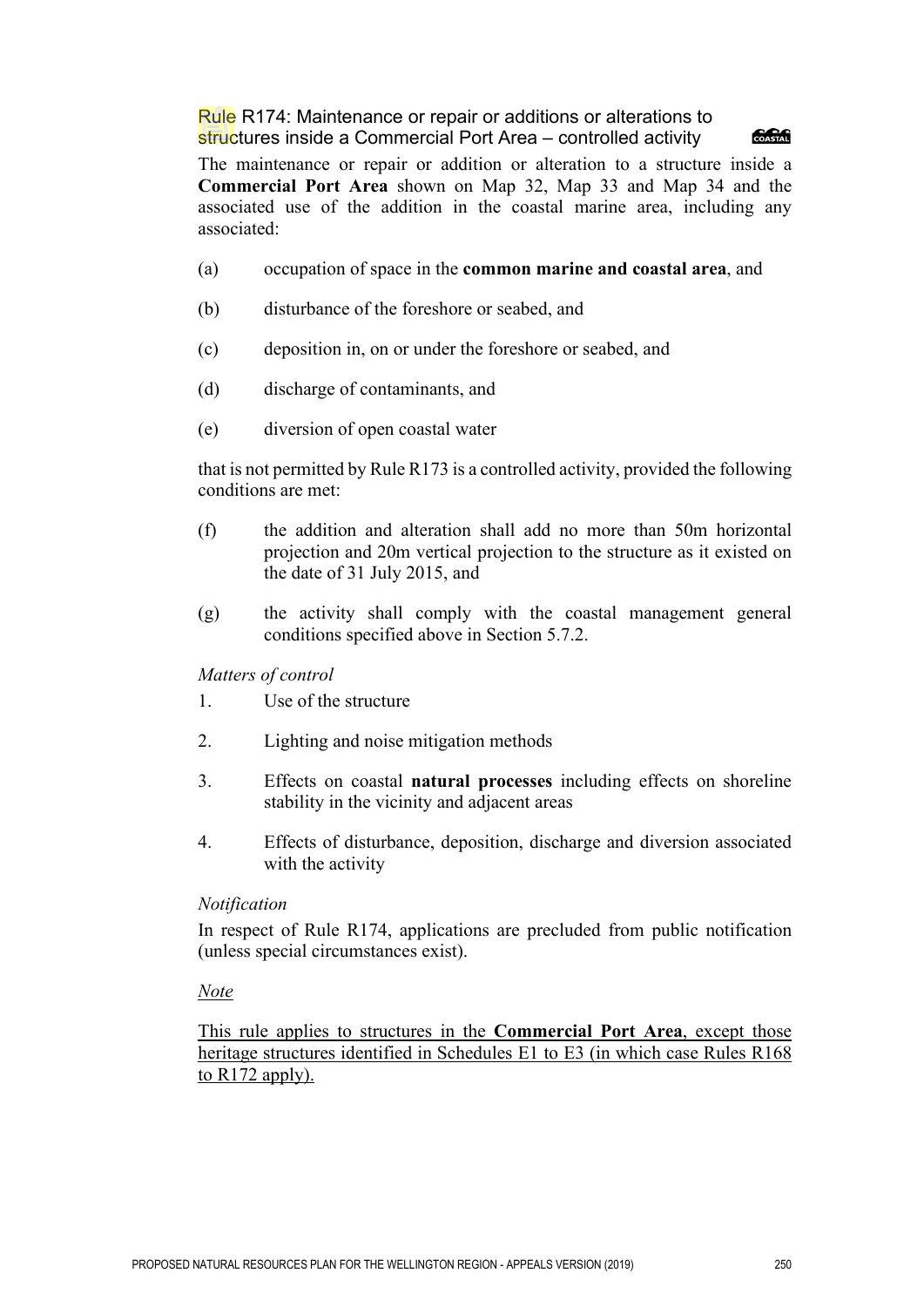### Rule R174: Maintenance or repair or additions or alterations to structures inside a Commercial Port Area – controlled activity

The maintenance or repair or addition or alteration to a structure inside a **Commercial Port Area** shown on Map 32, Map 33 and Map 34 and the associated use of the addition in the coastal marine area, including any associated:

(a) occupation of space in the **common marine and coastal area**, and

(b) disturbance of the foreshore or seabed, and

(c) deposition in, on or under the foreshore or seabed, and

(d) discharge of contaminants, and

(e) diversion of open coastal water

that is not permitted by Rule R173 is a controlled activity, provided the following conditions are met:

(f) the addition and alteration shall add no more than 50m horizontal projection and 20m vertical projection to the structure as it existed on the date of 31 July 2015, and

(g) the activity shall comply with the coastal management general conditions specified above in Section 5.7.2.

*Matters of control*

1. Use of the structure
2. Lighting and noise mitigation methods
3. Effects on coastal **natural processes** including effects on shoreline stability in the vicinity and adjacent areas
4. Effects of disturbance, deposition, discharge and diversion associated with the activity

*Notification*

In respect of Rule R174, applications are precluded from public notification (unless special circumstances exist).

<u>*Note*</u>

<u>This rule applies to structures in the **Commercial Port Area**, except those heritage structures identified in Schedules E1 to E3 (in which case Rules R168 to R172 apply).</u>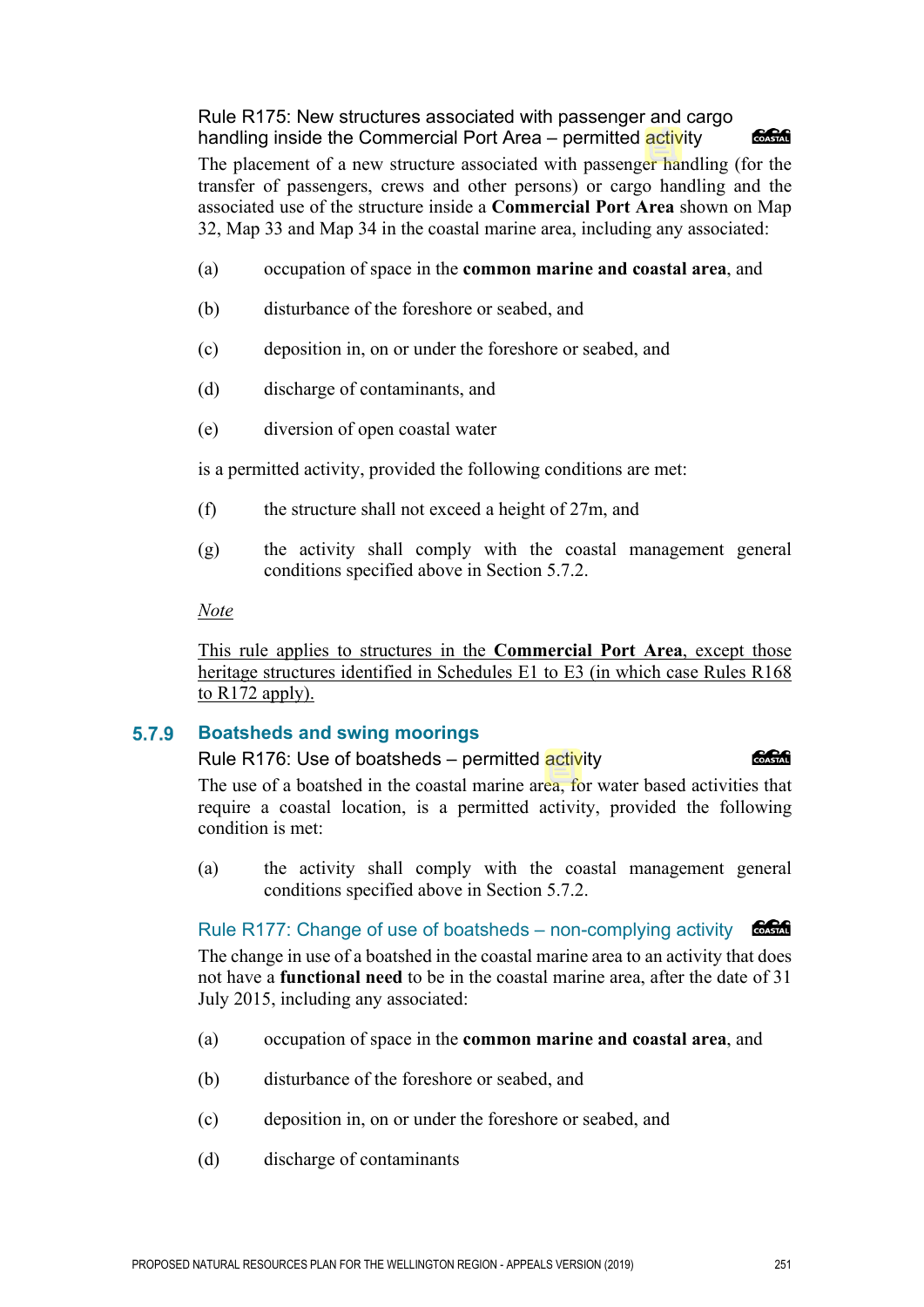#### Rule R175: New structures associated with passenger and cargo handling inside the Commercial Port Area – permitted activity

The placement of a new structure associated with passenger handling (for the transfer of passengers, crews and other persons) or cargo handling and the associated use of the structure inside a **Commercial Port Area** shown on Map 32, Map 33 and Map 34 in the coastal marine area, including any associated:

(a) occupation of space in the **common marine and coastal area**, and

(b) disturbance of the foreshore or seabed, and

(c) deposition in, on or under the foreshore or seabed, and

(d) discharge of contaminants, and

(e) diversion of open coastal water

is a permitted activity, provided the following conditions are met:

(f) the structure shall not exceed a height of 27m, and

(g) the activity shall comply with the coastal management general conditions specified above in Section 5.7.2.

*Note*

This rule applies to structures in the **Commercial Port Area**, except those heritage structures identified in Schedules E1 to E3 (in which case Rules R168 to R172 apply).

### 5.7.9 Boatsheds and swing moorings

#### Rule R176: Use of boatsheds – permitted activity

The use of a boatshed in the coastal marine area, for water based activities that require a coastal location, is a permitted activity, provided the following condition is met:

(a) the activity shall comply with the coastal management general conditions specified above in Section 5.7.2.

#### Rule R177: Change of use of boatsheds – non-complying activity

The change in use of a boatshed in the coastal marine area to an activity that does not have a **functional need** to be in the coastal marine area, after the date of 31 July 2015, including any associated:

(a) occupation of space in the **common marine and coastal area**, and

(b) disturbance of the foreshore or seabed, and

(c) deposition in, on or under the foreshore or seabed, and

(d) discharge of contaminants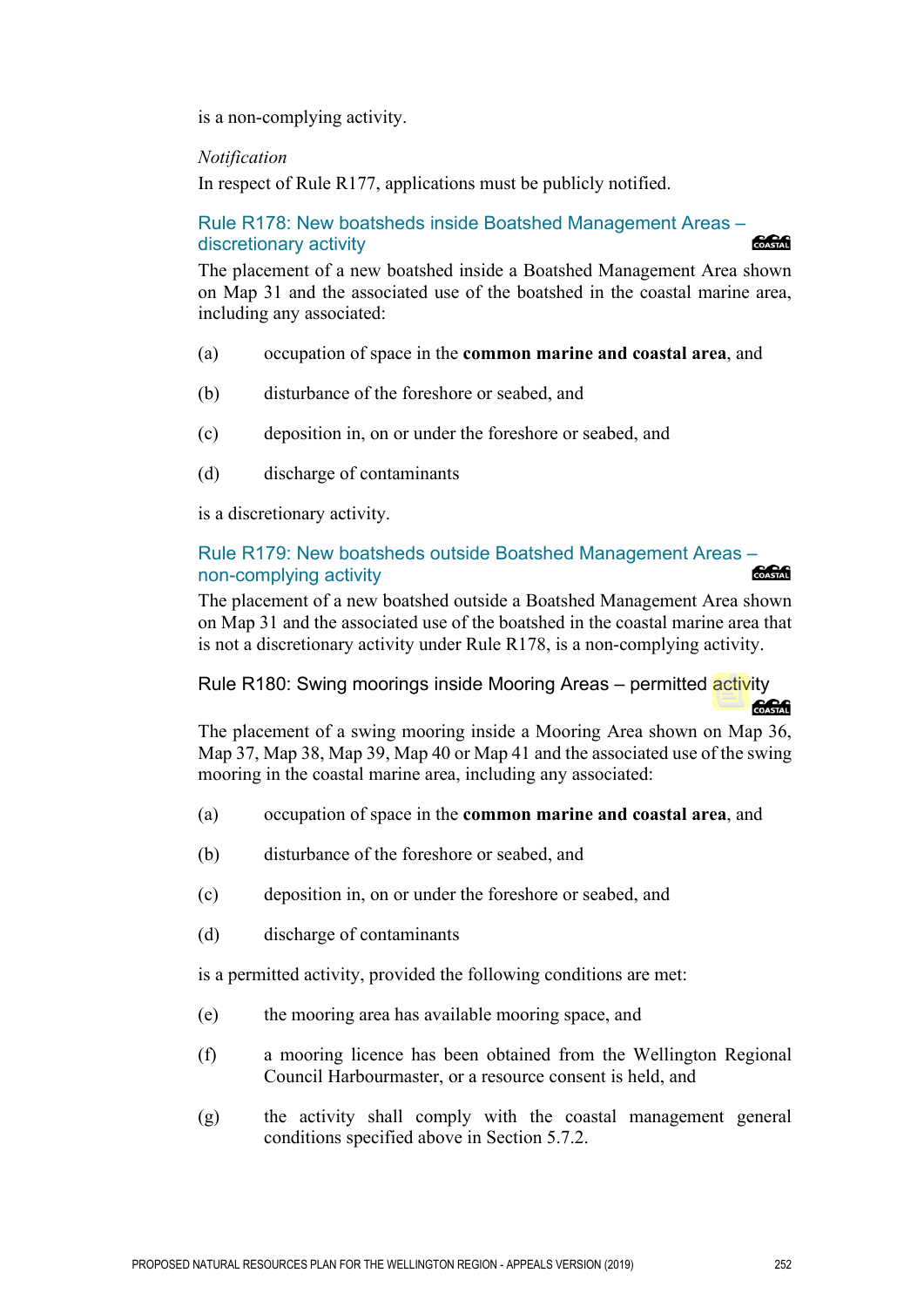is a non-complying activity.

*Notification*
In respect of Rule R177, applications must be publicly notified.

### Rule R178: New boatsheds inside Boatshed Management Areas – discretionary activity

The placement of a new boatshed inside a Boatshed Management Area shown on Map 31 and the associated use of the boatshed in the coastal marine area, including any associated:

(a) occupation of space in the **common marine and coastal area**, and

(b) disturbance of the foreshore or seabed, and

(c) deposition in, on or under the foreshore or seabed, and

(d) discharge of contaminants

is a discretionary activity.

### Rule R179: New boatsheds outside Boatshed Management Areas – non-complying activity

The placement of a new boatshed outside a Boatshed Management Area shown on Map 31 and the associated use of the boatshed in the coastal marine area that is not a discretionary activity under Rule R178, is a non-complying activity.

### Rule R180: Swing moorings inside Mooring Areas – permitted activity

The placement of a swing mooring inside a Mooring Area shown on Map 36, Map 37, Map 38, Map 39, Map 40 or Map 41 and the associated use of the swing mooring in the coastal marine area, including any associated:

(a) occupation of space in the **common marine and coastal area**, and

(b) disturbance of the foreshore or seabed, and

(c) deposition in, on or under the foreshore or seabed, and

(d) discharge of contaminants

is a permitted activity, provided the following conditions are met:

(e) the mooring area has available mooring space, and

(f) a mooring licence has been obtained from the Wellington Regional Council Harbourmaster, or a resource consent is held, and

(g) the activity shall comply with the coastal management general conditions specified above in Section 5.7.2.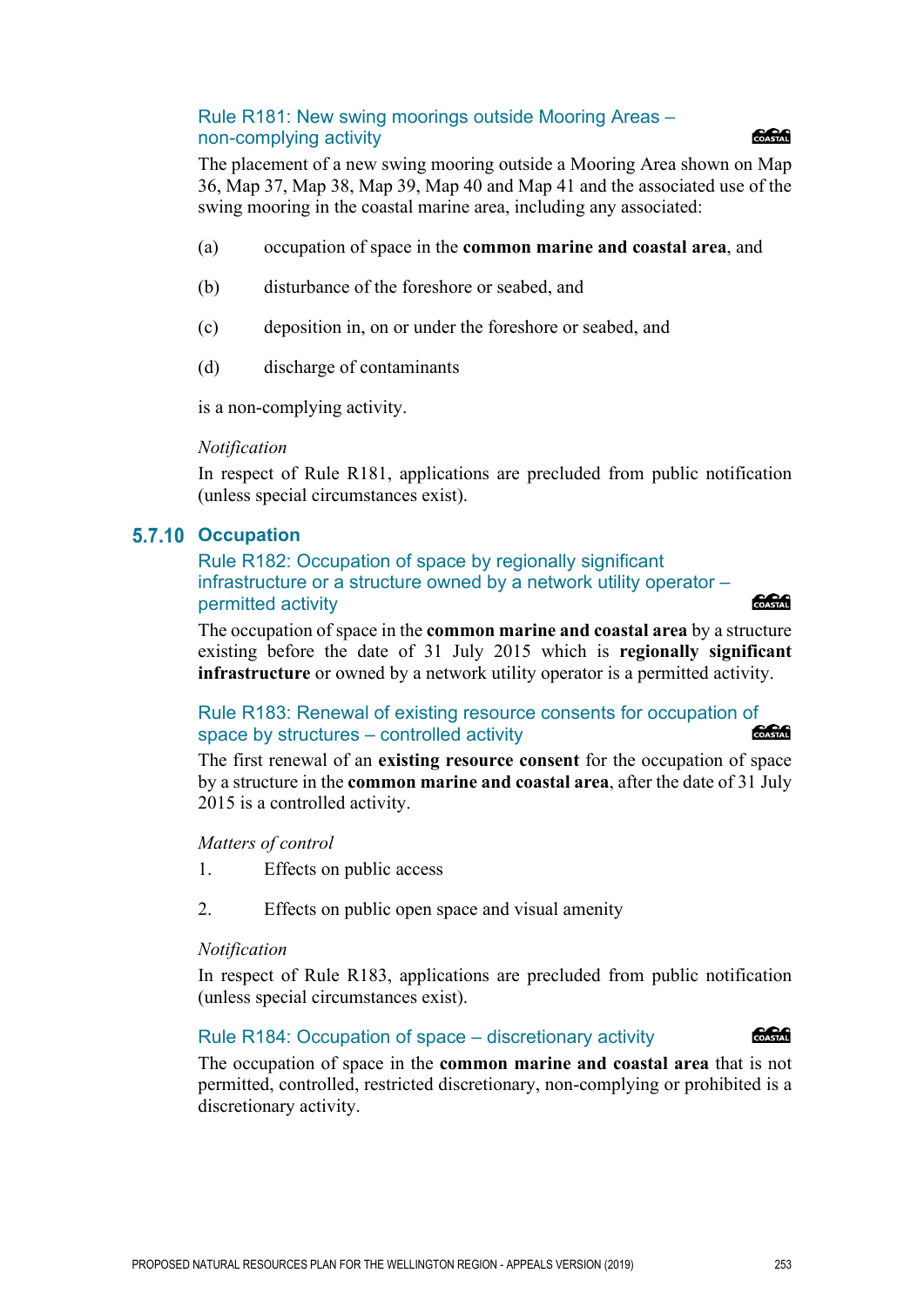### Rule R181: New swing moorings outside Mooring Areas – non-complying activity

The placement of a new swing mooring outside a Mooring Area shown on Map 36, Map 37, Map 38, Map 39, Map 40 and Map 41 and the associated use of the swing mooring in the coastal marine area, including any associated:

(a) occupation of space in the **common marine and coastal area**, and

(b) disturbance of the foreshore or seabed, and

(c) deposition in, on or under the foreshore or seabed, and

(d) discharge of contaminants

is a non-complying activity.

*Notification*

In respect of Rule R181, applications are precluded from public notification (unless special circumstances exist).

## 5.7.10 Occupation

### Rule R182: Occupation of space by regionally significant infrastructure or a structure owned by a network utility operator – permitted activity

The occupation of space in the **common marine and coastal area** by a structure existing before the date of 31 July 2015 which is **regionally significant infrastructure** or owned by a network utility operator is a permitted activity.

### Rule R183: Renewal of existing resource consents for occupation of space by structures – controlled activity

The first renewal of an **existing resource consent** for the occupation of space by a structure in the **common marine and coastal area**, after the date of 31 July 2015 is a controlled activity.

*Matters of control*

1. Effects on public access

2. Effects on public open space and visual amenity

*Notification*

In respect of Rule R183, applications are precluded from public notification (unless special circumstances exist).

### Rule R184: Occupation of space – discretionary activity

The occupation of space in the **common marine and coastal area** that is not permitted, controlled, restricted discretionary, non-complying or prohibited is a discretionary activity.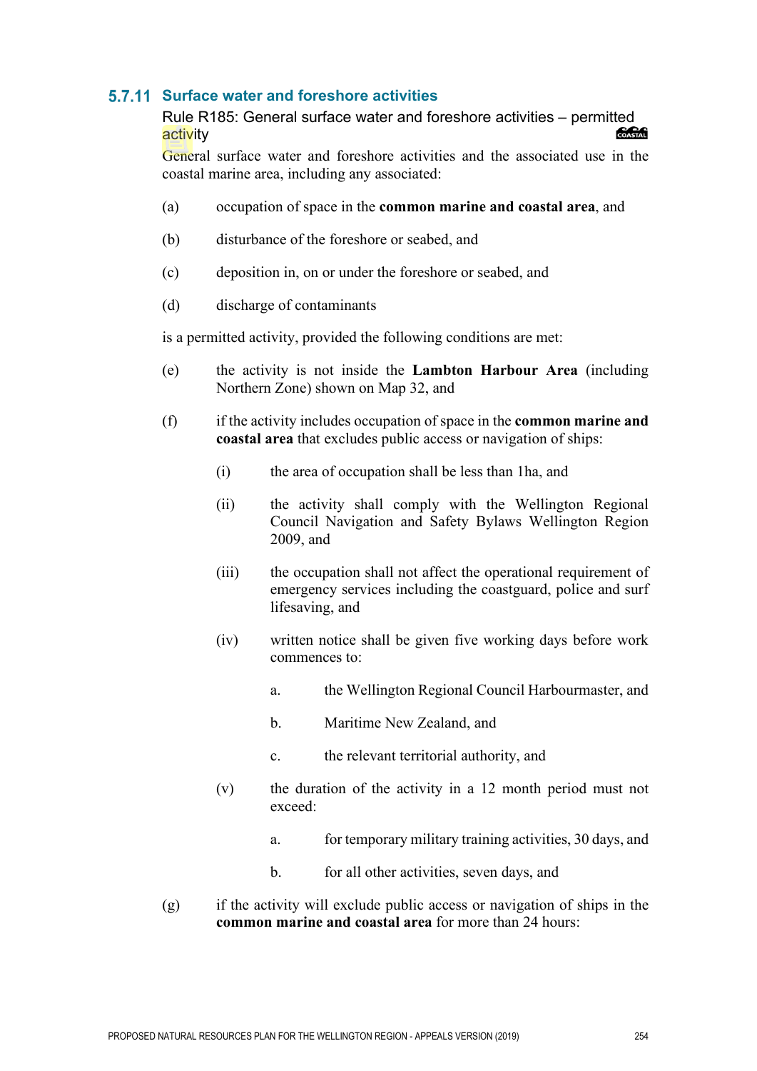### 5.7.11 Surface water and foreshore activities

Rule R185: General surface water and foreshore activities – permitted activity

General surface water and foreshore activities and the associated use in the coastal marine area, including any associated:

(a) occupation of space in the **common marine and coastal area**, and

(b) disturbance of the foreshore or seabed, and

(c) deposition in, on or under the foreshore or seabed, and

(d) discharge of contaminants

is a permitted activity, provided the following conditions are met:

(e) the activity is not inside the **Lambton Harbour Area** (including Northern Zone) shown on Map 32, and

(f) if the activity includes occupation of space in the **common marine and coastal area** that excludes public access or navigation of ships:

  (i) the area of occupation shall be less than 1ha, and

  (ii) the activity shall comply with the Wellington Regional Council Navigation and Safety Bylaws Wellington Region 2009, and

  (iii) the occupation shall not affect the operational requirement of emergency services including the coastguard, police and surf lifesaving, and

  (iv) written notice shall be given five working days before work commences to:

    a. the Wellington Regional Council Harbourmaster, and

    b. Maritime New Zealand, and

    c. the relevant territorial authority, and

  (v) the duration of the activity in a 12 month period must not exceed:

    a. for temporary military training activities, 30 days, and

    b. for all other activities, seven days, and

(g) if the activity will exclude public access or navigation of ships in the **common marine and coastal area** for more than 24 hours: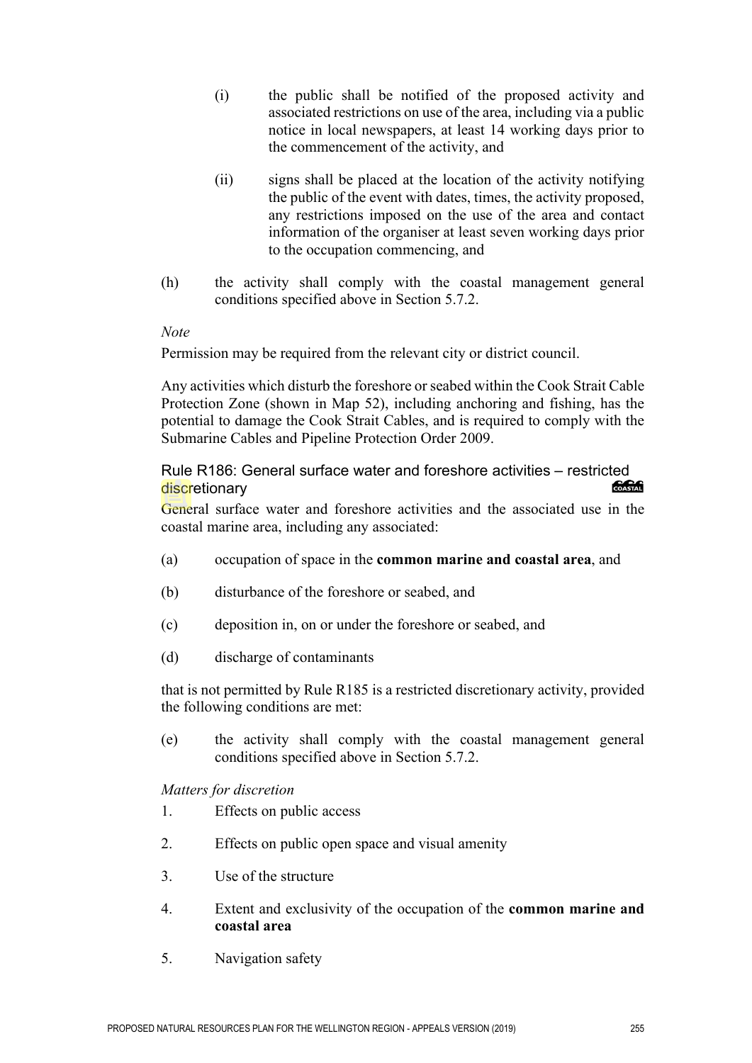(i) the public shall be notified of the proposed activity and associated restrictions on use of the area, including via a public notice in local newspapers, at least 14 working days prior to the commencement of the activity, and

(ii) signs shall be placed at the location of the activity notifying the public of the event with dates, times, the activity proposed, any restrictions imposed on the use of the area and contact information of the organiser at least seven working days prior to the occupation commencing, and

(h) the activity shall comply with the coastal management general conditions specified above in Section 5.7.2.

*Note*

Permission may be required from the relevant city or district council.

Any activities which disturb the foreshore or seabed within the Cook Strait Cable Protection Zone (shown in Map 52), including anchoring and fishing, has the potential to damage the Cook Strait Cables, and is required to comply with the Submarine Cables and Pipeline Protection Order 2009.

### Rule R186: General surface water and foreshore activities – restricted discretionary

General surface water and foreshore activities and the associated use in the coastal marine area, including any associated:

(a) occupation of space in the **common marine and coastal area**, and

(b) disturbance of the foreshore or seabed, and

(c) deposition in, on or under the foreshore or seabed, and

(d) discharge of contaminants

that is not permitted by Rule R185 is a restricted discretionary activity, provided the following conditions are met:

(e) the activity shall comply with the coastal management general conditions specified above in Section 5.7.2.

*Matters for discretion*

1. Effects on public access
2. Effects on public open space and visual amenity
3. Use of the structure
4. Extent and exclusivity of the occupation of the **common marine and coastal area**
5. Navigation safety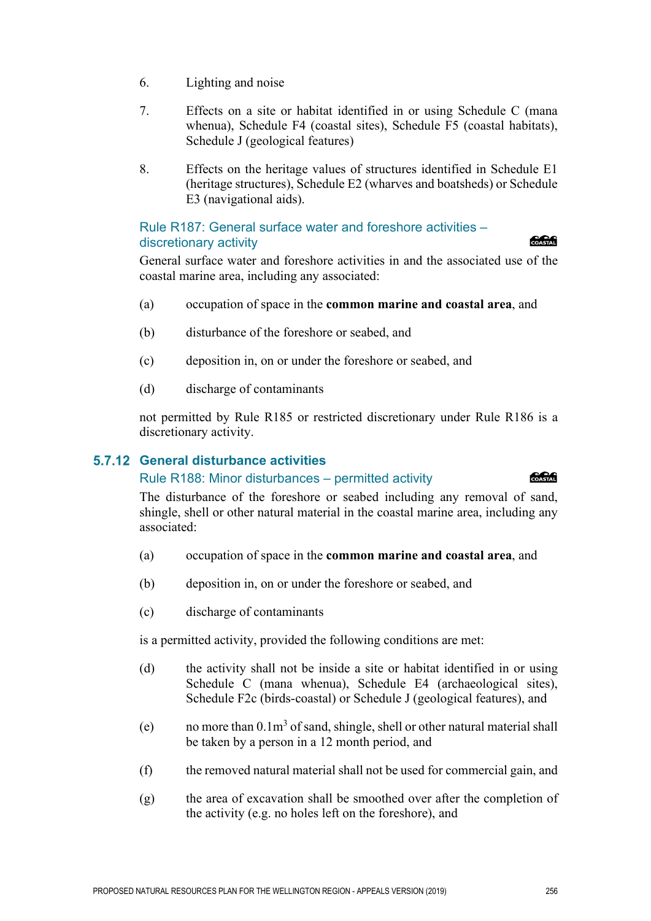6. Lighting and noise

7. Effects on a site or habitat identified in or using Schedule C (mana whenua), Schedule F4 (coastal sites), Schedule F5 (coastal habitats), Schedule J (geological features)

8. Effects on the heritage values of structures identified in Schedule E1 (heritage structures), Schedule E2 (wharves and boatsheds) or Schedule E3 (navigational aids).

#### Rule R187: General surface water and foreshore activities – discretionary activity

COASTAL

General surface water and foreshore activities in and the associated use of the coastal marine area, including any associated:

(a) occupation of space in the **common marine and coastal area**, and

(b) disturbance of the foreshore or seabed, and

(c) deposition in, on or under the foreshore or seabed, and

(d) discharge of contaminants

not permitted by Rule R185 or restricted discretionary under Rule R186 is a discretionary activity.

### 5.7.12 General disturbance activities

#### Rule R188: Minor disturbances – permitted activity

COASTAL

The disturbance of the foreshore or seabed including any removal of sand, shingle, shell or other natural material in the coastal marine area, including any associated:

(a) occupation of space in the **common marine and coastal area**, and

(b) deposition in, on or under the foreshore or seabed, and

(c) discharge of contaminants

is a permitted activity, provided the following conditions are met:

(d) the activity shall not be inside a site or habitat identified in or using Schedule C (mana whenua), Schedule E4 (archaeological sites), Schedule F2c (birds-coastal) or Schedule J (geological features), and

(e) no more than $0.1\text{m}^3$ of sand, shingle, shell or other natural material shall be taken by a person in a 12 month period, and

(f) the removed natural material shall not be used for commercial gain, and

(g) the area of excavation shall be smoothed over after the completion of the activity (e.g. no holes left on the foreshore), and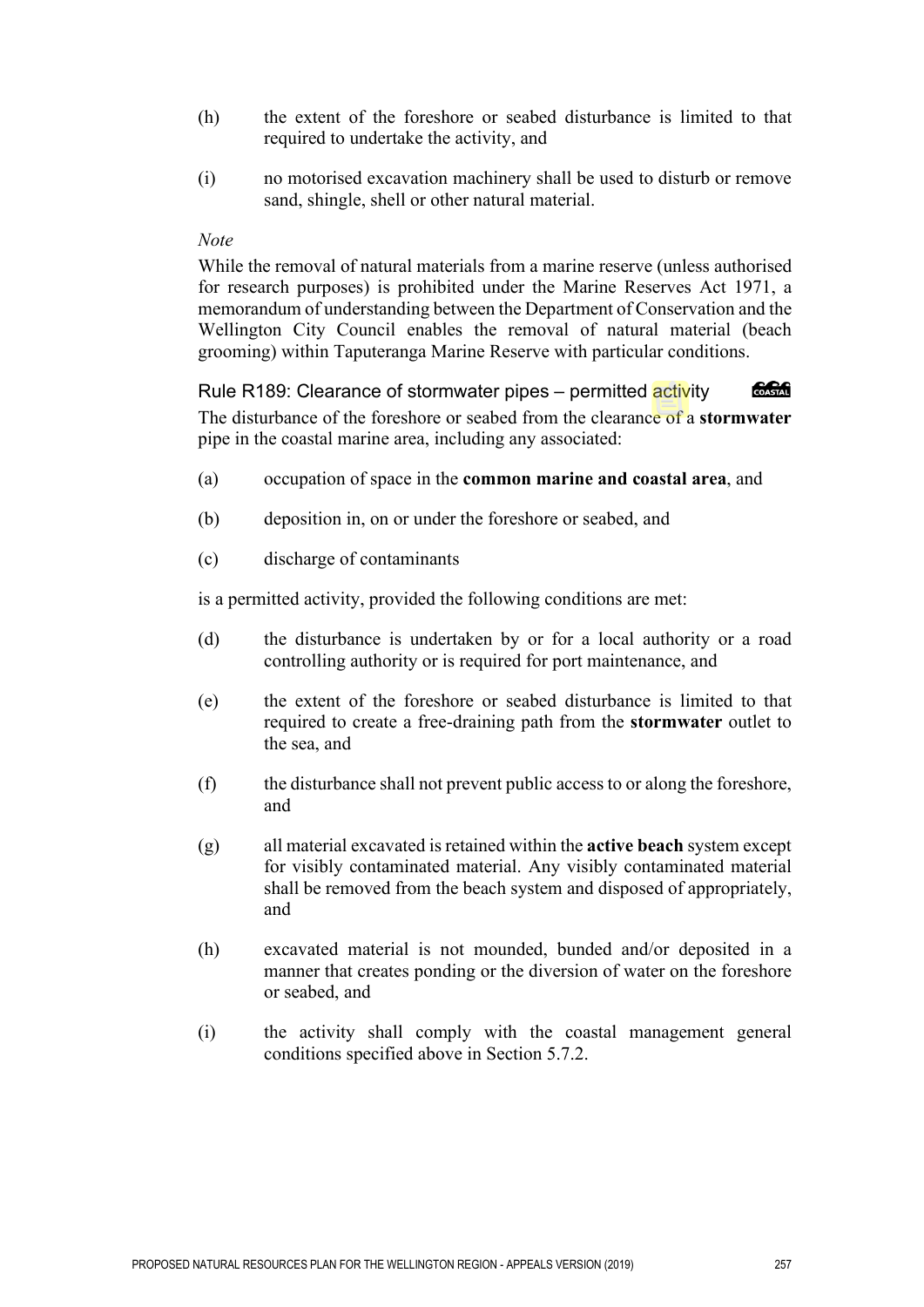(h) the extent of the foreshore or seabed disturbance is limited to that required to undertake the activity, and

(i) no motorised excavation machinery shall be used to disturb or remove sand, shingle, shell or other natural material.

*Note*

While the removal of natural materials from a marine reserve (unless authorised for research purposes) is prohibited under the Marine Reserves Act 1971, a memorandum of understanding between the Department of Conservation and the Wellington City Council enables the removal of natural material (beach grooming) within Taputeranga Marine Reserve with particular conditions.

### Rule R189: Clearance of stormwater pipes – permitted activity

The disturbance of the foreshore or seabed from the clearance of a **stormwater** pipe in the coastal marine area, including any associated:

(a) occupation of space in the **common marine and coastal area**, and

(b) deposition in, on or under the foreshore or seabed, and

(c) discharge of contaminants

is a permitted activity, provided the following conditions are met:

(d) the disturbance is undertaken by or for a local authority or a road controlling authority or is required for port maintenance, and

(e) the extent of the foreshore or seabed disturbance is limited to that required to create a free-draining path from the **stormwater** outlet to the sea, and

(f) the disturbance shall not prevent public access to or along the foreshore, and

(g) all material excavated is retained within the **active beach** system except for visibly contaminated material. Any visibly contaminated material shall be removed from the beach system and disposed of appropriately, and

(h) excavated material is not mounded, bunded and/or deposited in a manner that creates ponding or the diversion of water on the foreshore or seabed, and

(i) the activity shall comply with the coastal management general conditions specified above in Section 5.7.2.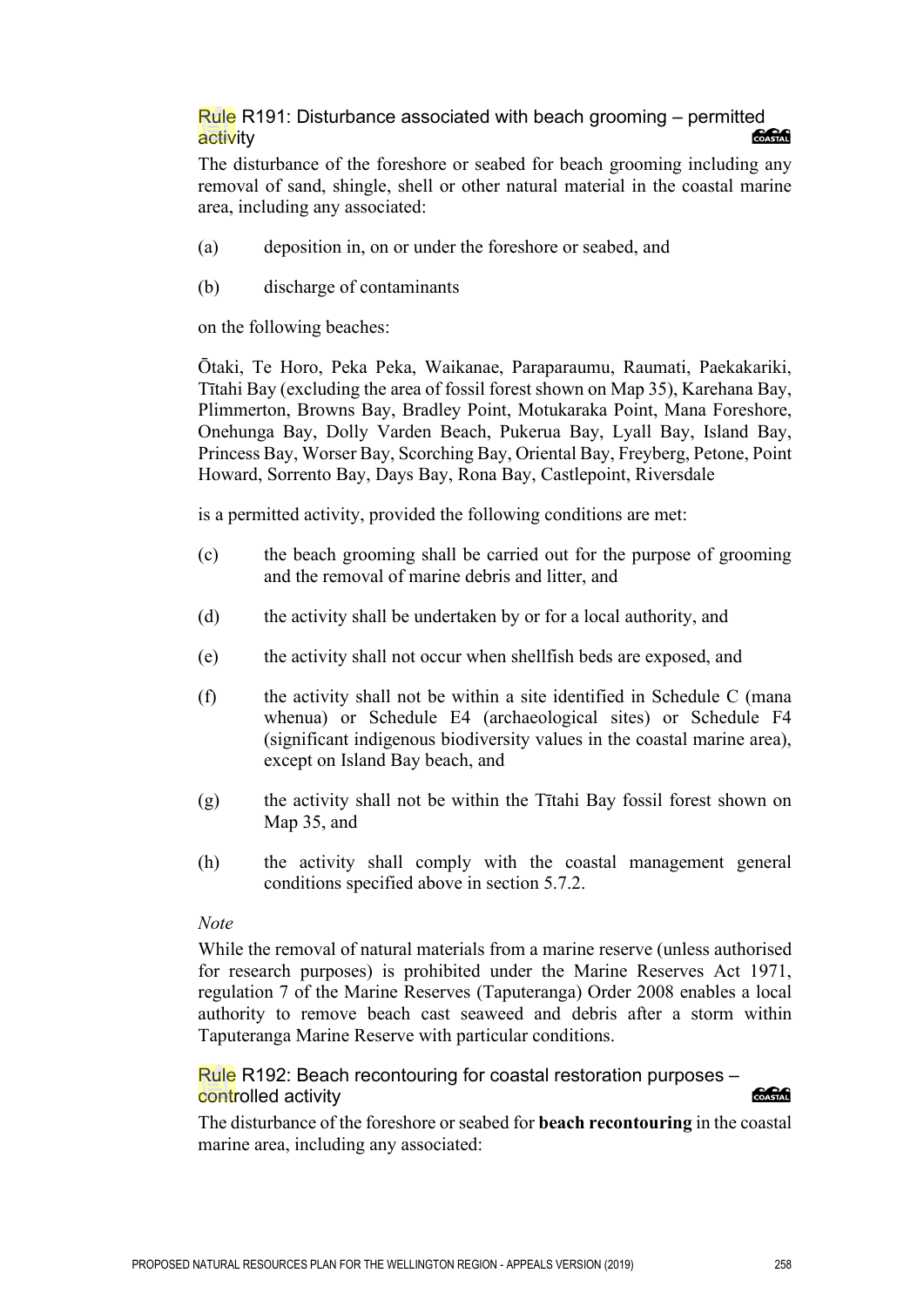### Rule R191: Disturbance associated with beach grooming – permitted activity

The disturbance of the foreshore or seabed for beach grooming including any removal of sand, shingle, shell or other natural material in the coastal marine area, including any associated:

(a) deposition in, on or under the foreshore or seabed, and

(b) discharge of contaminants

on the following beaches:

Ōtaki, Te Horo, Peka Peka, Waikanae, Paraparaumu, Raumati, Paekakariki, Tītahi Bay (excluding the area of fossil forest shown on Map 35), Karehana Bay, Plimmerton, Browns Bay, Bradley Point, Motukaraka Point, Mana Foreshore, Onehunga Bay, Dolly Varden Beach, Pukerua Bay, Lyall Bay, Island Bay, Princess Bay, Worser Bay, Scorching Bay, Oriental Bay, Freyberg, Petone, Point Howard, Sorrento Bay, Days Bay, Rona Bay, Castlepoint, Riversdale

is a permitted activity, provided the following conditions are met:

(c) the beach grooming shall be carried out for the purpose of grooming and the removal of marine debris and litter, and

(d) the activity shall be undertaken by or for a local authority, and

(e) the activity shall not occur when shellfish beds are exposed, and

(f) the activity shall not be within a site identified in Schedule C (mana whenua) or Schedule E4 (archaeological sites) or Schedule F4 (significant indigenous biodiversity values in the coastal marine area), except on Island Bay beach, and

(g) the activity shall not be within the Tītahi Bay fossil forest shown on Map 35, and

(h) the activity shall comply with the coastal management general conditions specified above in section 5.7.2.

*Note*

While the removal of natural materials from a marine reserve (unless authorised for research purposes) is prohibited under the Marine Reserves Act 1971, regulation 7 of the Marine Reserves (Taputeranga) Order 2008 enables a local authority to remove beach cast seaweed and debris after a storm within Taputeranga Marine Reserve with particular conditions.

### Rule R192: Beach recontouring for coastal restoration purposes – controlled activity

The disturbance of the foreshore or seabed for **beach recontouring** in the coastal marine area, including any associated: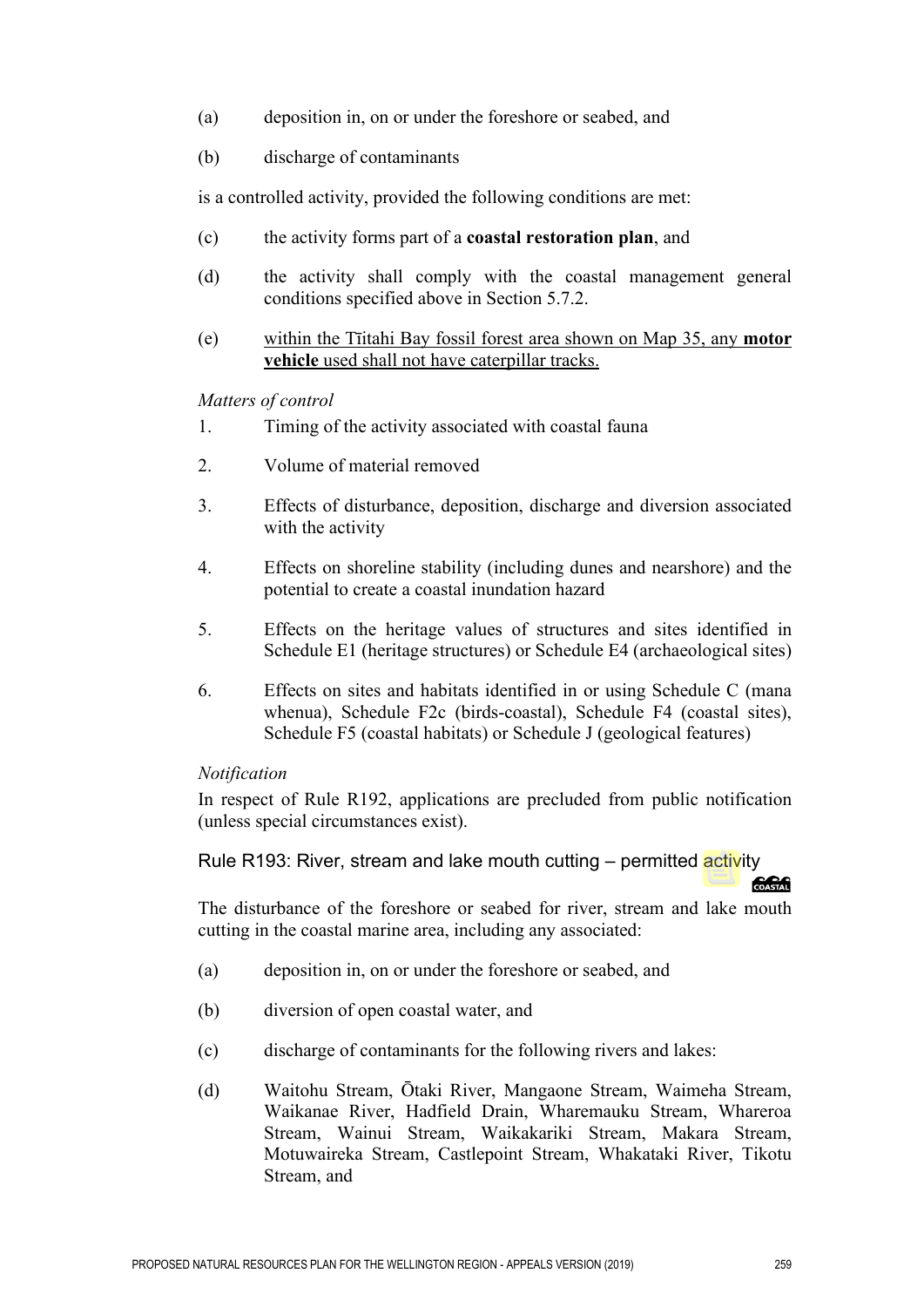(a) deposition in, on or under the foreshore or seabed, and

(b) discharge of contaminants

is a controlled activity, provided the following conditions are met:

(c) the activity forms part of a **coastal restoration plan**, and

(d) the activity shall comply with the coastal management general conditions specified above in Section 5.7.2.

(e) <u>within the Tītahi Bay fossil forest area shown on Map 35, any **motor vehicle** used shall not have caterpillar tracks.</u>

*Matters of control*

1. Timing of the activity associated with coastal fauna
2. Volume of material removed
3. Effects of disturbance, deposition, discharge and diversion associated with the activity
4. Effects on shoreline stability (including dunes and nearshore) and the potential to create a coastal inundation hazard
5. Effects on the heritage values of structures and sites identified in Schedule E1 (heritage structures) or Schedule E4 (archaeological sites)
6. Effects on sites and habitats identified in or using Schedule C (mana whenua), Schedule F2c (birds-coastal), Schedule F4 (coastal sites), Schedule F5 (coastal habitats) or Schedule J (geological features)

*Notification*

In respect of Rule R192, applications are precluded from public notification (unless special circumstances exist).

### Rule R193: River, stream and lake mouth cutting – permitted activity

The disturbance of the foreshore or seabed for river, stream and lake mouth cutting in the coastal marine area, including any associated:

(a) deposition in, on or under the foreshore or seabed, and

(b) diversion of open coastal water, and

(c) discharge of contaminants for the following rivers and lakes:

(d) Waitohu Stream, Ōtaki River, Mangaone Stream, Waimeha Stream, Waikanae River, Hadfield Drain, Wharemauku Stream, Whareroa Stream, Wainui Stream, Waikakariki Stream, Makara Stream, Motuwaireka Stream, Castlepoint Stream, Whakataki River, Tikotu Stream, and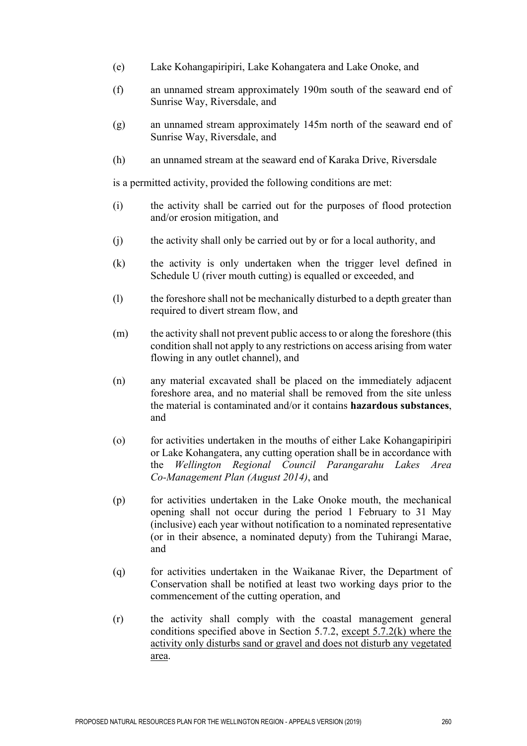(e) Lake Kohangapiripiri, Lake Kohangatera and Lake Onoke, and

(f) an unnamed stream approximately 190m south of the seaward end of Sunrise Way, Riversdale, and

(g) an unnamed stream approximately 145m north of the seaward end of Sunrise Way, Riversdale, and

(h) an unnamed stream at the seaward end of Karaka Drive, Riversdale

is a permitted activity, provided the following conditions are met:

(i) the activity shall be carried out for the purposes of flood protection and/or erosion mitigation, and

(j) the activity shall only be carried out by or for a local authority, and

(k) the activity is only undertaken when the trigger level defined in Schedule U (river mouth cutting) is equalled or exceeded, and

(l) the foreshore shall not be mechanically disturbed to a depth greater than required to divert stream flow, and

(m) the activity shall not prevent public access to or along the foreshore (this condition shall not apply to any restrictions on access arising from water flowing in any outlet channel), and

(n) any material excavated shall be placed on the immediately adjacent foreshore area, and no material shall be removed from the site unless the material is contaminated and/or it contains **hazardous substances**, and

(o) for activities undertaken in the mouths of either Lake Kohangapiripiri or Lake Kohangatera, any cutting operation shall be in accordance with the *Wellington Regional Council Parangarahu Lakes Area Co-Management Plan (August 2014)*, and

(p) for activities undertaken in the Lake Onoke mouth, the mechanical opening shall not occur during the period 1 February to 31 May (inclusive) each year without notification to a nominated representative (or in their absence, a nominated deputy) from the Tuhirangi Marae, and

(q) for activities undertaken in the Waikanae River, the Department of Conservation shall be notified at least two working days prior to the commencement of the cutting operation, and

(r) the activity shall comply with the coastal management general conditions specified above in Section 5.7.2, <u>except 5.7.2(k) where the activity only disturbs sand or gravel and does not disturb any vegetated area</u>.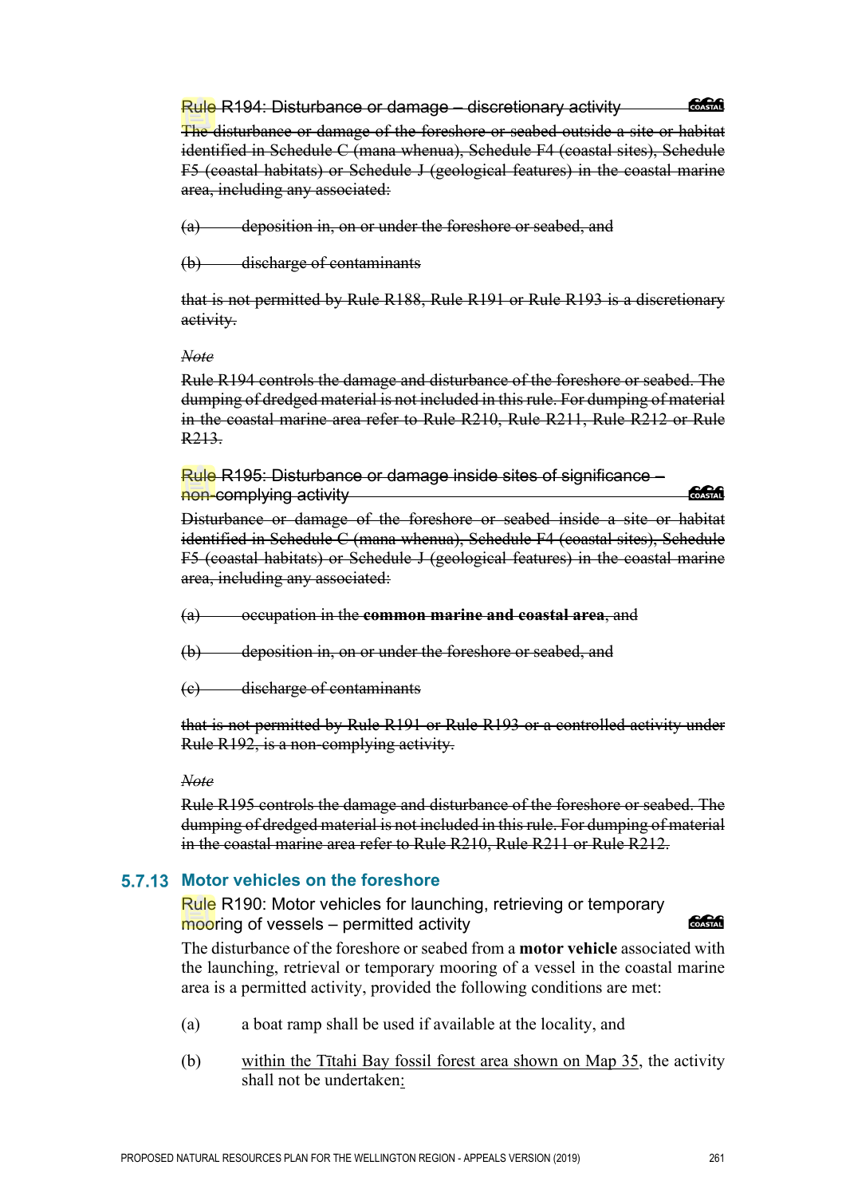~~Rule R194: Disturbance or damage – discretionary activity~~

~~The disturbance or damage of the foreshore or seabed outside a site or habitat identified in Schedule C (mana whenua), Schedule F4 (coastal sites), Schedule F5 (coastal habitats) or Schedule J (geological features) in the coastal marine area, including any associated:~~

~~(a) deposition in, on or under the foreshore or seabed, and~~

~~(b) discharge of contaminants~~

~~that is not permitted by Rule R188, Rule R191 or Rule R193 is a discretionary activity.~~

~~*Note*~~

~~Rule R194 controls the damage and disturbance of the foreshore or seabed. The dumping of dredged material is not included in this rule. For dumping of material in the coastal marine area refer to Rule R210, Rule R211, Rule R212 or Rule R213.~~

~~Rule R195: Disturbance or damage inside sites of significance – non-complying activity~~

~~Disturbance or damage of the foreshore or seabed inside a site or habitat identified in Schedule C (mana whenua), Schedule F4 (coastal sites), Schedule F5 (coastal habitats) or Schedule J (geological features) in the coastal marine area, including any associated:~~

~~(a) occupation in the **common marine and coastal area**, and~~

~~(b) deposition in, on or under the foreshore or seabed, and~~

~~(c) discharge of contaminants~~

~~that is not permitted by Rule R191 or Rule R193 or a controlled activity under Rule R192, is a non-complying activity.~~

~~*Note*~~

~~Rule R195 controls the damage and disturbance of the foreshore or seabed. The dumping of dredged material is not included in this rule. For dumping of material in the coastal marine area refer to Rule R210, Rule R211 or Rule R212.~~

### 5.7.13 Motor vehicles on the foreshore

Rule R190: Motor vehicles for launching, retrieving or temporary mooring of vessels – permitted activity

The disturbance of the foreshore or seabed from a **motor vehicle** associated with the launching, retrieval or temporary mooring of a vessel in the coastal marine area is a permitted activity, provided the following conditions are met:

(a) a boat ramp shall be used if available at the locality, and

(b) <u>within the Tītahi Bay fossil forest area shown on Map 35</u>, the activity shall not be undertaken<u>:</u>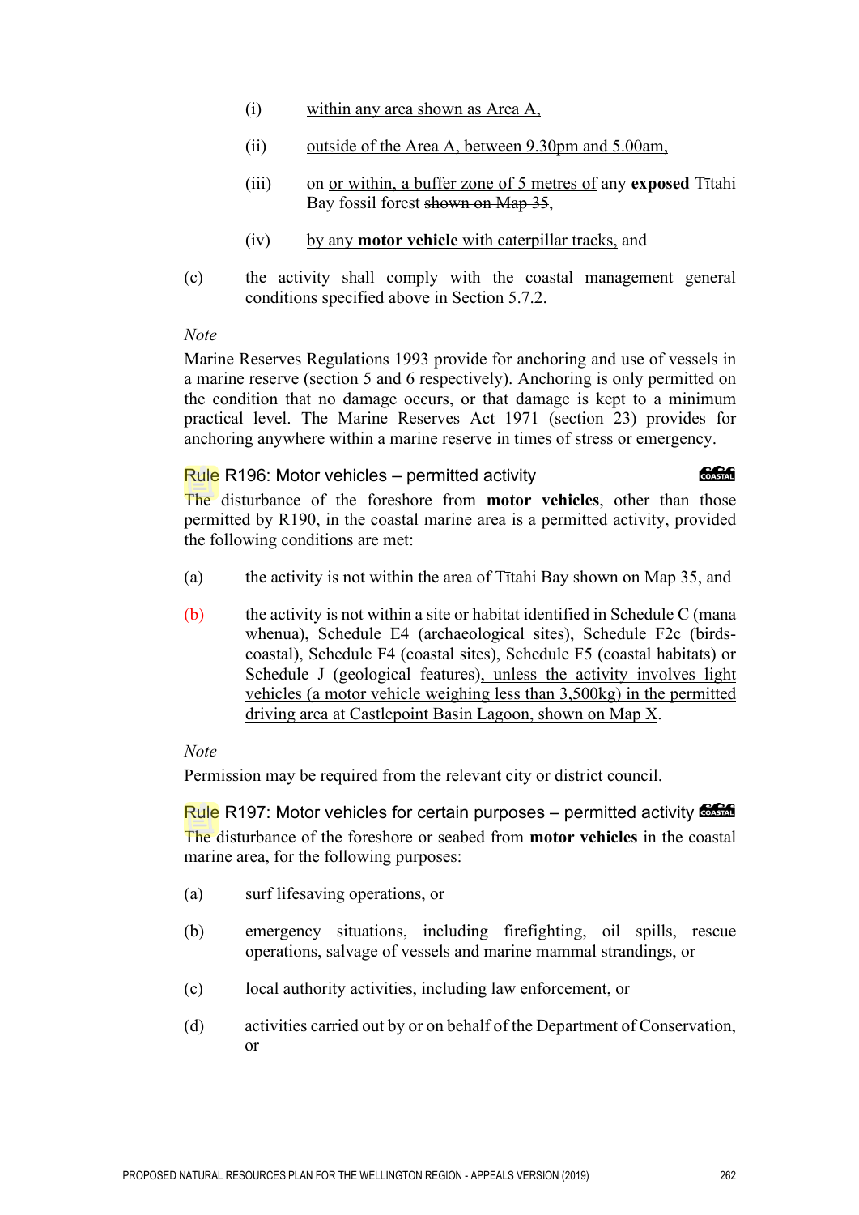(i) within any area shown as Area A,

(ii) outside of the Area A, between 9.30pm and 5.00am,

(iii) on or within, a buffer zone of 5 metres of any **exposed** Tītahi Bay fossil forest ~~shown on Map 35~~,

(iv) by any **motor vehicle** with caterpillar tracks, and

(c) the activity shall comply with the coastal management general conditions specified above in Section 5.7.2.

*Note*

Marine Reserves Regulations 1993 provide for anchoring and use of vessels in a marine reserve (section 5 and 6 respectively). Anchoring is only permitted on the condition that no damage occurs, or that damage is kept to a minimum practical level. The Marine Reserves Act 1971 (section 23) provides for anchoring anywhere within a marine reserve in times of stress or emergency.

### Rule R196: Motor vehicles – permitted activity

The disturbance of the foreshore from **motor vehicles**, other than those permitted by R190, in the coastal marine area is a permitted activity, provided the following conditions are met:

(a) the activity is not within the area of Tītahi Bay shown on Map 35, and

(b) the activity is not within a site or habitat identified in Schedule C (mana whenua), Schedule E4 (archaeological sites), Schedule F2c (birds-coastal), Schedule F4 (coastal sites), Schedule F5 (coastal habitats) or Schedule J (geological features), unless the activity involves light vehicles (a motor vehicle weighing less than 3,500kg) in the permitted driving area at Castlepoint Basin Lagoon, shown on Map X.

*Note*

Permission may be required from the relevant city or district council.

### Rule R197: Motor vehicles for certain purposes – permitted activity

The disturbance of the foreshore or seabed from **motor vehicles** in the coastal marine area, for the following purposes:

(a) surf lifesaving operations, or

(b) emergency situations, including firefighting, oil spills, rescue operations, salvage of vessels and marine mammal strandings, or

(c) local authority activities, including law enforcement, or

(d) activities carried out by or on behalf of the Department of Conservation, or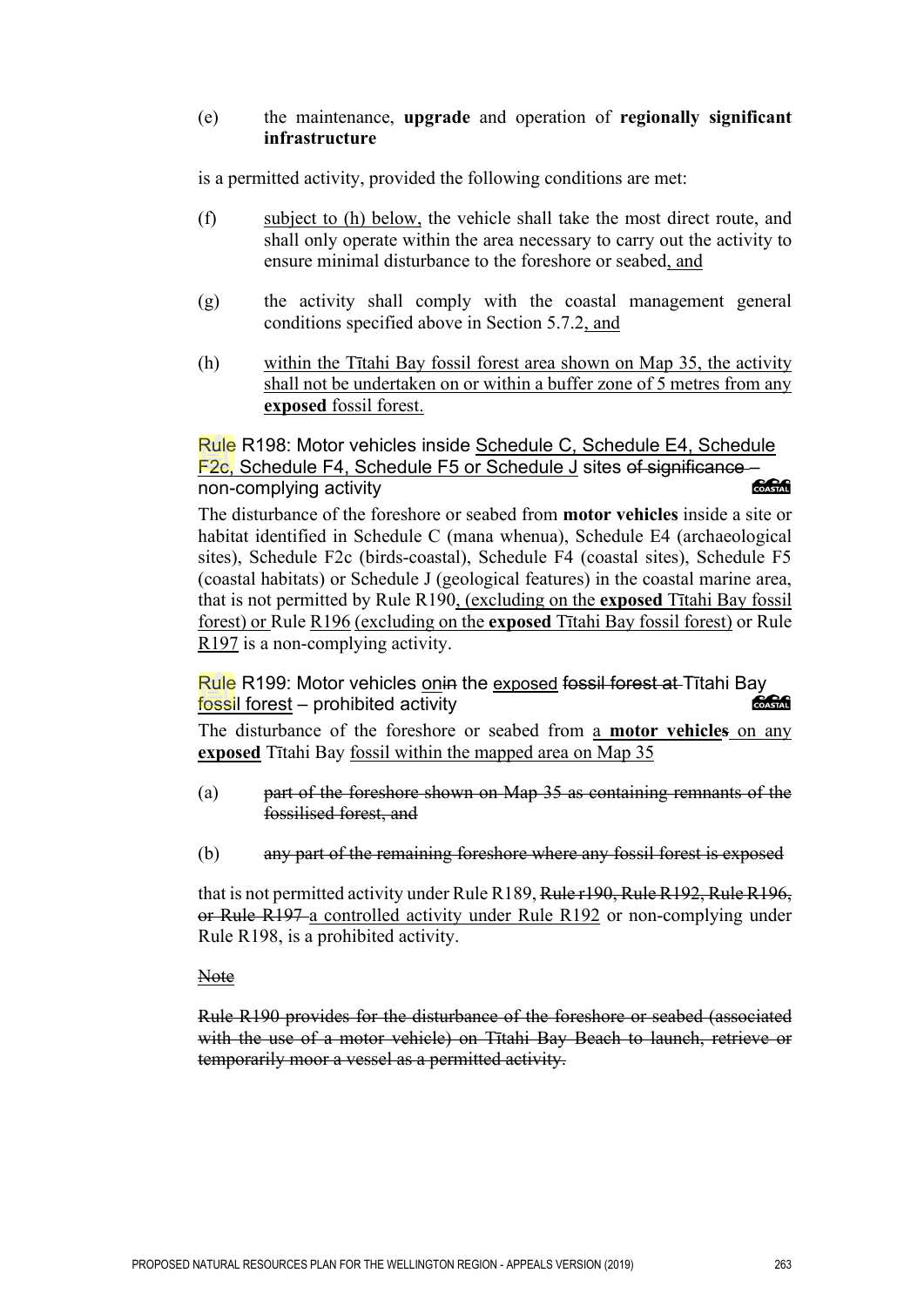(e) the maintenance, **upgrade** and operation of **regionally significant infrastructure**

is a permitted activity, provided the following conditions are met:

(f) subject to (h) below, the vehicle shall take the most direct route, and shall only operate within the area necessary to carry out the activity to ensure minimal disturbance to the foreshore or seabed, and

(g) the activity shall comply with the coastal management general conditions specified above in Section 5.7.2, and

(h) within the Tītahi Bay fossil forest area shown on Map 35, the activity shall not be undertaken on or within a buffer zone of 5 metres from any **exposed** fossil forest.

### Rule R198: Motor vehicles inside Schedule C, Schedule E4, Schedule F2c, Schedule F4, Schedule F5 or Schedule J sites ~~of significance~~ – non-complying activity

The disturbance of the foreshore or seabed from **motor vehicles** inside a site or habitat identified in Schedule C (mana whenua), Schedule E4 (archaeological sites), Schedule F2c (birds-coastal), Schedule F4 (coastal sites), Schedule F5 (coastal habitats) or Schedule J (geological features) in the coastal marine area, that is not permitted by Rule R190, (excluding on the **exposed** Tītahi Bay fossil forest) or Rule R196 (excluding on the **exposed** Tītahi Bay fossil forest) or Rule R197 is a non-complying activity.

### Rule R199: Motor vehicles on~~in~~ the exposed ~~fossil forest at~~ Tītahi Bay fossil forest – prohibited activity

The disturbance of the foreshore or seabed from a **motor vehicle**~~s~~ on any **exposed** Tītahi Bay fossil within the mapped area on Map 35

(a) ~~part of the foreshore shown on Map 35 as containing remnants of the fossilised forest, and~~

(b) ~~any part of the remaining foreshore where any fossil forest is exposed~~

that is not permitted activity under Rule R189, ~~Rule r190, Rule R192, Rule R196, or Rule R197~~ a controlled activity under Rule R192 or non-complying under Rule R198, is a prohibited activity.

~~Note~~

~~Rule R190 provides for the disturbance of the foreshore or seabed (associated with the use of a motor vehicle) on Tītahi Bay Beach to launch, retrieve or temporarily moor a vessel as a permitted activity.~~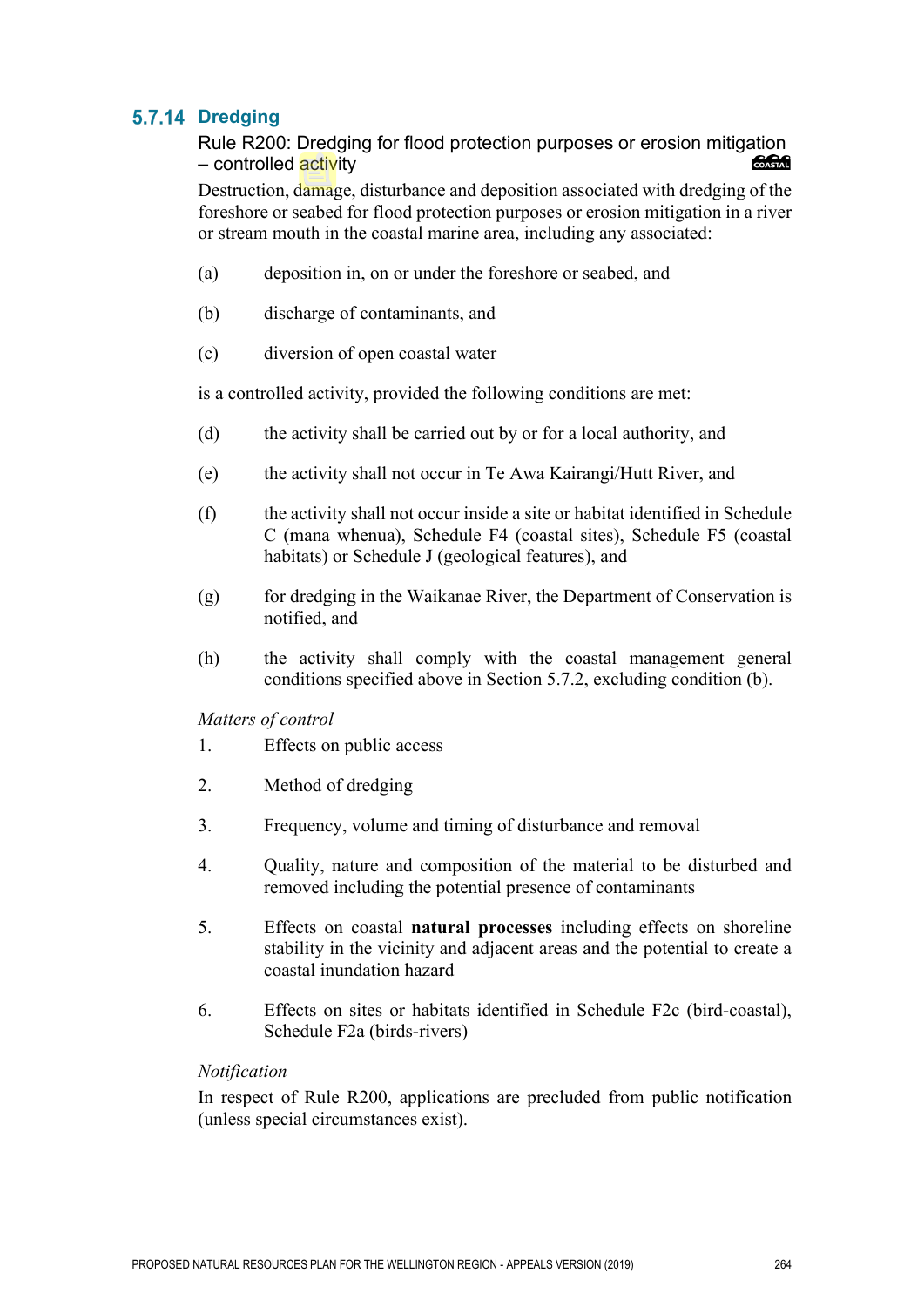## 5.7.14 Dredging

### Rule R200: Dredging for flood protection purposes or erosion mitigation – controlled activity

Destruction, damage, disturbance and deposition associated with dredging of the foreshore or seabed for flood protection purposes or erosion mitigation in a river or stream mouth in the coastal marine area, including any associated:

(a) deposition in, on or under the foreshore or seabed, and

(b) discharge of contaminants, and

(c) diversion of open coastal water

is a controlled activity, provided the following conditions are met:

(d) the activity shall be carried out by or for a local authority, and

(e) the activity shall not occur in Te Awa Kairangi/Hutt River, and

(f) the activity shall not occur inside a site or habitat identified in Schedule C (mana whenua), Schedule F4 (coastal sites), Schedule F5 (coastal habitats) or Schedule J (geological features), and

(g) for dredging in the Waikanae River, the Department of Conservation is notified, and

(h) the activity shall comply with the coastal management general conditions specified above in Section 5.7.2, excluding condition (b).

*Matters of control*

1. Effects on public access
2. Method of dredging
3. Frequency, volume and timing of disturbance and removal
4. Quality, nature and composition of the material to be disturbed and removed including the potential presence of contaminants
5. Effects on coastal **natural processes** including effects on shoreline stability in the vicinity and adjacent areas and the potential to create a coastal inundation hazard
6. Effects on sites or habitats identified in Schedule F2c (bird-coastal), Schedule F2a (birds-rivers)

*Notification*

In respect of Rule R200, applications are precluded from public notification (unless special circumstances exist).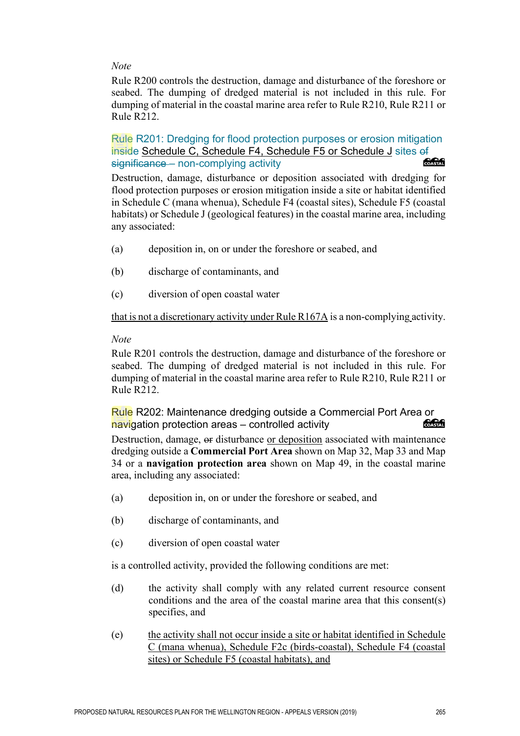*Note*

Rule R200 controls the destruction, damage and disturbance of the foreshore or seabed. The dumping of dredged material is not included in this rule. For dumping of material in the coastal marine area refer to Rule R210, Rule R211 or Rule R212.

### Rule R201: Dredging for flood protection purposes or erosion mitigation inside Schedule C, Schedule F4, Schedule F5 or Schedule J sites ~~of significance~~ – non-complying activity

Destruction, damage, disturbance or deposition associated with dredging for flood protection purposes or erosion mitigation inside a site or habitat identified in Schedule C (mana whenua), Schedule F4 (coastal sites), Schedule F5 (coastal habitats) or Schedule J (geological features) in the coastal marine area, including any associated:

(a) deposition in, on or under the foreshore or seabed, and

(b) discharge of contaminants, and

(c) diversion of open coastal water

that is not a discretionary activity under Rule R167A is a non-complying activity.

*Note*

Rule R201 controls the destruction, damage and disturbance of the foreshore or seabed. The dumping of dredged material is not included in this rule. For dumping of material in the coastal marine area refer to Rule R210, Rule R211 or Rule R212.

### Rule R202: Maintenance dredging outside a Commercial Port Area or navigation protection areas – controlled activity

Destruction, damage, ~~or~~ disturbance or deposition associated with maintenance dredging outside a **Commercial Port Area** shown on Map 32, Map 33 and Map 34 or a **navigation protection area** shown on Map 49, in the coastal marine area, including any associated:

(a) deposition in, on or under the foreshore or seabed, and

(b) discharge of contaminants, and

(c) diversion of open coastal water

is a controlled activity, provided the following conditions are met:

(d) the activity shall comply with any related current resource consent conditions and the area of the coastal marine area that this consent(s) specifies, and

(e) the activity shall not occur inside a site or habitat identified in Schedule C (mana whenua), Schedule F2c (birds-coastal), Schedule F4 (coastal sites) or Schedule F5 (coastal habitats), and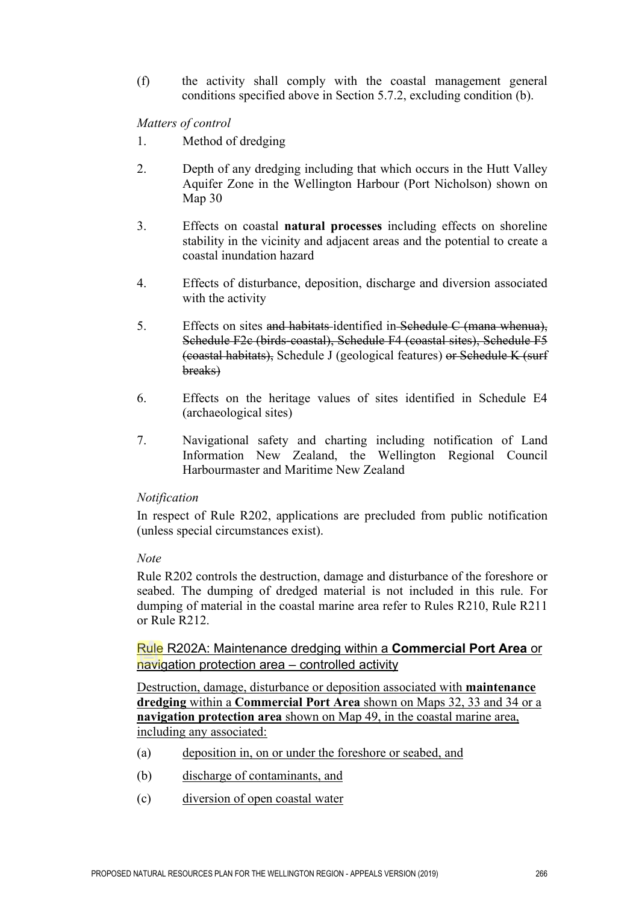(f) the activity shall comply with the coastal management general conditions specified above in Section 5.7.2, excluding condition (b).

*Matters of control*

1. Method of dredging
2. Depth of any dredging including that which occurs in the Hutt Valley Aquifer Zone in the Wellington Harbour (Port Nicholson) shown on Map 30
3. Effects on coastal **natural processes** including effects on shoreline stability in the vicinity and adjacent areas and the potential to create a coastal inundation hazard
4. Effects of disturbance, deposition, discharge and diversion associated with the activity
5. Effects on sites ~~and habitats~~ identified in ~~Schedule C (mana whenua), Schedule F2c (birds-coastal), Schedule F4 (coastal sites), Schedule F5 (coastal habitats),~~ Schedule J (geological features) ~~or Schedule K (surf breaks)~~
6. Effects on the heritage values of sites identified in Schedule E4 (archaeological sites)
7. Navigational safety and charting including notification of Land Information New Zealand, the Wellington Regional Council Harbourmaster and Maritime New Zealand

*Notification*

In respect of Rule R202, applications are precluded from public notification (unless special circumstances exist).

*Note*

Rule R202 controls the destruction, damage and disturbance of the foreshore or seabed. The dumping of dredged material is not included in this rule. For dumping of material in the coastal marine area refer to Rules R210, Rule R211 or Rule R212.

<u>Rule R202A: Maintenance dredging within a **Commercial Port Area** or navigation protection area – controlled activity</u>

<u>Destruction, damage, disturbance or deposition associated with **maintenance dredging** within a **Commercial Port Area** shown on Maps 32, 33 and 34 or a **navigation protection area** shown on Map 49, in the coastal marine area, including any associated:</u>

(a) <u>deposition in, on or under the foreshore or seabed, and</u>

(b) <u>discharge of contaminants, and</u>

(c) <u>diversion of open coastal water</u>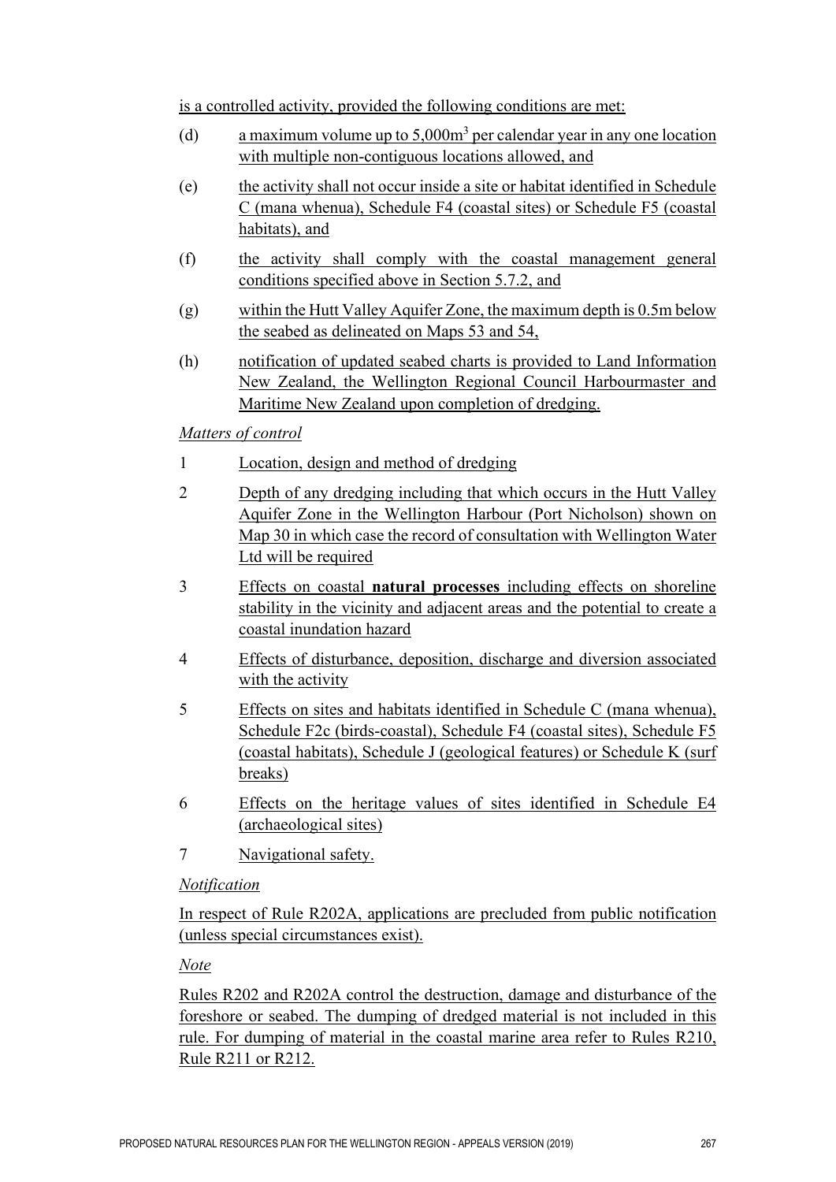is a controlled activity, provided the following conditions are met:

(d) a maximum volume up to 5,000m$^3$ per calendar year in any one location with multiple non-contiguous locations allowed, and

(e) the activity shall not occur inside a site or habitat identified in Schedule C (mana whenua), Schedule F4 (coastal sites) or Schedule F5 (coastal habitats), and

(f) the activity shall comply with the coastal management general conditions specified above in Section 5.7.2, and

(g) within the Hutt Valley Aquifer Zone, the maximum depth is 0.5m below the seabed as delineated on Maps 53 and 54,

(h) notification of updated seabed charts is provided to Land Information New Zealand, the Wellington Regional Council Harbourmaster and Maritime New Zealand upon completion of dredging.

*Matters of control*

1 Location, design and method of dredging

2 Depth of any dredging including that which occurs in the Hutt Valley Aquifer Zone in the Wellington Harbour (Port Nicholson) shown on Map 30 in which case the record of consultation with Wellington Water Ltd will be required

3 Effects on coastal **natural processes** including effects on shoreline stability in the vicinity and adjacent areas and the potential to create a coastal inundation hazard

4 Effects of disturbance, deposition, discharge and diversion associated with the activity

5 Effects on sites and habitats identified in Schedule C (mana whenua), Schedule F2c (birds-coastal), Schedule F4 (coastal sites), Schedule F5 (coastal habitats), Schedule J (geological features) or Schedule K (surf breaks)

6 Effects on the heritage values of sites identified in Schedule E4 (archaeological sites)

7 Navigational safety.

*Notification*

In respect of Rule R202A, applications are precluded from public notification (unless special circumstances exist).

*Note*

Rules R202 and R202A control the destruction, damage and disturbance of the foreshore or seabed. The dumping of dredged material is not included in this rule. For dumping of material in the coastal marine area refer to Rules R210, Rule R211 or R212.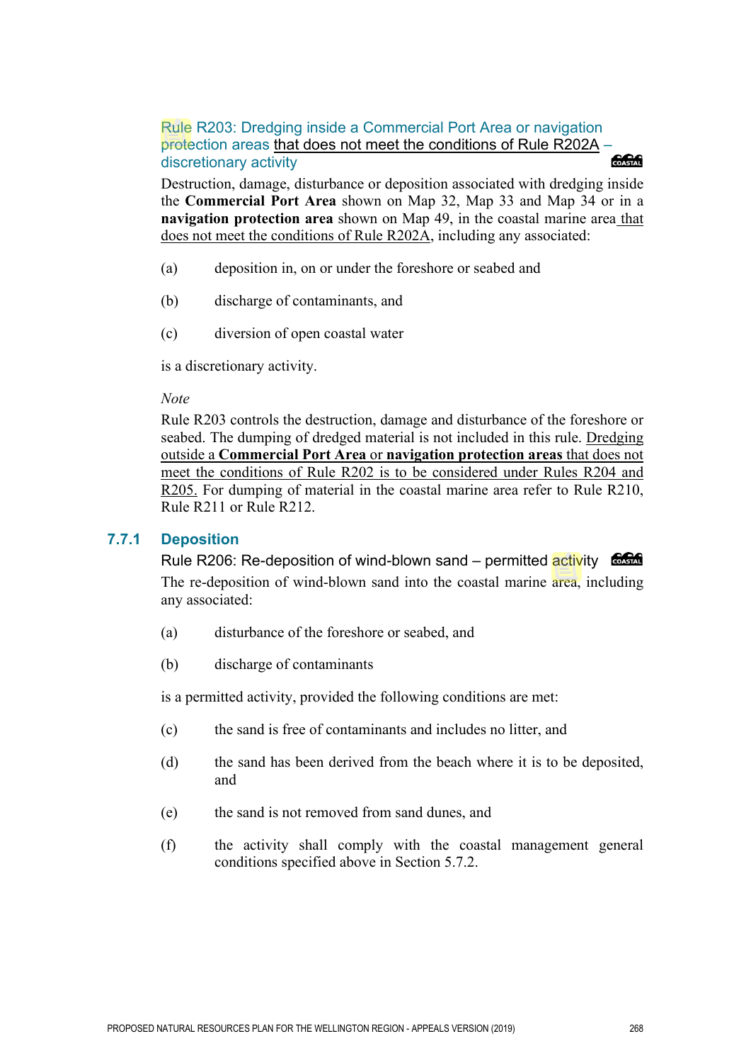Rule R203: Dredging inside a Commercial Port Area or navigation protection areas <u>that does not meet the conditions of Rule R202A</u> – discretionary activity

Destruction, damage, disturbance or deposition associated with dredging inside the **Commercial Port Area** shown on Map 32, Map 33 and Map 34 or in a **navigation protection area** shown on Map 49, in the coastal marine area <u>that does not meet the conditions of Rule R202A</u>, including any associated:

(a) deposition in, on or under the foreshore or seabed and

(b) discharge of contaminants, and

(c) diversion of open coastal water

is a discretionary activity.

*Note*

Rule R203 controls the destruction, damage and disturbance of the foreshore or seabed. The dumping of dredged material is not included in this rule. <u>Dredging outside a **Commercial Port Area** or **navigation protection areas** that does not meet the conditions of Rule R202 is to be considered under Rules R204 and R205.</u> For dumping of material in the coastal marine area refer to Rule R210, Rule R211 or Rule R212.

## 7.7.1 Deposition

Rule R206: Re-deposition of wind-blown sand – permitted activity

The re-deposition of wind-blown sand into the coastal marine area, including any associated:

(a) disturbance of the foreshore or seabed, and

(b) discharge of contaminants

is a permitted activity, provided the following conditions are met:

(c) the sand is free of contaminants and includes no litter, and

(d) the sand has been derived from the beach where it is to be deposited, and

(e) the sand is not removed from sand dunes, and

(f) the activity shall comply with the coastal management general conditions specified above in Section 5.7.2.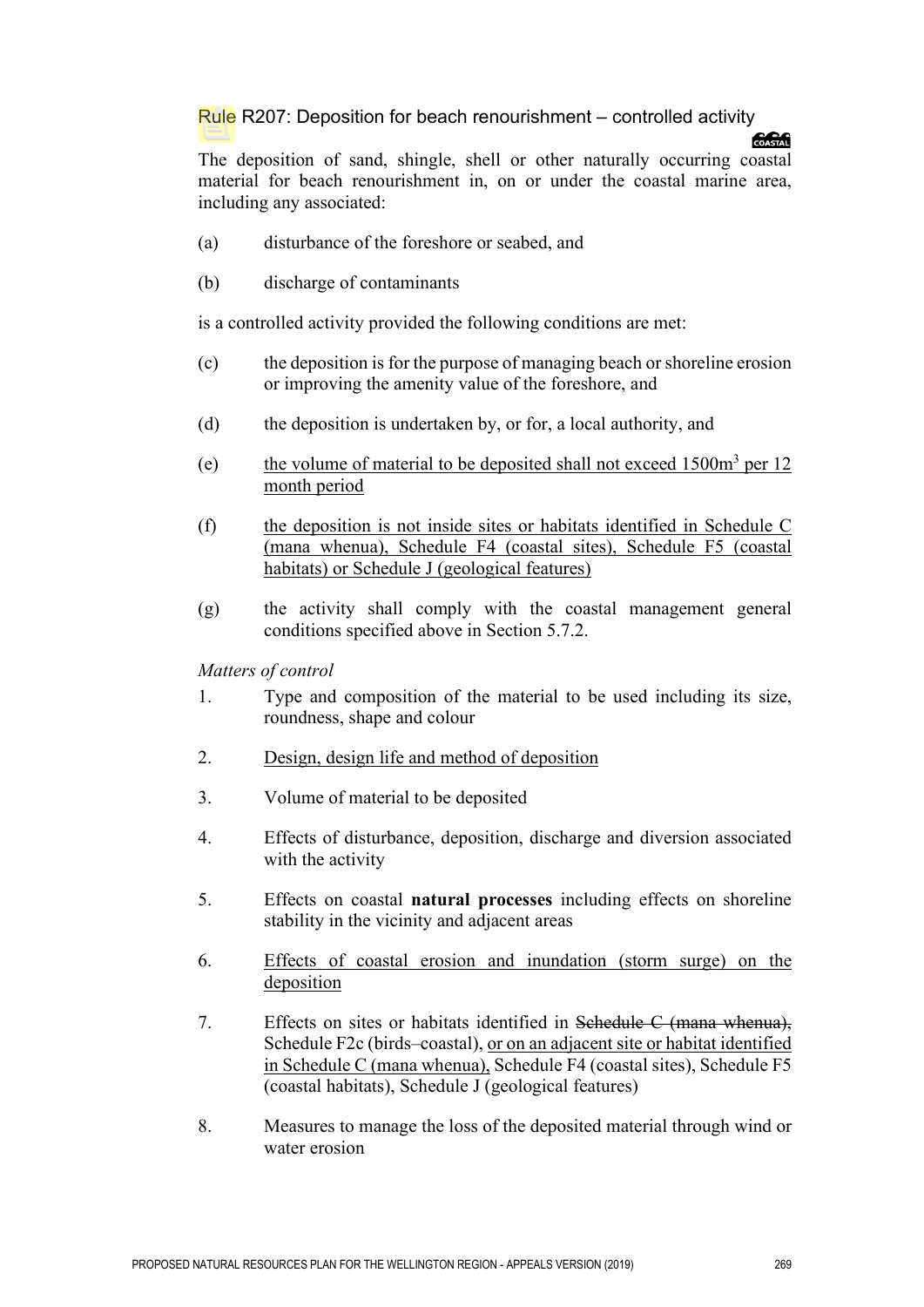### Rule R207: Deposition for beach renourishment – controlled activity

The deposition of sand, shingle, shell or other naturally occurring coastal material for beach renourishment in, on or under the coastal marine area, including any associated:

(a) disturbance of the foreshore or seabed, and

(b) discharge of contaminants

is a controlled activity provided the following conditions are met:

(c) the deposition is for the purpose of managing beach or shoreline erosion or improving the amenity value of the foreshore, and

(d) the deposition is undertaken by, or for, a local authority, and

(e) <u>the volume of material to be deposited shall not exceed 1500m$^3$ per 12 month period</u>

(f) <u>the deposition is not inside sites or habitats identified in Schedule C (mana whenua), Schedule F4 (coastal sites), Schedule F5 (coastal habitats) or Schedule J (geological features)</u>

(g) the activity shall comply with the coastal management general conditions specified above in Section 5.7.2.

*Matters of control*

1. Type and composition of the material to be used including its size, roundness, shape and colour
2. <u>Design, design life and method of deposition</u>
3. Volume of material to be deposited
4. Effects of disturbance, deposition, discharge and diversion associated with the activity
5. Effects on coastal **natural processes** including effects on shoreline stability in the vicinity and adjacent areas
6. <u>Effects of coastal erosion and inundation (storm surge) on the deposition</u>
7. Effects on sites or habitats identified in ~~Schedule C (mana whenua),~~ Schedule F2c (birds–coastal), <u>or on an adjacent site or habitat identified in Schedule C (mana whenua),</u> Schedule F4 (coastal sites), Schedule F5 (coastal habitats), Schedule J (geological features)
8. Measures to manage the loss of the deposited material through wind or water erosion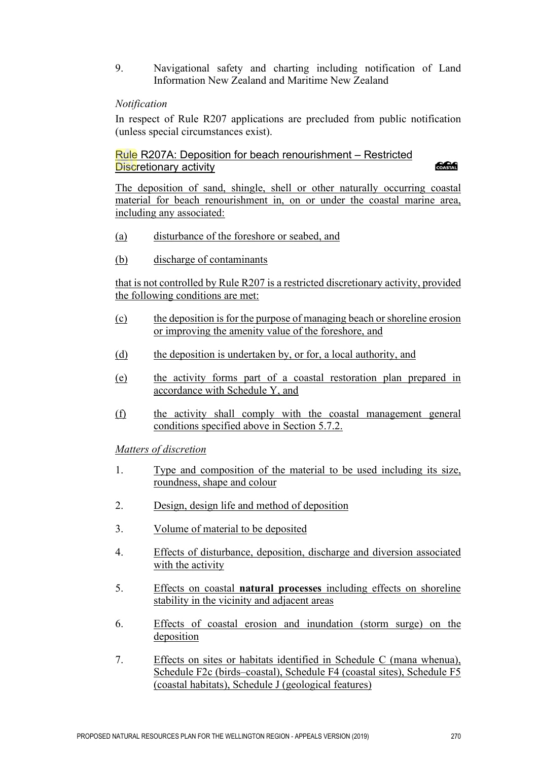9. Navigational safety and charting including notification of Land Information New Zealand and Maritime New Zealand

*Notification*

In respect of Rule R207 applications are precluded from public notification (unless special circumstances exist).

### Rule R207A: Deposition for beach renourishment – Restricted Discretionary activity

The deposition of sand, shingle, shell or other naturally occurring coastal material for beach renourishment in, on or under the coastal marine area, including any associated:

(a) disturbance of the foreshore or seabed, and

(b) discharge of contaminants

that is not controlled by Rule R207 is a restricted discretionary activity, provided the following conditions are met:

(c) the deposition is for the purpose of managing beach or shoreline erosion or improving the amenity value of the foreshore, and

(d) the deposition is undertaken by, or for, a local authority, and

(e) the activity forms part of a coastal restoration plan prepared in accordance with Schedule Y, and

(f) the activity shall comply with the coastal management general conditions specified above in Section 5.7.2.

*Matters of discretion*

1. Type and composition of the material to be used including its size, roundness, shape and colour
2. Design, design life and method of deposition
3. Volume of material to be deposited
4. Effects of disturbance, deposition, discharge and diversion associated with the activity
5. Effects on coastal **natural processes** including effects on shoreline stability in the vicinity and adjacent areas
6. Effects of coastal erosion and inundation (storm surge) on the deposition
7. Effects on sites or habitats identified in Schedule C (mana whenua), Schedule F2c (birds–coastal), Schedule F4 (coastal sites), Schedule F5 (coastal habitats), Schedule J (geological features)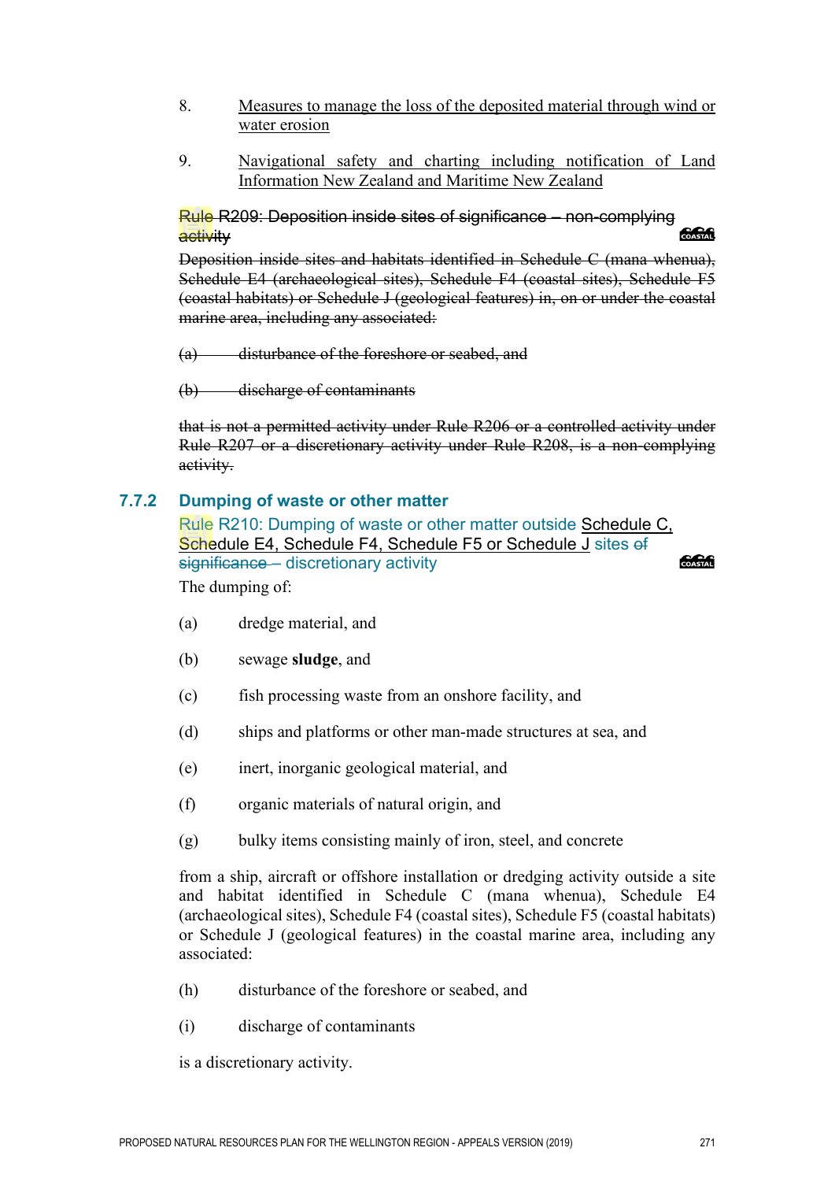8. <u>Measures to manage the loss of the deposited material through wind or water erosion</u>

9. <u>Navigational safety and charting including notification of Land Information New Zealand and Maritime New Zealand</u>

~~Rule R209: Deposition inside sites of significance – non-complying activity~~

~~Deposition inside sites and habitats identified in Schedule C (mana whenua), Schedule E4 (archaeological sites), Schedule F4 (coastal sites), Schedule F5 (coastal habitats) or Schedule J (geological features) in, on or under the coastal marine area, including any associated:~~

~~(a) disturbance of the foreshore or seabed, and~~

~~(b) discharge of contaminants~~

~~that is not a permitted activity under Rule R206 or a controlled activity under Rule R207 or a discretionary activity under Rule R208, is a non-complying activity.~~

## 7.7.2 Dumping of waste or other matter

Rule R210: Dumping of waste or other matter outside <u>Schedule C, Schedule E4, Schedule F4, Schedule F5 or Schedule J</u> sites ~~of significance~~ – discretionary activity

The dumping of:

(a) dredge material, and

(b) sewage **sludge**, and

(c) fish processing waste from an onshore facility, and

(d) ships and platforms or other man-made structures at sea, and

(e) inert, inorganic geological material, and

(f) organic materials of natural origin, and

(g) bulky items consisting mainly of iron, steel, and concrete

from a ship, aircraft or offshore installation or dredging activity outside a site and habitat identified in Schedule C (mana whenua), Schedule E4 (archaeological sites), Schedule F4 (coastal sites), Schedule F5 (coastal habitats) or Schedule J (geological features) in the coastal marine area, including any associated:

(h) disturbance of the foreshore or seabed, and

(i) discharge of contaminants

is a discretionary activity.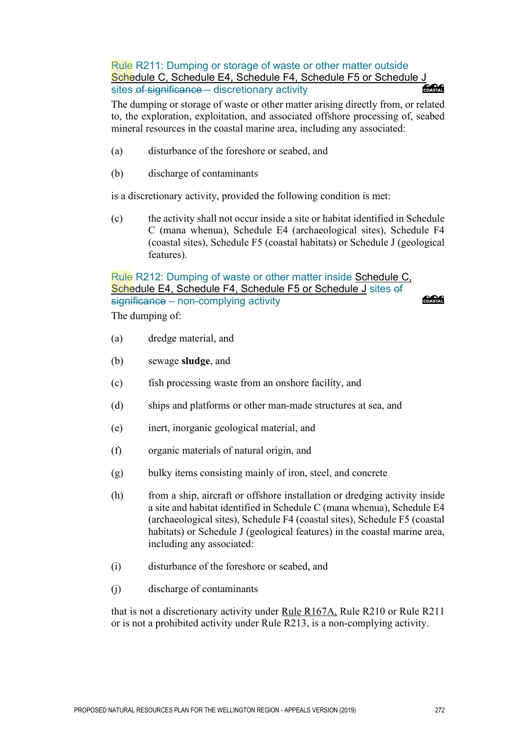### Rule R211: Dumping or storage of waste or other matter outside Schedule C, Schedule E4, Schedule F4, Schedule F5 or Schedule J sites ~~of significance~~ – discretionary activity

The dumping or storage of waste or other matter arising directly from, or related to, the exploration, exploitation, and associated offshore processing of, seabed mineral resources in the coastal marine area, including any associated:

(a) disturbance of the foreshore or seabed, and

(b) discharge of contaminants

is a discretionary activity, provided the following condition is met:

(c) the activity shall not occur inside a site or habitat identified in Schedule C (mana whenua), Schedule E4 (archaeological sites), Schedule F4 (coastal sites), Schedule F5 (coastal habitats) or Schedule J (geological features).

### Rule R212: Dumping of waste or other matter inside Schedule C, Schedule E4, Schedule F4, Schedule F5 or Schedule J sites ~~of significance~~ – non-complying activity

The dumping of:

(a) dredge material, and

(b) sewage **sludge**, and

(c) fish processing waste from an onshore facility, and

(d) ships and platforms or other man-made structures at sea, and

(e) inert, inorganic geological material, and

(f) organic materials of natural origin, and

(g) bulky items consisting mainly of iron, steel, and concrete

(h) from a ship, aircraft or offshore installation or dredging activity inside a site and habitat identified in Schedule C (mana whenua), Schedule E4 (archaeological sites), Schedule F4 (coastal sites), Schedule F5 (coastal habitats) or Schedule J (geological features) in the coastal marine area, including any associated:

(i) disturbance of the foreshore or seabed, and

(j) discharge of contaminants

that is not a discretionary activity under Rule R167A, Rule R210 or Rule R211 or is not a prohibited activity under Rule R213, is a non-complying activity.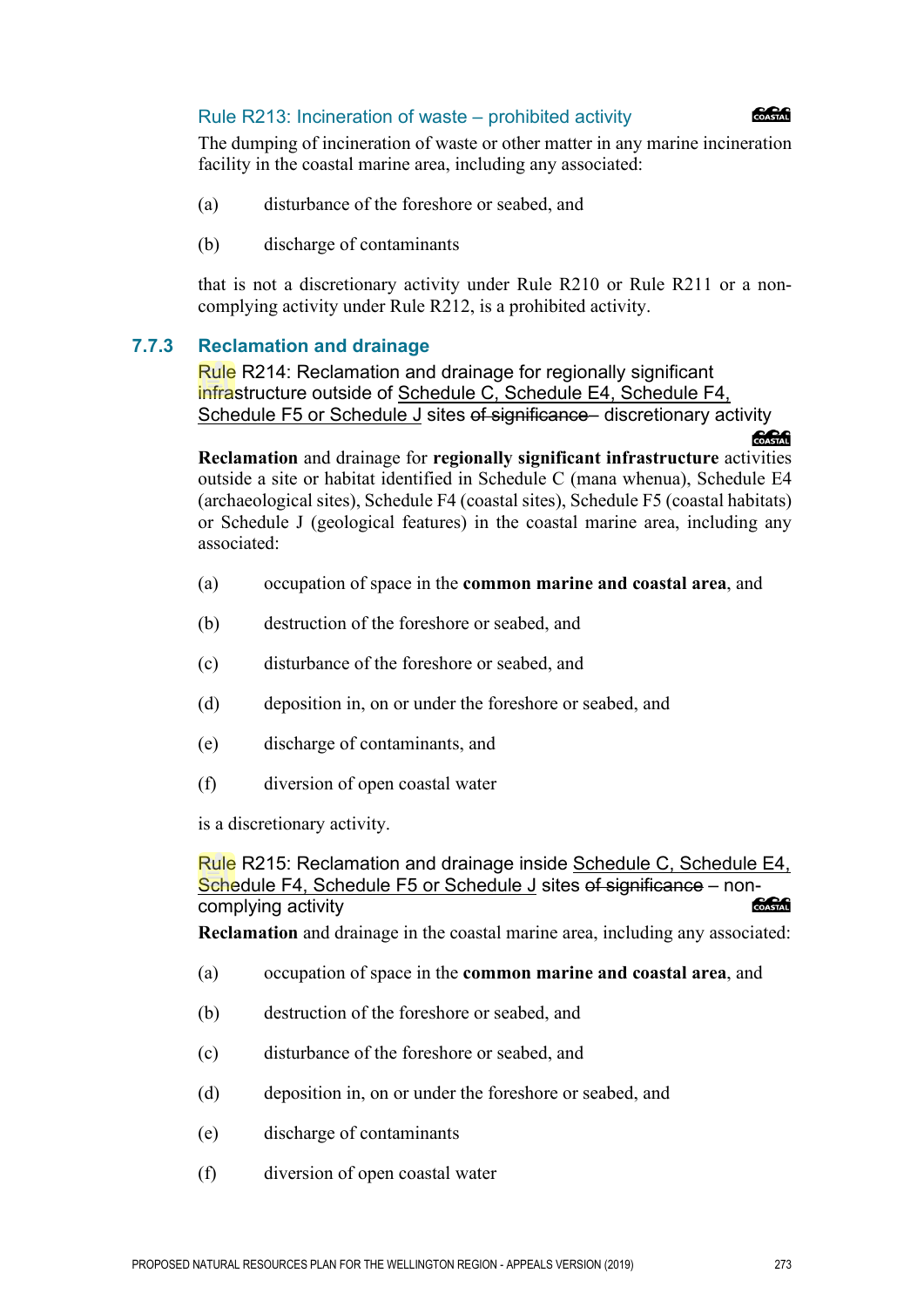#### Rule R213: Incineration of waste – prohibited activity

The dumping of incineration of waste or other matter in any marine incineration facility in the coastal marine area, including any associated:

(a) disturbance of the foreshore or seabed, and

(b) discharge of contaminants

that is not a discretionary activity under Rule R210 or Rule R211 or a non-complying activity under Rule R212, is a prohibited activity.

### 7.7.3 Reclamation and drainage

#### Rule R214: Reclamation and drainage for regionally significant infrastructure outside of Schedule C, Schedule E4, Schedule F4, Schedule F5 or Schedule J sites ~~of significance~~ – discretionary activity

**Reclamation** and drainage for **regionally significant infrastructure** activities outside a site or habitat identified in Schedule C (mana whenua), Schedule E4 (archaeological sites), Schedule F4 (coastal sites), Schedule F5 (coastal habitats) or Schedule J (geological features) in the coastal marine area, including any associated:

(a) occupation of space in the **common marine and coastal area**, and

(b) destruction of the foreshore or seabed, and

(c) disturbance of the foreshore or seabed, and

(d) deposition in, on or under the foreshore or seabed, and

(e) discharge of contaminants, and

(f) diversion of open coastal water

is a discretionary activity.

#### Rule R215: Reclamation and drainage inside Schedule C, Schedule E4, Schedule F4, Schedule F5 or Schedule J sites ~~of significance~~ – non-complying activity

**Reclamation** and drainage in the coastal marine area, including any associated:

(a) occupation of space in the **common marine and coastal area**, and

(b) destruction of the foreshore or seabed, and

(c) disturbance of the foreshore or seabed, and

(d) deposition in, on or under the foreshore or seabed, and

(e) discharge of contaminants

(f) diversion of open coastal water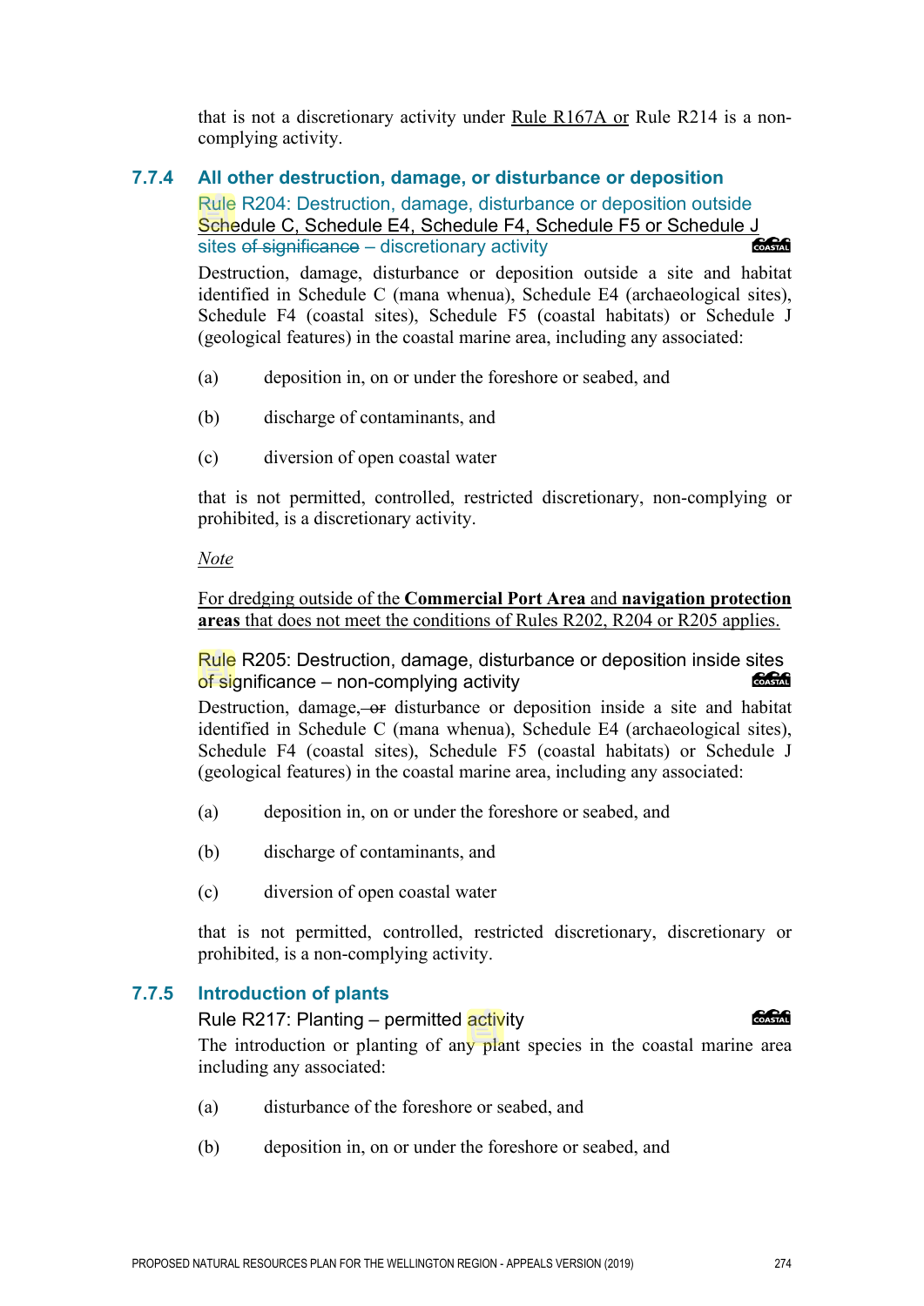that is not a discretionary activity under Rule R167A or Rule R214 is a non-complying activity.

### 7.7.4 All other destruction, damage, or disturbance or deposition

#### Rule R204: Destruction, damage, disturbance or deposition outside Schedule C, Schedule E4, Schedule F4, Schedule F5 or Schedule J sites ~~of significance~~ – discretionary activity

Destruction, damage, disturbance or deposition outside a site and habitat identified in Schedule C (mana whenua), Schedule E4 (archaeological sites), Schedule F4 (coastal sites), Schedule F5 (coastal habitats) or Schedule J (geological features) in the coastal marine area, including any associated:

(a) deposition in, on or under the foreshore or seabed, and

(b) discharge of contaminants, and

(c) diversion of open coastal water

that is not permitted, controlled, restricted discretionary, non-complying or prohibited, is a discretionary activity.

*Note*

For dredging outside of the **Commercial Port Area** and **navigation protection areas** that does not meet the conditions of Rules R202, R204 or R205 applies.

#### Rule R205: Destruction, damage, disturbance or deposition inside sites of significance – non-complying activity

Destruction, damage, ~~or~~ disturbance or deposition inside a site and habitat identified in Schedule C (mana whenua), Schedule E4 (archaeological sites), Schedule F4 (coastal sites), Schedule F5 (coastal habitats) or Schedule J (geological features) in the coastal marine area, including any associated:

(a) deposition in, on or under the foreshore or seabed, and

(b) discharge of contaminants, and

(c) diversion of open coastal water

that is not permitted, controlled, restricted discretionary, discretionary or prohibited, is a non-complying activity.

### 7.7.5 Introduction of plants

#### Rule R217: Planting – permitted activity

The introduction or planting of any plant species in the coastal marine area including any associated:

(a) disturbance of the foreshore or seabed, and

(b) deposition in, on or under the foreshore or seabed, and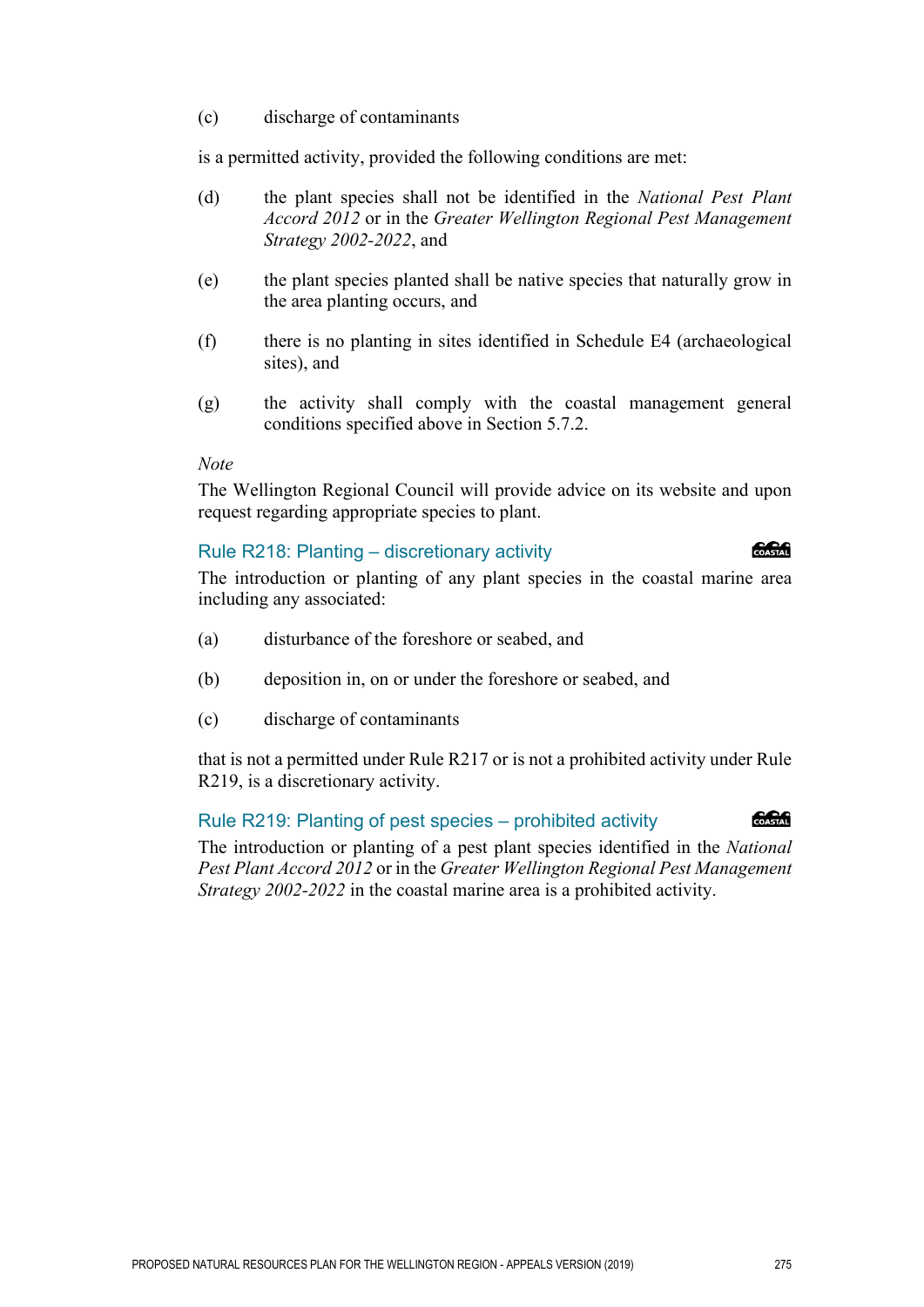(c) discharge of contaminants

is a permitted activity, provided the following conditions are met:

(d) the plant species shall not be identified in the *National Pest Plant Accord 2012* or in the *Greater Wellington Regional Pest Management Strategy 2002-2022*, and

(e) the plant species planted shall be native species that naturally grow in the area planting occurs, and

(f) there is no planting in sites identified in Schedule E4 (archaeological sites), and

(g) the activity shall comply with the coastal management general conditions specified above in Section 5.7.2.

*Note*

The Wellington Regional Council will provide advice on its website and upon request regarding appropriate species to plant.

### Rule R218: Planting – discretionary activity

COASTAL

The introduction or planting of any plant species in the coastal marine area including any associated:

(a) disturbance of the foreshore or seabed, and

(b) deposition in, on or under the foreshore or seabed, and

(c) discharge of contaminants

that is not a permitted under Rule R217 or is not a prohibited activity under Rule R219, is a discretionary activity.

### Rule R219: Planting of pest species – prohibited activity

COASTAL

The introduction or planting of a pest plant species identified in the *National Pest Plant Accord 2012* or in the *Greater Wellington Regional Pest Management Strategy 2002-2022* in the coastal marine area is a prohibited activity.